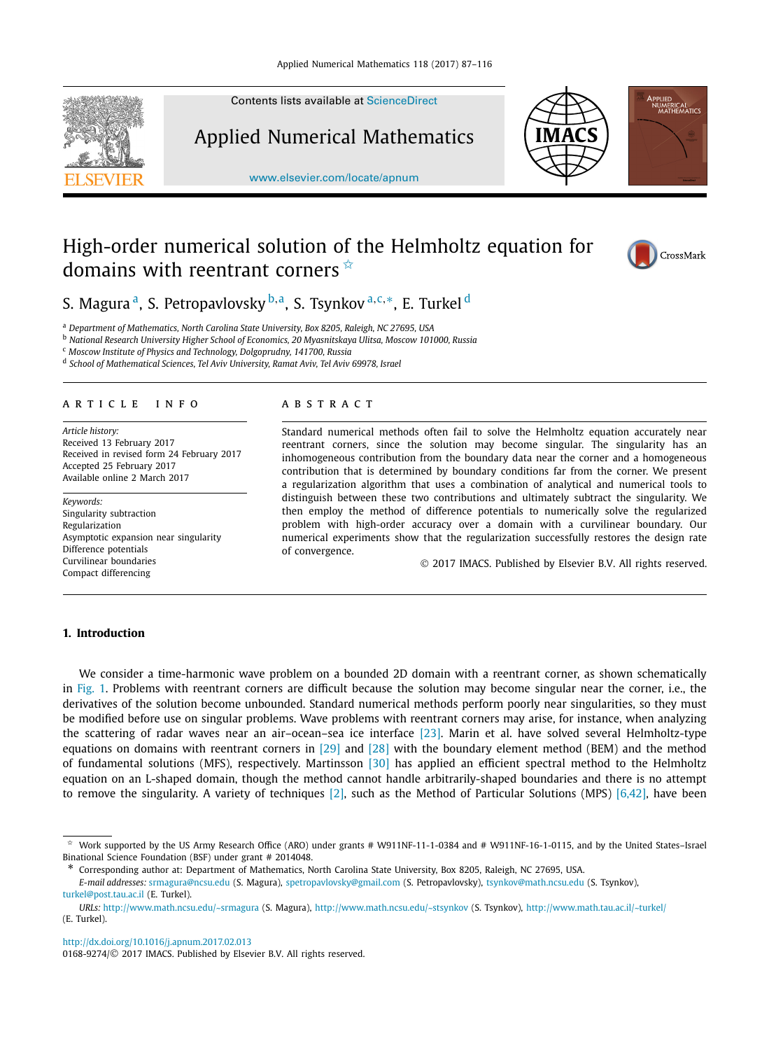# High-order numerical solution of the Helmholtz equation for domains with reentrant corners ☆

S. Magura [a], S. Petropavlovsky [b,a], S. Tsynkov [a,c,*], E. Turkel [d]

[a] Department of Mathematics, North Carolina State University, Box 8205, Raleigh, NC 27695, USA
[b] National Research University Higher School of Economics, 20 Myasnitskaya Ulitsa, Moscow 101000, Russia
[c] Moscow Institute of Physics and Technology, Dolgoprudny, 141700, Russia
[d] School of Mathematical Sciences, Tel Aviv University, Ramat Aviv, Tel Aviv 69978, Israel

## ARTICLE INFO

*Article history:*
Received 13 February 2017
Received in revised form 24 February 2017
Accepted 25 February 2017
Available online 2 March 2017

*Keywords:*
Singularity subtraction
Regularization
Asymptotic expansion near singularity
Difference potentials
Curvilinear boundaries
Compact differencing

## ABSTRACT

Standard numerical methods often fail to solve the Helmholtz equation accurately near reentrant corners, since the solution may become singular. The singularity has an inhomogeneous contribution from the boundary data near the corner and a homogeneous contribution that is determined by boundary conditions far from the corner. We present a regularization algorithm that uses a combination of analytical and numerical tools to distinguish between these two contributions and ultimately subtract the singularity. We then employ the method of difference potentials to numerically solve the regularized problem with high-order accuracy over a domain with a curvilinear boundary. Our numerical experiments show that the regularization successfully restores the design rate of convergence.

© 2017 IMACS. Published by Elsevier B.V. All rights reserved.

## 1. Introduction

We consider a time-harmonic wave problem on a bounded 2D domain with a reentrant corner, as shown schematically in Fig. 1. Problems with reentrant corners are difficult because the solution may become singular near the corner, i.e., the derivatives of the solution become unbounded. Standard numerical methods perform poorly near singularities, so they must be modified before use on singular problems. Wave problems with reentrant corners may arise, for instance, when analyzing the scattering of radar waves near an air–ocean–sea ice interface [23]. Marin et al. have solved several Helmholtz-type equations on domains with reentrant corners in [29] and [28] with the boundary element method (BEM) and the method of fundamental solutions (MFS), respectively. Martinsson [30] has applied an efficient spectral method to the Helmholtz equation on an L-shaped domain, though the method cannot handle arbitrarily-shaped boundaries and there is no attempt to remove the singularity. A variety of techniques [2], such as the Method of Particular Solutions (MPS) [6,42], have been

---

☆ Work supported by the US Army Research Office (ARO) under grants # W911NF-11-1-0384 and # W911NF-16-1-0115, and by the United States–Israel Binational Science Foundation (BSF) under grant # 2014048.

\* Corresponding author at: Department of Mathematics, North Carolina State University, Box 8205, Raleigh, NC 27695, USA.

*E-mail addresses:* srmagura@ncsu.edu (S. Magura), spetropavlovsky@gmail.com (S. Petropavlovsky), tsynkov@math.ncsu.edu (S. Tsynkov), turkel@post.tau.ac.il (E. Turkel).

*URLs:* http://www.math.ncsu.edu/~srmagura (S. Magura), http://www.math.ncsu.edu/~stsynkov (S. Tsynkov), http://www.math.tau.ac.il/~turkel/ (E. Turkel).

http://dx.doi.org/10.1016/j.apnum.2017.02.013
0168-9274/© 2017 IMACS. Published by Elsevier B.V. All rights reserved.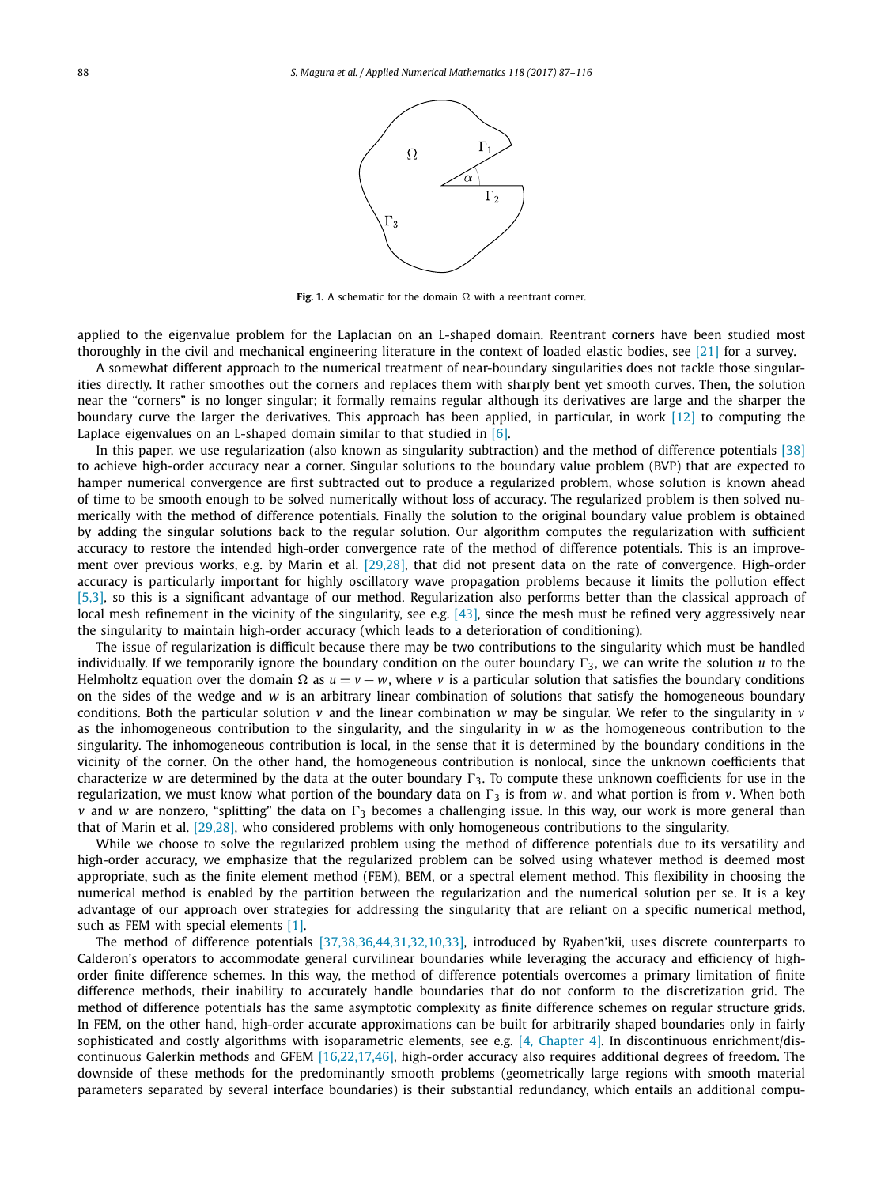**Fig. 1.** A schematic for the domain $\Omega$ with a reentrant corner.

applied to the eigenvalue problem for the Laplacian on an L-shaped domain. Reentrant corners have been studied most thoroughly in the civil and mechanical engineering literature in the context of loaded elastic bodies, see [21] for a survey.

A somewhat different approach to the numerical treatment of near-boundary singularities does not tackle those singularities directly. It rather smoothes out the corners and replaces them with sharply bent yet smooth curves. Then, the solution near the "corners" is no longer singular; it formally remains regular although its derivatives are large and the sharper the boundary curve the larger the derivatives. This approach has been applied, in particular, in work [12] to computing the Laplace eigenvalues on an L-shaped domain similar to that studied in [6].

In this paper, we use regularization (also known as singularity subtraction) and the method of difference potentials [38] to achieve high-order accuracy near a corner. Singular solutions to the boundary value problem (BVP) that are expected to hamper numerical convergence are first subtracted out to produce a regularized problem, whose solution is known ahead of time to be smooth enough to be solved numerically without loss of accuracy. The regularized problem is then solved numerically with the method of difference potentials. Finally the solution to the original boundary value problem is obtained by adding the singular solutions back to the regular solution. Our algorithm computes the regularization with sufficient accuracy to restore the intended high-order convergence rate of the method of difference potentials. This is an improvement over previous works, e.g. by Marin et al. [29,28], that did not present data on the rate of convergence. High-order accuracy is particularly important for highly oscillatory wave propagation problems because it limits the pollution effect [5,3], so this is a significant advantage of our method. Regularization also performs better than the classical approach of local mesh refinement in the vicinity of the singularity, see e.g. [43], since the mesh must be refined very aggressively near the singularity to maintain high-order accuracy (which leads to a deterioration of conditioning).

The issue of regularization is difficult because there may be two contributions to the singularity which must be handled individually. If we temporarily ignore the boundary condition on the outer boundary $\Gamma_3$, we can write the solution $u$ to the Helmholtz equation over the domain $\Omega$ as $u = v + w$, where $v$ is a particular solution that satisfies the boundary conditions on the sides of the wedge and $w$ is an arbitrary linear combination of solutions that satisfy the homogeneous boundary conditions. Both the particular solution $v$ and the linear combination $w$ may be singular. We refer to the singularity in $v$ as the inhomogeneous contribution to the singularity, and the singularity in $w$ as the homogeneous contribution to the singularity. The inhomogeneous contribution is local, in the sense that it is determined by the boundary conditions in the vicinity of the corner. On the other hand, the homogeneous contribution is nonlocal, since the unknown coefficients that characterize $w$ are determined by the data at the outer boundary $\Gamma_3$. To compute these unknown coefficients for use in the regularization, we must know what portion of the boundary data on $\Gamma_3$ is from $w$, and what portion is from $v$. When both $v$ and $w$ are nonzero, "splitting" the data on $\Gamma_3$ becomes a challenging issue. In this way, our work is more general than that of Marin et al. [29,28], who considered problems with only homogeneous contributions to the singularity.

While we choose to solve the regularized problem using the method of difference potentials due to its versatility and high-order accuracy, we emphasize that the regularized problem can be solved using whatever method is deemed most appropriate, such as the finite element method (FEM), BEM, or a spectral element method. This flexibility in choosing the numerical method is enabled by the partition between the regularization and the numerical solution per se. It is a key advantage of our approach over strategies for addressing the singularity that are reliant on a specific numerical method, such as FEM with special elements [1].

The method of difference potentials [37,38,36,44,31,32,10,33], introduced by Ryaben'kii, uses discrete counterparts to Calderon's operators to accommodate general curvilinear boundaries while leveraging the accuracy and efficiency of high-order finite difference schemes. In this way, the method of difference potentials overcomes a primary limitation of finite difference methods, their inability to accurately handle boundaries that do not conform to the discretization grid. The method of difference potentials has the same asymptotic complexity as finite difference schemes on regular structure grids. In FEM, on the other hand, high-order accurate approximations can be built for arbitrarily shaped boundaries only in fairly sophisticated and costly algorithms with isoparametric elements, see e.g. [4, Chapter 4]. In discontinuous enrichment/discontinuous Galerkin methods and GFEM [16,22,17,46], high-order accuracy also requires additional degrees of freedom. The downside of these methods for the predominantly smooth problems (geometrically large regions with smooth material parameters separated by several interface boundaries) is their substantial redundancy, which entails an additional compu-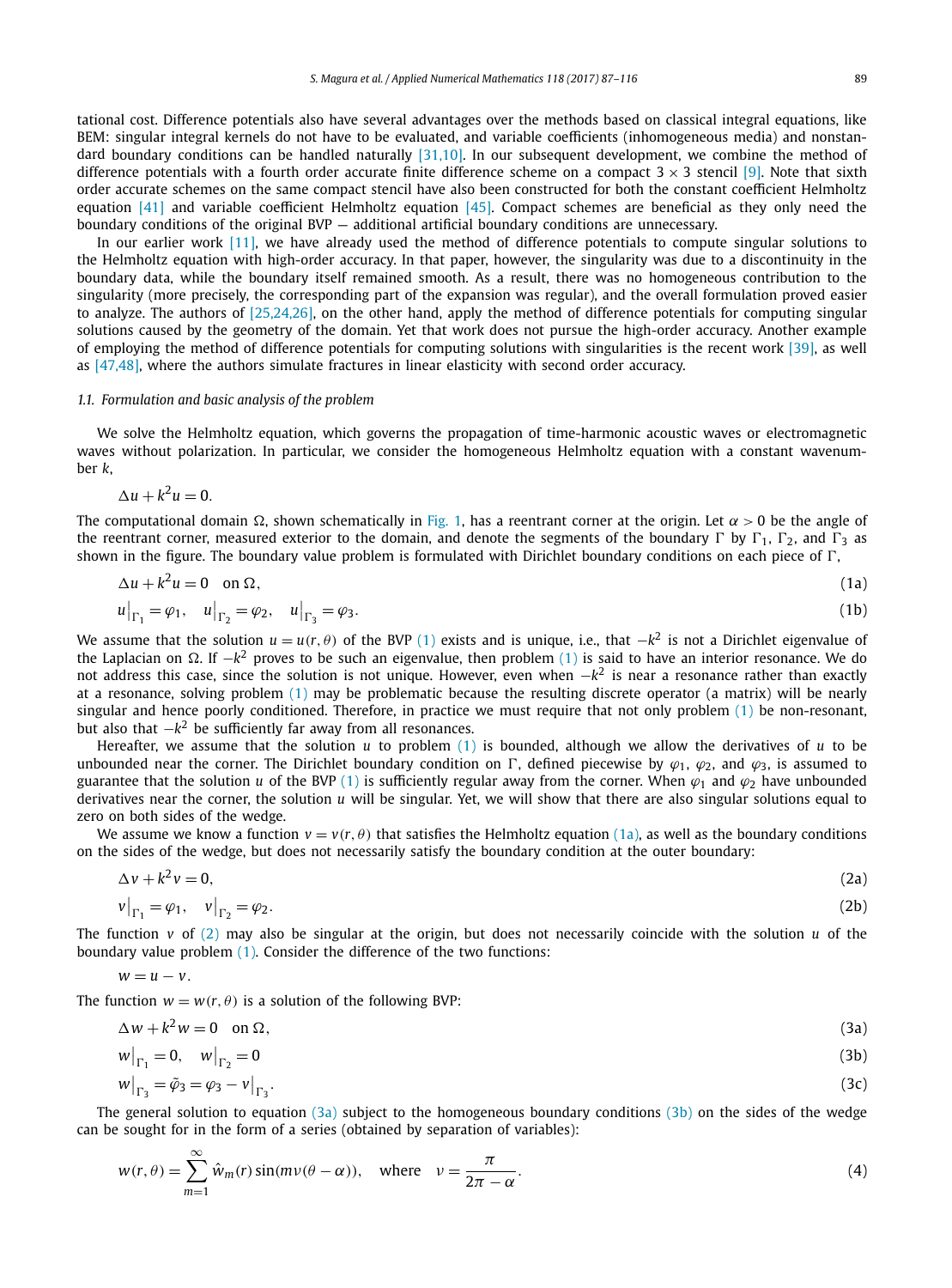tational cost. Difference potentials also have several advantages over the methods based on classical integral equations, like BEM: singular integral kernels do not have to be evaluated, and variable coefficients (inhomogeneous media) and nonstandard boundary conditions can be handled naturally [31,10]. In our subsequent development, we combine the method of difference potentials with a fourth order accurate finite difference scheme on a compact $3 \times 3$ stencil [9]. Note that sixth order accurate schemes on the same compact stencil have also been constructed for both the constant coefficient Helmholtz equation [41] and variable coefficient Helmholtz equation [45]. Compact schemes are beneficial as they only need the boundary conditions of the original BVP — additional artificial boundary conditions are unnecessary.

In our earlier work [11], we have already used the method of difference potentials to compute singular solutions to the Helmholtz equation with high-order accuracy. In that paper, however, the singularity was due to a discontinuity in the boundary data, while the boundary itself remained smooth. As a result, there was no homogeneous contribution to the singularity (more precisely, the corresponding part of the expansion was regular), and the overall formulation proved easier to analyze. The authors of [25,24,26], on the other hand, apply the method of difference potentials for computing singular solutions caused by the geometry of the domain. Yet that work does not pursue the high-order accuracy. Another example of employing the method of difference potentials for computing solutions with singularities is the recent work [39], as well as [47,48], where the authors simulate fractures in linear elasticity with second order accuracy.

### *1.1. Formulation and basic analysis of the problem*

We solve the Helmholtz equation, which governs the propagation of time-harmonic acoustic waves or electromagnetic waves without polarization. In particular, we consider the homogeneous Helmholtz equation with a constant wavenumber $k$,

$$\Delta u + k^2 u = 0.$$

The computational domain $\Omega$, shown schematically in Fig. 1, has a reentrant corner at the origin. Let $\alpha > 0$ be the angle of the reentrant corner, measured exterior to the domain, and denote the segments of the boundary $\Gamma$ by $\Gamma_1$, $\Gamma_2$, and $\Gamma_3$ as shown in the figure. The boundary value problem is formulated with Dirichlet boundary conditions on each piece of $\Gamma$,

$$\Delta u + k^2 u = 0 \quad \text{on } \Omega, \tag{1a}$$

$$u\big|_{\Gamma_1} = \varphi_1, \quad u\big|_{\Gamma_2} = \varphi_2, \quad u\big|_{\Gamma_3} = \varphi_3. \tag{1b}$$

We assume that the solution $u = u(r, \theta)$ of the BVP (1) exists and is unique, i.e., that $-k^2$ is not a Dirichlet eigenvalue of the Laplacian on $\Omega$. If $-k^2$ proves to be such an eigenvalue, then problem (1) is said to have an interior resonance. We do not address this case, since the solution is not unique. However, even when $-k^2$ is near a resonance rather than exactly at a resonance, solving problem (1) may be problematic because the resulting discrete operator (a matrix) will be nearly singular and hence poorly conditioned. Therefore, in practice we must require that not only problem (1) be non-resonant, but also that $-k^2$ be sufficiently far away from all resonances.

Hereafter, we assume that the solution $u$ to problem (1) is bounded, although we allow the derivatives of $u$ to be unbounded near the corner. The Dirichlet boundary condition on $\Gamma$, defined piecewise by $\varphi_1$, $\varphi_2$, and $\varphi_3$, is assumed to guarantee that the solution $u$ of the BVP (1) is sufficiently regular away from the corner. When $\varphi_1$ and $\varphi_2$ have unbounded derivatives near the corner, the solution $u$ will be singular. Yet, we will show that there are also singular solutions equal to zero on both sides of the wedge.

We assume we know a function $v = v(r, \theta)$ that satisfies the Helmholtz equation (1a), as well as the boundary conditions on the sides of the wedge, but does not necessarily satisfy the boundary condition at the outer boundary:

$$\Delta v + k^2 v = 0, \tag{2a}$$

$$v\big|_{\Gamma_1} = \varphi_1, \quad v\big|_{\Gamma_2} = \varphi_2. \tag{2b}$$

The function $v$ of (2) may also be singular at the origin, but does not necessarily coincide with the solution $u$ of the boundary value problem (1). Consider the difference of the two functions:

$$w = u - v.$$

The function $w = w(r, \theta)$ is a solution of the following BVP:

$$\Delta w + k^2 w = 0 \quad \text{on } \Omega, \tag{3a}$$

$$w\big|_{\Gamma_1} = 0, \quad w\big|_{\Gamma_2} = 0 \tag{3b}$$

$$w\big|_{\Gamma_3} = \tilde{\varphi}_3 = \varphi_3 - v\big|_{\Gamma_3}. \tag{3c}$$

The general solution to equation (3a) subject to the homogeneous boundary conditions (3b) on the sides of the wedge can be sought for in the form of a series (obtained by separation of variables):

$$w(r, \theta) = \sum_{m=1}^{\infty} \hat{w}_m(r) \sin(m\nu(\theta - \alpha)), \quad \text{where} \quad \nu = \frac{\pi}{2\pi - \alpha}. \tag{4}$$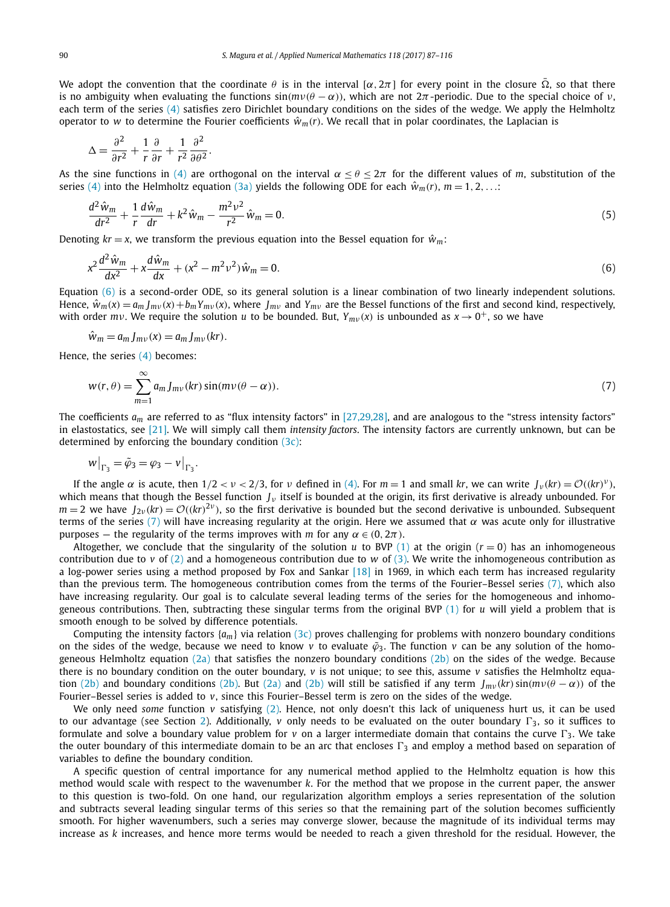We adopt the convention that the coordinate $\theta$ is in the interval $[\alpha, 2\pi]$ for every point in the closure $\bar{\Omega}$, so that there is no ambiguity when evaluating the functions $\sin(m\nu(\theta-\alpha))$, which are not $2\pi$-periodic. Due to the special choice of $\nu$, each term of the series (4) satisfies zero Dirichlet boundary conditions on the sides of the wedge. We apply the Helmholtz operator to $w$ to determine the Fourier coefficients $\hat{w}_m(r)$. We recall that in polar coordinates, the Laplacian is

$$\Delta = \frac{\partial^2}{\partial r^2} + \frac{1}{r}\frac{\partial}{\partial r} + \frac{1}{r^2}\frac{\partial^2}{\partial \theta^2}.$$

As the sine functions in (4) are orthogonal on the interval $\alpha \le \theta \le 2\pi$ for the different values of $m$, substitution of the series (4) into the Helmholtz equation (3a) yields the following ODE for each $\hat{w}_m(r)$, $m = 1, 2, \ldots$:

$$\frac{d^2\hat{w}_m}{dr^2} + \frac{1}{r}\frac{d\hat{w}_m}{dr} + k^2\hat{w}_m - \frac{m^2\nu^2}{r^2}\hat{w}_m = 0. \tag{5}$$

Denoting $kr = x$, we transform the previous equation into the Bessel equation for $\hat{w}_m$:

$$x^2\frac{d^2\hat{w}_m}{dx^2} + x\frac{d\hat{w}_m}{dx} + (x^2 - m^2\nu^2)\hat{w}_m = 0. \tag{6}$$

Equation (6) is a second-order ODE, so its general solution is a linear combination of two linearly independent solutions. Hence, $\hat{w}_m(x) = a_m J_{m\nu}(x) + b_m Y_{m\nu}(x)$, where $J_{m\nu}$ and $Y_{m\nu}$ are the Bessel functions of the first and second kind, respectively, with order $m\nu$. We require the solution $u$ to be bounded. But, $Y_{m\nu}(x)$ is unbounded as $x \to 0^+$, so we have

$$\hat{w}_m = a_m J_{m\nu}(x) = a_m J_{m\nu}(kr).$$

Hence, the series (4) becomes:

$$w(r,\theta) = \sum_{m=1}^{\infty} a_m J_{m\nu}(kr)\sin(m\nu(\theta-\alpha)). \tag{7}$$

The coefficients $a_m$ are referred to as "flux intensity factors" in [27,29,28], and are analogous to the "stress intensity factors" in elastostatics, see [21]. We will simply call them *intensity factors*. The intensity factors are currently unknown, but can be determined by enforcing the boundary condition (3c):

$$w\big|_{\Gamma_3} = \tilde{\varphi}_3 = \varphi_3 - v\big|_{\Gamma_3}.$$

If the angle $\alpha$ is acute, then $1/2 < \nu < 2/3$, for $\nu$ defined in (4). For $m = 1$ and small $kr$, we can write $J_\nu(kr) = \mathcal{O}((kr)^\nu)$, which means that though the Bessel function $J_\nu$ itself is bounded at the origin, its first derivative is already unbounded. For $m = 2$ we have $J_{2\nu}(kr) = \mathcal{O}((kr)^{2\nu})$, so the first derivative is bounded but the second derivative is unbounded. Subsequent terms of the series (7) will have increasing regularity at the origin. Here we assumed that $\alpha$ was acute only for illustrative purposes — the regularity of the terms improves with $m$ for any $\alpha \in (0, 2\pi)$.

Altogether, we conclude that the singularity of the solution $u$ to BVP (1) at the origin ($r = 0$) has an inhomogeneous contribution due to $v$ of (2) and a homogeneous contribution due to $w$ of (3). We write the inhomogeneous contribution as a log-power series using a method proposed by Fox and Sankar [18] in 1969, in which each term has increased regularity than the previous term. The homogeneous contribution comes from the terms of the Fourier–Bessel series (7), which also have increasing regularity. Our goal is to calculate several leading terms of the series for the homogeneous and inhomogeneous contributions. Then, subtracting these singular terms from the original BVP (1) for $u$ will yield a problem that is smooth enough to be solved by difference potentials.

Computing the intensity factors $\{a_m\}$ via relation (3c) proves challenging for problems with nonzero boundary conditions on the sides of the wedge, because we need to know $v$ to evaluate $\tilde{\varphi}_3$. The function $v$ can be any solution of the homogeneous Helmholtz equation (2a) that satisfies the nonzero boundary conditions (2b) on the sides of the wedge. Because there is no boundary condition on the outer boundary, $v$ is not unique; to see this, assume $v$ satisfies the Helmholtz equation (2b) and boundary conditions (2b). But (2a) and (2b) will still be satisfied if any term $J_{m\nu}(kr)\sin(m\nu(\theta-\alpha))$ of the Fourier–Bessel series is added to $v$, since this Fourier–Bessel term is zero on the sides of the wedge.

We only need *some* function $v$ satisfying (2). Hence, not only doesn't this lack of uniqueness hurt us, it can be used to our advantage (see Section 2). Additionally, $v$ only needs to be evaluated on the outer boundary $\Gamma_3$, so it suffices to formulate and solve a boundary value problem for $v$ on a larger intermediate domain that contains the curve $\Gamma_3$. We take the outer boundary of this intermediate domain to be an arc that encloses $\Gamma_3$ and employ a method based on separation of variables to define the boundary condition.

A specific question of central importance for any numerical method applied to the Helmholtz equation is how this method would scale with respect to the wavenumber $k$. For the method that we propose in the current paper, the answer to this question is two-fold. On one hand, our regularization algorithm employs a series representation of the solution and subtracts several leading singular terms of this series so that the remaining part of the solution becomes sufficiently smooth. For higher wavenumbers, such a series may converge slower, because the magnitude of its individual terms may increase as $k$ increases, and hence more terms would be needed to reach a given threshold for the residual. However, the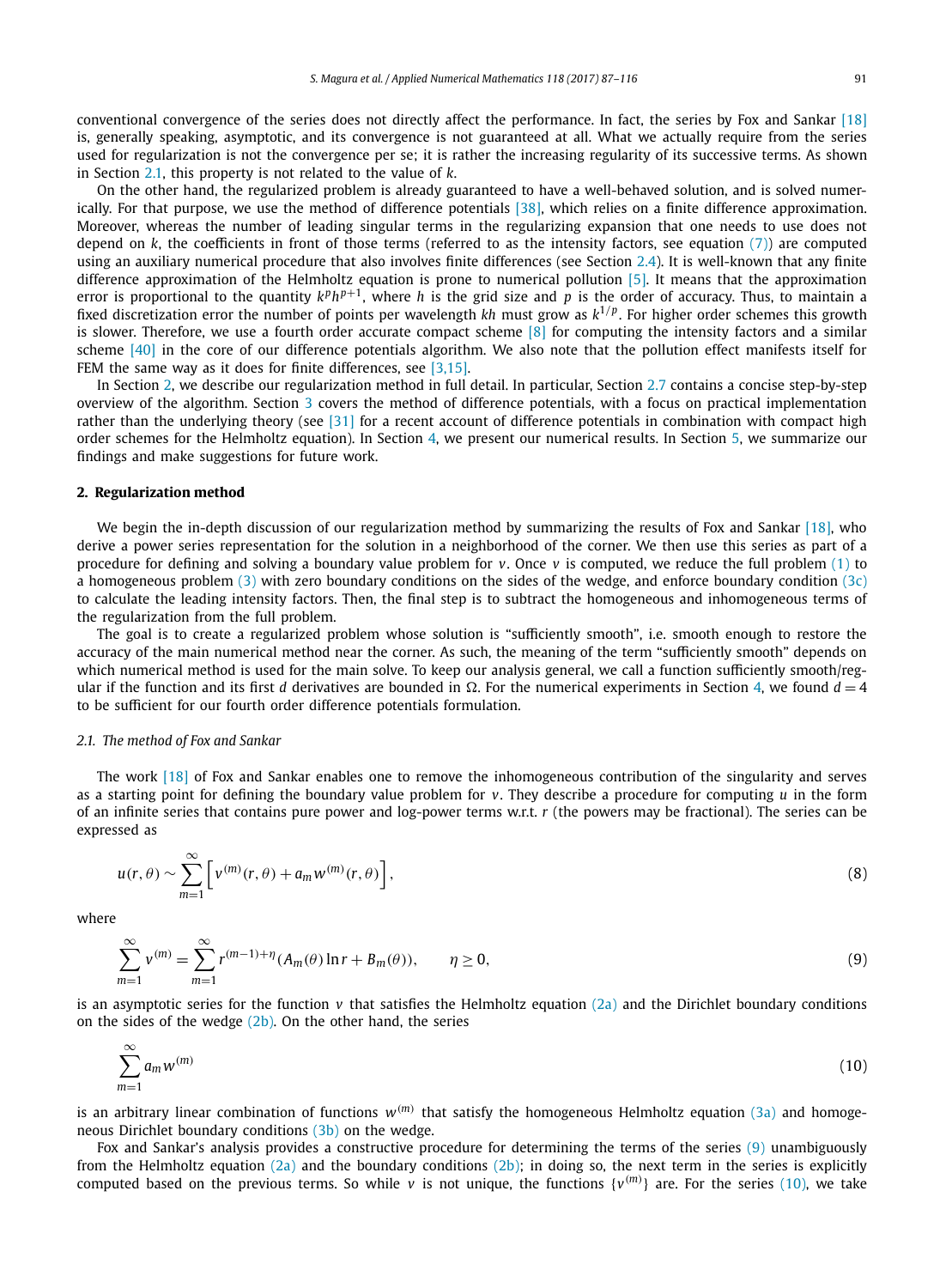conventional convergence of the series does not directly affect the performance. In fact, the series by Fox and Sankar [18] is, generally speaking, asymptotic, and its convergence is not guaranteed at all. What we actually require from the series used for regularization is not the convergence per se; it is rather the increasing regularity of its successive terms. As shown in Section 2.1, this property is not related to the value of $k$.

On the other hand, the regularized problem is already guaranteed to have a well-behaved solution, and is solved numerically. For that purpose, we use the method of difference potentials [38], which relies on a finite difference approximation. Moreover, whereas the number of leading singular terms in the regularizing expansion that one needs to use does not depend on $k$, the coefficients in front of those terms (referred to as the intensity factors, see equation (7)) are computed using an auxiliary numerical procedure that also involves finite differences (see Section 2.4). It is well-known that any finite difference approximation of the Helmholtz equation is prone to numerical pollution [5]. It means that the approximation error is proportional to the quantity $k^p h^{p+1}$, where $h$ is the grid size and $p$ is the order of accuracy. Thus, to maintain a fixed discretization error the number of points per wavelength $kh$ must grow as $k^{1/p}$. For higher order schemes this growth is slower. Therefore, we use a fourth order accurate compact scheme [8] for computing the intensity factors and a similar scheme [40] in the core of our difference potentials algorithm. We also note that the pollution effect manifests itself for FEM the same way as it does for finite differences, see [3,15].

In Section 2, we describe our regularization method in full detail. In particular, Section 2.7 contains a concise step-by-step overview of the algorithm. Section 3 covers the method of difference potentials, with a focus on practical implementation rather than the underlying theory (see [31] for a recent account of difference potentials in combination with compact high order schemes for the Helmholtz equation). In Section 4, we present our numerical results. In Section 5, we summarize our findings and make suggestions for future work.

## 2. Regularization method

We begin the in-depth discussion of our regularization method by summarizing the results of Fox and Sankar [18], who derive a power series representation for the solution in a neighborhood of the corner. We then use this series as part of a procedure for defining and solving a boundary value problem for $v$. Once $v$ is computed, we reduce the full problem (1) to a homogeneous problem (3) with zero boundary conditions on the sides of the wedge, and enforce boundary condition (3c) to calculate the leading intensity factors. Then, the final step is to subtract the homogeneous and inhomogeneous terms of the regularization from the full problem.

The goal is to create a regularized problem whose solution is "sufficiently smooth", i.e. smooth enough to restore the accuracy of the main numerical method near the corner. As such, the meaning of the term "sufficiently smooth" depends on which numerical method is used for the main solve. To keep our analysis general, we call a function sufficiently smooth/regular if the function and its first $d$ derivatives are bounded in $\Omega$. For the numerical experiments in Section 4, we found $d = 4$ to be sufficient for our fourth order difference potentials formulation.

### 2.1. The method of Fox and Sankar

The work [18] of Fox and Sankar enables one to remove the inhomogeneous contribution of the singularity and serves as a starting point for defining the boundary value problem for $v$. They describe a procedure for computing $u$ in the form of an infinite series that contains pure power and log-power terms w.r.t. $r$ (the powers may be fractional). The series can be expressed as

$$u(r,\theta) \sim \sum_{m=1}^{\infty} \left[ v^{(m)}(r,\theta) + a_m w^{(m)}(r,\theta) \right], \tag{8}$$

where

$$\sum_{m=1}^{\infty} v^{(m)} = \sum_{m=1}^{\infty} r^{(m-1)+\eta} (A_m(\theta) \ln r + B_m(\theta)), \qquad \eta \geq 0, \tag{9}$$

is an asymptotic series for the function $v$ that satisfies the Helmholtz equation (2a) and the Dirichlet boundary conditions on the sides of the wedge (2b). On the other hand, the series

$$\sum_{m=1}^{\infty} a_m w^{(m)} \tag{10}$$

is an arbitrary linear combination of functions $w^{(m)}$ that satisfy the homogeneous Helmholtz equation (3a) and homogeneous Dirichlet boundary conditions (3b) on the wedge.

Fox and Sankar's analysis provides a constructive procedure for determining the terms of the series (9) unambiguously from the Helmholtz equation (2a) and the boundary conditions (2b); in doing so, the next term in the series is explicitly computed based on the previous terms. So while $v$ is not unique, the functions $\{v^{(m)}\}$ are. For the series (10), we take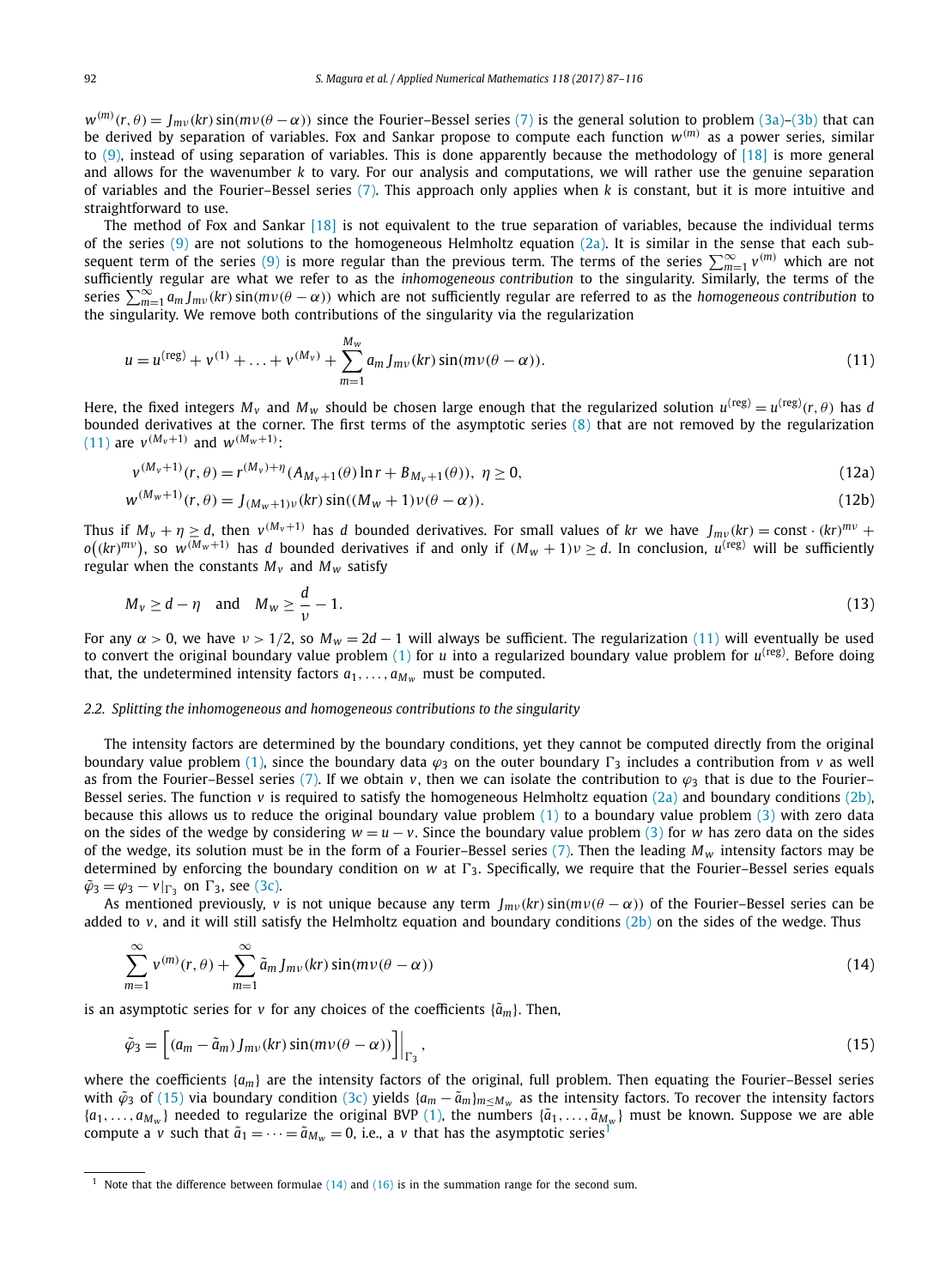$w^{(m)}(r,\theta) = J_{m\nu}(kr)\sin(m\nu(\theta-\alpha))$ since the Fourier–Bessel series (7) is the general solution to problem (3a)–(3b) that can be derived by separation of variables. Fox and Sankar propose to compute each function $w^{(m)}$ as a power series, similar to (9), instead of using separation of variables. This is done apparently because the methodology of [18] is more general and allows for the wavenumber $k$ to vary. For our analysis and computations, we will rather use the genuine separation of variables and the Fourier–Bessel series (7). This approach only applies when $k$ is constant, but it is more intuitive and straightforward to use.

The method of Fox and Sankar [18] is not equivalent to the true separation of variables, because the individual terms of the series (9) are not solutions to the homogeneous Helmholtz equation (2a). It is similar in the sense that each subsequent term of the series (9) is more regular than the previous term. The terms of the series $\sum_{m=1}^{\infty} v^{(m)}$ which are not sufficiently regular are what we refer to as the *inhomogeneous contribution* to the singularity. Similarly, the terms of the series $\sum_{m=1}^{\infty} a_m J_{m\nu}(kr)\sin(m\nu(\theta-\alpha))$ which are not sufficiently regular are referred to as the *homogeneous contribution* to the singularity. We remove both contributions of the singularity via the regularization

$$u = u^{(\text{reg})} + v^{(1)} + \ldots + v^{(M_v)} + \sum_{m=1}^{M_w} a_m J_{m\nu}(kr)\sin(m\nu(\theta-\alpha)). \tag{11}$$

Here, the fixed integers $M_v$ and $M_w$ should be chosen large enough that the regularized solution $u^{(\text{reg})} = u^{(\text{reg})}(r,\theta)$ has $d$ bounded derivatives at the corner. The first terms of the asymptotic series (8) that are not removed by the regularization (11) are $v^{(M_v+1)}$ and $w^{(M_w+1)}$:

$$v^{(M_v+1)}(r,\theta) = r^{(M_v)+\eta}(A_{M_v+1}(\theta)\ln r + B_{M_v+1}(\theta)),\ \eta \geq 0, \tag{12a}$$

$$w^{(M_w+1)}(r,\theta) = J_{(M_w+1)\nu}(kr)\sin((M_w+1)\nu(\theta-\alpha)). \tag{12b}$$

Thus if $M_v + \eta \geq d$, then $v^{(M_v+1)}$ has $d$ bounded derivatives. For small values of $kr$ we have $J_{m\nu}(kr) = \text{const}\cdot(kr)^{m\nu} + o\big((kr)^{m\nu}\big)$, so $w^{(M_w+1)}$ has $d$ bounded derivatives if and only if $(M_w+1)\nu \geq d$. In conclusion, $u^{(\text{reg})}$ will be sufficiently regular when the constants $M_v$ and $M_w$ satisfy

$$M_v \geq d - \eta \quad \text{and} \quad M_w \geq \frac{d}{\nu} - 1. \tag{13}$$

For any $\alpha > 0$, we have $\nu > 1/2$, so $M_w = 2d - 1$ will always be sufficient. The regularization (11) will eventually be used to convert the original boundary value problem (1) for $u$ into a regularized boundary value problem for $u^{(\text{reg})}$. Before doing that, the undetermined intensity factors $a_1, \ldots, a_{M_w}$ must be computed.

### 2.2. Splitting the inhomogeneous and homogeneous contributions to the singularity

The intensity factors are determined by the boundary conditions, yet they cannot be computed directly from the original boundary value problem (1), since the boundary data $\varphi_3$ on the outer boundary $\Gamma_3$ includes a contribution from $v$ as well as from the Fourier–Bessel series (7). If we obtain $v$, then we can isolate the contribution to $\varphi_3$ that is due to the Fourier–Bessel series. The function $v$ is required to satisfy the homogeneous Helmholtz equation (2a) and boundary conditions (2b), because this allows us to reduce the original boundary value problem (1) to a boundary value problem (3) with zero data on the sides of the wedge by considering $w = u - v$. Since the boundary value problem (3) for $w$ has zero data on the sides of the wedge, its solution must be in the form of a Fourier–Bessel series (7). Then the leading $M_w$ intensity factors may be determined by enforcing the boundary condition on $w$ at $\Gamma_3$. Specifically, we require that the Fourier–Bessel series equals $\tilde{\varphi}_3 = \varphi_3 - v|_{\Gamma_3}$ on $\Gamma_3$, see (3c).

As mentioned previously, $v$ is not unique because any term $J_{m\nu}(kr)\sin(m\nu(\theta-\alpha))$ of the Fourier–Bessel series can be added to $v$, and it will still satisfy the Helmholtz equation and boundary conditions (2b) on the sides of the wedge. Thus

$$\sum_{m=1}^{\infty} v^{(m)}(r,\theta) + \sum_{m=1}^{\infty} \tilde{a}_m J_{m\nu}(kr)\sin(m\nu(\theta-\alpha)) \tag{14}$$

is an asymptotic series for $v$ for any choices of the coefficients $\{\tilde{a}_m\}$. Then,

$$\tilde{\varphi}_3 = \Big[(a_m - \tilde{a}_m)J_{m\nu}(kr)\sin(m\nu(\theta-\alpha))\Big]\Big|_{\Gamma_3}, \tag{15}$$

where the coefficients $\{a_m\}$ are the intensity factors of the original, full problem. Then equating the Fourier–Bessel series with $\tilde{\varphi}_3$ of (15) via boundary condition (3c) yields $\{a_m - \tilde{a}_m\}_{m \leq M_w}$ as the intensity factors. To recover the intensity factors $\{a_1, \ldots, a_{M_w}\}$ needed to regularize the original BVP (1), the numbers $\{\tilde{a}_1, \ldots, \tilde{a}_{M_w}\}$ must be known. Suppose we are able compute a $v$ such that $\tilde{a}_1 = \cdots = \tilde{a}_{M_w} = 0$, i.e., a $v$ that has the asymptotic series[1]

[1] Note that the difference between formulae (14) and (16) is in the summation range for the second sum.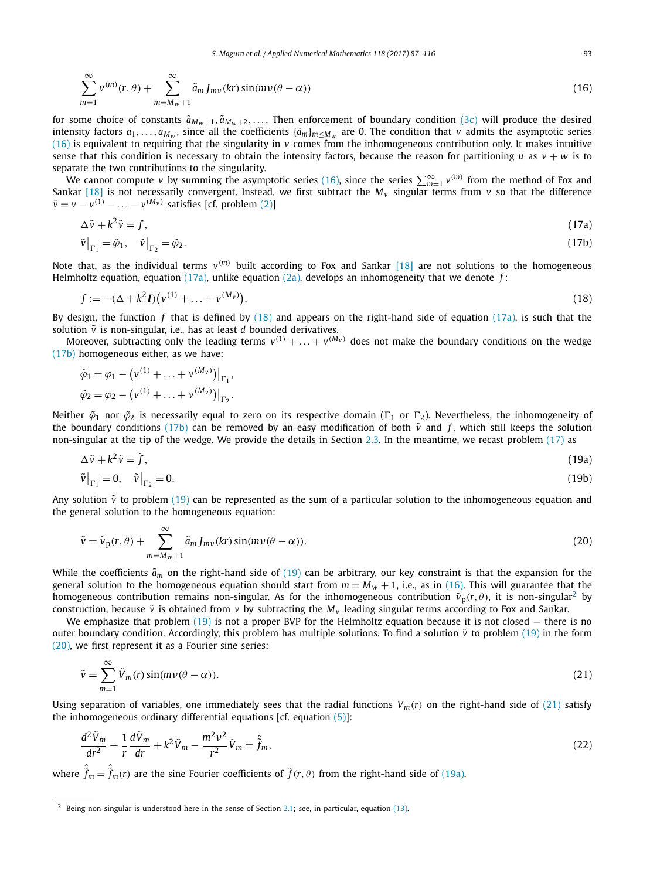$$\sum_{m=1}^{\infty} v^{(m)}(r,\theta) + \sum_{m=M_w+1}^{\infty} \tilde{a}_m J_{m\nu}(kr)\sin(m\nu(\theta-\alpha)) \tag{16}$$

for some choice of constants $\tilde{a}_{M_w+1}, \tilde{a}_{M_w+2}, \ldots$. Then enforcement of boundary condition (3c) will produce the desired intensity factors $a_1, \ldots, a_{M_w}$, since all the coefficients $\{\tilde{a}_m\}_{m \le M_w}$ are 0. The condition that $v$ admits the asymptotic series (16) is equivalent to requiring that the singularity in $v$ comes from the inhomogeneous contribution only. It makes intuitive sense that this condition is necessary to obtain the intensity factors, because the reason for partitioning $u$ as $v + w$ is to separate the two contributions to the singularity.

We cannot compute $v$ by summing the asymptotic series (16), since the series $\sum_{m=1}^{\infty} v^{(m)}$ from the method of Fox and Sankar [18] is not necessarily convergent. Instead, we first subtract the $M_v$ singular terms from $v$ so that the difference $\tilde{v} = v - v^{(1)} - \ldots - v^{(M_v)}$ satisfies [cf. problem (2)]

$$\Delta\tilde{v} + k^2\tilde{v} = f, \tag{17a}$$

$$\tilde{v}\big|_{\Gamma_1} = \tilde{\varphi}_1, \quad \tilde{v}\big|_{\Gamma_2} = \tilde{\varphi}_2. \tag{17b}$$

Note that, as the individual terms $v^{(m)}$ built according to Fox and Sankar [18] are not solutions to the homogeneous Helmholtz equation, equation (17a), unlike equation (2a), develops an inhomogeneity that we denote $f$:

$$f := -(\Delta + k^2 \boldsymbol{I})\big(v^{(1)} + \ldots + v^{(M_v)}\big). \tag{18}$$

By design, the function $f$ that is defined by (18) and appears on the right-hand side of equation (17a), is such that the solution $\tilde{v}$ is non-singular, i.e., has at least $d$ bounded derivatives.

Moreover, subtracting only the leading terms $v^{(1)} + \ldots + v^{(M_v)}$ does not make the boundary conditions on the wedge (17b) homogeneous either, as we have:

$$\tilde{\varphi}_1 = \varphi_1 - \big(v^{(1)} + \ldots + v^{(M_v)}\big)\big|_{\Gamma_1},$$

$$\tilde{\varphi}_2 = \varphi_2 - \big(v^{(1)} + \ldots + v^{(M_v)}\big)\big|_{\Gamma_2}.$$

Neither $\tilde{\varphi}_1$ nor $\tilde{\varphi}_2$ is necessarily equal to zero on its respective domain ($\Gamma_1$ or $\Gamma_2$). Nevertheless, the inhomogeneity of the boundary conditions (17b) can be removed by an easy modification of both $\tilde{v}$ and $f$, which still keeps the solution non-singular at the tip of the wedge. We provide the details in Section 2.3. In the meantime, we recast problem (17) as

$$\Delta\tilde{v} + k^2\tilde{v} = \tilde{f}, \tag{19a}$$

$$\tilde{v}\big|_{\Gamma_1} = 0, \quad \tilde{v}\big|_{\Gamma_2} = 0. \tag{19b}$$

Any solution $\tilde{v}$ to problem (19) can be represented as the sum of a particular solution to the inhomogeneous equation and the general solution to the homogeneous equation:

$$\tilde{v} = \tilde{v}_{\mathrm{p}}(r,\theta) + \sum_{m=M_w+1}^{\infty} \tilde{a}_m J_{m\nu}(kr)\sin(m\nu(\theta-\alpha)). \tag{20}$$

While the coefficients $\tilde{a}_m$ on the right-hand side of (19) can be arbitrary, our key constraint is that the expansion for the general solution to the homogeneous equation should start from $m = M_w + 1$, i.e., as in (16). This will guarantee that the homogeneous contribution remains non-singular. As for the inhomogeneous contribution $\tilde{v}_{\mathrm{p}}(r,\theta)$, it is non-singular[2] by construction, because $\tilde{v}$ is obtained from $v$ by subtracting the $M_v$ leading singular terms according to Fox and Sankar.

We emphasize that problem (19) is not a proper BVP for the Helmholtz equation because it is not closed — there is no outer boundary condition. Accordingly, this problem has multiple solutions. To find a solution $\tilde{v}$ to problem (19) in the form (20), we first represent it as a Fourier sine series:

$$\tilde{v} = \sum_{m=1}^{\infty} \tilde{V}_m(r)\sin(m\nu(\theta-\alpha)). \tag{21}$$

Using separation of variables, one immediately sees that the radial functions $V_m(r)$ on the right-hand side of (21) satisfy the inhomogeneous ordinary differential equations [cf. equation (5)]:

$$\frac{d^2\tilde{V}_m}{dr^2} + \frac{1}{r}\frac{d\tilde{V}_m}{dr} + k^2\tilde{V}_m - \frac{m^2\nu^2}{r^2}\tilde{V}_m = \hat{\tilde{f}}_m, \tag{22}$$

where $\hat{\tilde{f}}_m = \hat{\tilde{f}}_m(r)$ are the sine Fourier coefficients of $\tilde{f}(r,\theta)$ from the right-hand side of (19a).

---

[2] Being non-singular is understood here in the sense of Section 2.1; see, in particular, equation (13).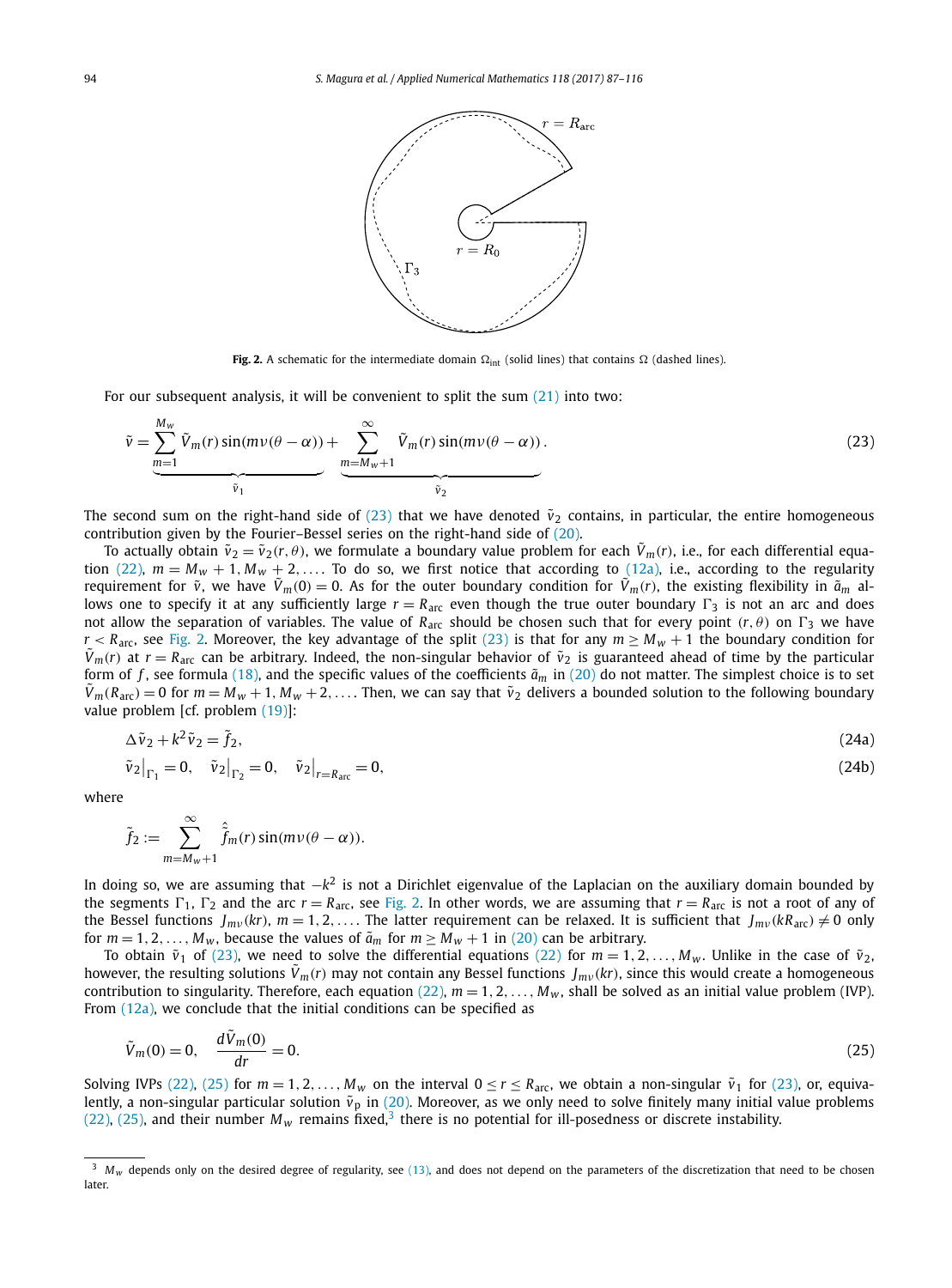**Fig. 2.** A schematic for the intermediate domain $\Omega_{\text{int}}$ (solid lines) that contains $\Omega$ (dashed lines).

For our subsequent analysis, it will be convenient to split the sum (21) into two:

$$
\tilde{v} = \underbrace{\sum_{m=1}^{M_w} \tilde{V}_m(r)\sin(m\nu(\theta-\alpha))}_{\tilde{v}_1} + \underbrace{\sum_{m=M_w+1}^{\infty} \tilde{V}_m(r)\sin(m\nu(\theta-\alpha))}_{\tilde{v}_2}. \tag{23}
$$

The second sum on the right-hand side of (23) that we have denoted $\tilde{v}_2$ contains, in particular, the entire homogeneous contribution given by the Fourier–Bessel series on the right-hand side of (20).

To actually obtain $\tilde{v}_2 = \tilde{v}_2(r,\theta)$, we formulate a boundary value problem for each $\tilde{V}_m(r)$, i.e., for each differential equation (22), $m = M_w+1, M_w+2, \ldots$. To do so, we first notice that according to (12a), i.e., according to the regularity requirement for $\tilde{v}$, we have $\tilde{V}_m(0) = 0$. As for the outer boundary condition for $\tilde{V}_m(r)$, the existing flexibility in $\tilde{a}_m$ allows one to specify it at any sufficiently large $r = R_{\text{arc}}$ even though the true outer boundary $\Gamma_3$ is not an arc and does not allow the separation of variables. The value of $R_{\text{arc}}$ should be chosen such that for every point $(r,\theta)$ on $\Gamma_3$ we have $r < R_{\text{arc}}$, see Fig. 2. Moreover, the key advantage of the split (23) is that for any $m \geq M_w+1$ the boundary condition for $\tilde{V}_m(r)$ at $r = R_{\text{arc}}$ can be arbitrary. Indeed, the non-singular behavior of $\tilde{v}_2$ is guaranteed ahead of time by the particular form of $f$, see formula (18), and the specific values of the coefficients $\tilde{a}_m$ in (20) do not matter. The simplest choice is to set $\tilde{V}_m(R_{\text{arc}}) = 0$ for $m = M_w+1, M_w+2, \ldots$. Then, we can say that $\tilde{v}_2$ delivers a bounded solution to the following boundary value problem [cf. problem (19)]:

$$
\Delta\tilde{v}_2 + k^2\tilde{v}_2 = \tilde{f}_2, \tag{24a}
$$

$$
\tilde{v}_2\big|_{\Gamma_1} = 0, \quad \tilde{v}_2\big|_{\Gamma_2} = 0, \quad \tilde{v}_2\big|_{r=R_{\text{arc}}} = 0, \tag{24b}
$$

where

$$
\tilde{f}_2 := \sum_{m=M_w+1}^{\infty} \hat{\tilde{f}}_m(r)\sin(m\nu(\theta-\alpha)).
$$

In doing so, we are assuming that $-k^2$ is not a Dirichlet eigenvalue of the Laplacian on the auxiliary domain bounded by the segments $\Gamma_1$, $\Gamma_2$ and the arc $r = R_{\text{arc}}$, see Fig. 2. In other words, we are assuming that $r = R_{\text{arc}}$ is not a root of any of the Bessel functions $J_{m\nu}(kr)$, $m = 1,2,\ldots$. The latter requirement can be relaxed. It is sufficient that $J_{m\nu}(kR_{\text{arc}}) \neq 0$ only for $m = 1,2,\ldots,M_w$, because the values of $\tilde{a}_m$ for $m \geq M_w+1$ in (20) can be arbitrary.

To obtain $\tilde{v}_1$ of (23), we need to solve the differential equations (22) for $m = 1,2,\ldots,M_w$. Unlike in the case of $\tilde{v}_2$, however, the resulting solutions $\tilde{V}_m(r)$ may not contain any Bessel functions $J_{m\nu}(kr)$, since this would create a homogeneous contribution to singularity. Therefore, each equation (22), $m = 1,2,\ldots,M_w$, shall be solved as an initial value problem (IVP). From (12a), we conclude that the initial conditions can be specified as

$$
\tilde{V}_m(0) = 0, \quad \frac{d\tilde{V}_m(0)}{dr} = 0. \tag{25}
$$

Solving IVPs (22), (25) for $m = 1,2,\ldots,M_w$ on the interval $0 \leq r \leq R_{\text{arc}}$, we obtain a non-singular $\tilde{v}_1$ for (23), or, equivalently, a non-singular particular solution $\tilde{v}_{\text{p}}$ in (20). Moreover, as we only need to solve finitely many initial value problems (22), (25), and their number $M_w$ remains fixed,[3] there is no potential for ill-posedness or discrete instability.

[3] $M_w$ depends only on the desired degree of regularity, see (13), and does not depend on the parameters of the discretization that need to be chosen later.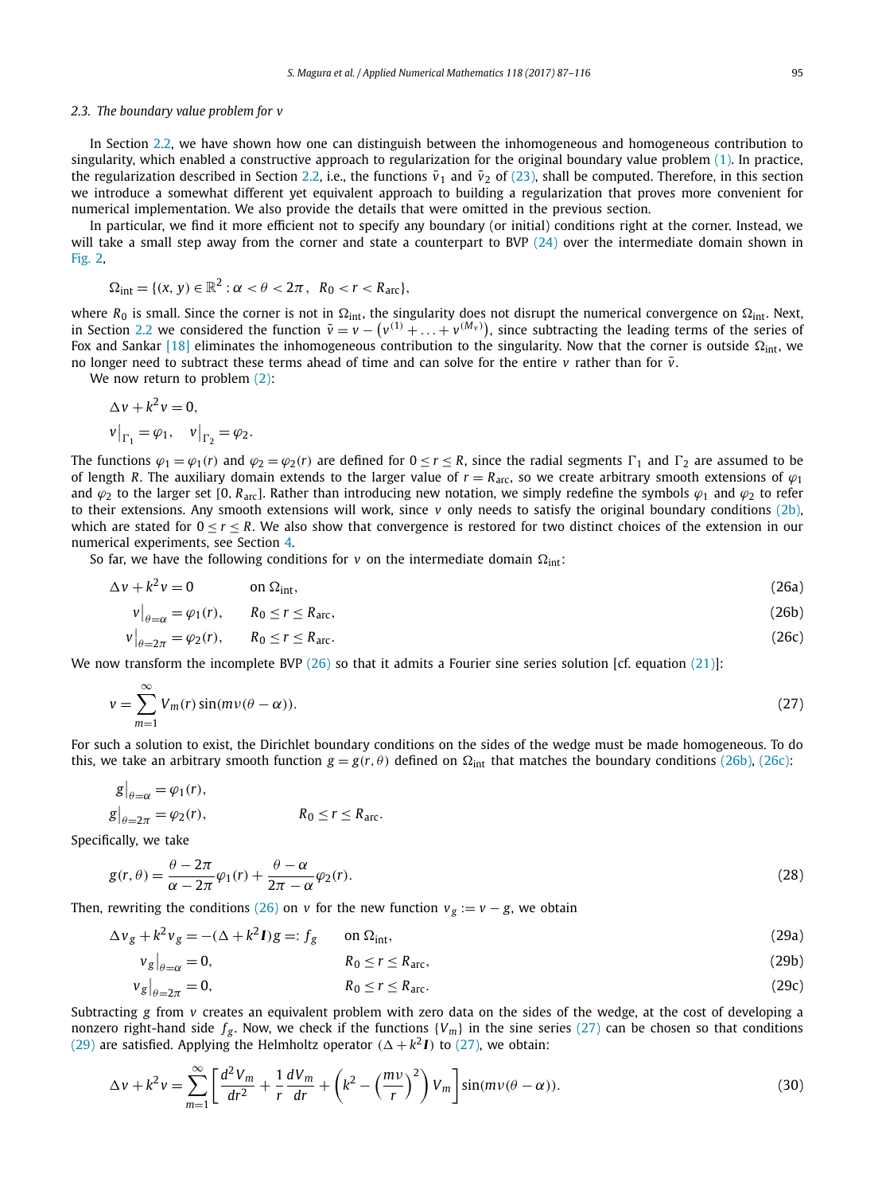### 2.3. The boundary value problem for $v$

In Section 2.2, we have shown how one can distinguish between the inhomogeneous and homogeneous contribution to singularity, which enabled a constructive approach to regularization for the original boundary value problem (1). In practice, the regularization described in Section 2.2, i.e., the functions $\tilde{v}_1$ and $\tilde{v}_2$ of (23), shall be computed. Therefore, in this section we introduce a somewhat different yet equivalent approach to building a regularization that proves more convenient for numerical implementation. We also provide the details that were omitted in the previous section.

In particular, we find it more efficient not to specify any boundary (or initial) conditions right at the corner. Instead, we will take a small step away from the corner and state a counterpart to BVP (24) over the intermediate domain shown in Fig. 2,

$$\Omega_{\text{int}} = \{(x, y) \in \mathbb{R}^2 : \alpha < \theta < 2\pi, \;\; R_0 < r < R_{\text{arc}}\},$$

where $R_0$ is small. Since the corner is not in $\Omega_{\text{int}}$, the singularity does not disrupt the numerical convergence on $\Omega_{\text{int}}$. Next, in Section 2.2 we considered the function $\tilde{v} = v - \left(v^{(1)} + \ldots + v^{(M_\nu)}\right)$, since subtracting the leading terms of the series of Fox and Sankar [18] eliminates the inhomogeneous contribution to the singularity. Now that the corner is outside $\Omega_{\text{int}}$, we no longer need to subtract these terms ahead of time and can solve for the entire $v$ rather than for $\tilde{v}$.

We now return to problem (2):

$$\Delta v + k^2 v = 0,$$
$$v\big|_{\Gamma_1} = \varphi_1, \quad v\big|_{\Gamma_2} = \varphi_2.$$

The functions $\varphi_1 = \varphi_1(r)$ and $\varphi_2 = \varphi_2(r)$ are defined for $0 \leq r \leq R$, since the radial segments $\Gamma_1$ and $\Gamma_2$ are assumed to be of length $R$. The auxiliary domain extends to the larger value of $r = R_{\text{arc}}$, so we create arbitrary smooth extensions of $\varphi_1$ and $\varphi_2$ to the larger set $[0, R_{\text{arc}}]$. Rather than introducing new notation, we simply redefine the symbols $\varphi_1$ and $\varphi_2$ to refer to their extensions. Any smooth extensions will work, since $v$ only needs to satisfy the original boundary conditions (2b), which are stated for $0 \leq r \leq R$. We also show that convergence is restored for two distinct choices of the extension in our numerical experiments, see Section 4.

So far, we have the following conditions for $v$ on the intermediate domain $\Omega_{\text{int}}$:

$$\Delta v + k^2 v = 0 \qquad \text{on } \Omega_{\text{int}}, \tag{26a}$$

$$v\big|_{\theta=\alpha} = \varphi_1(r), \qquad R_0 \leq r \leq R_{\text{arc}}, \tag{26b}$$

$$v\big|_{\theta=2\pi} = \varphi_2(r), \qquad R_0 \leq r \leq R_{\text{arc}}. \tag{26c}$$

We now transform the incomplete BVP (26) so that it admits a Fourier sine series solution [cf. equation (21)]:

$$v = \sum_{m=1}^{\infty} V_m(r) \sin(m\nu(\theta - \alpha)). \tag{27}$$

For such a solution to exist, the Dirichlet boundary conditions on the sides of the wedge must be made homogeneous. To do this, we take an arbitrary smooth function $g = g(r, \theta)$ defined on $\Omega_{\text{int}}$ that matches the boundary conditions (26b), (26c):

$$g\big|_{\theta=\alpha} = \varphi_1(r),$$
$$g\big|_{\theta=2\pi} = \varphi_2(r), \qquad\qquad R_0 \leq r \leq R_{\text{arc}}.$$

Specifically, we take

$$g(r, \theta) = \frac{\theta - 2\pi}{\alpha - 2\pi}\varphi_1(r) + \frac{\theta - \alpha}{2\pi - \alpha}\varphi_2(r). \tag{28}$$

Then, rewriting the conditions (26) on $v$ for the new function $v_g := v - g$, we obtain

$$\Delta v_g + k^2 v_g = -(\Delta + k^2 \boldsymbol{I})g =: f_g \qquad \text{on } \Omega_{\text{int}}, \tag{29a}$$

$$v_g\big|_{\theta=\alpha} = 0, \qquad R_0 \leq r \leq R_{\text{arc}}, \tag{29b}$$

$$v_g\big|_{\theta=2\pi} = 0, \qquad R_0 \leq r \leq R_{\text{arc}}. \tag{29c}$$

Subtracting $g$ from $v$ creates an equivalent problem with zero data on the sides of the wedge, at the cost of developing a nonzero right-hand side $f_g$. Now, we check if the functions $\{V_m\}$ in the sine series (27) can be chosen so that conditions (29) are satisfied. Applying the Helmholtz operator $(\Delta + k^2\boldsymbol{I})$ to (27), we obtain:

$$\Delta v + k^2 v = \sum_{m=1}^{\infty} \left[ \frac{d^2 V_m}{dr^2} + \frac{1}{r}\frac{dV_m}{dr} + \left(k^2 - \left(\frac{m\nu}{r}\right)^2\right) V_m \right] \sin(m\nu(\theta - \alpha)). \tag{30}$$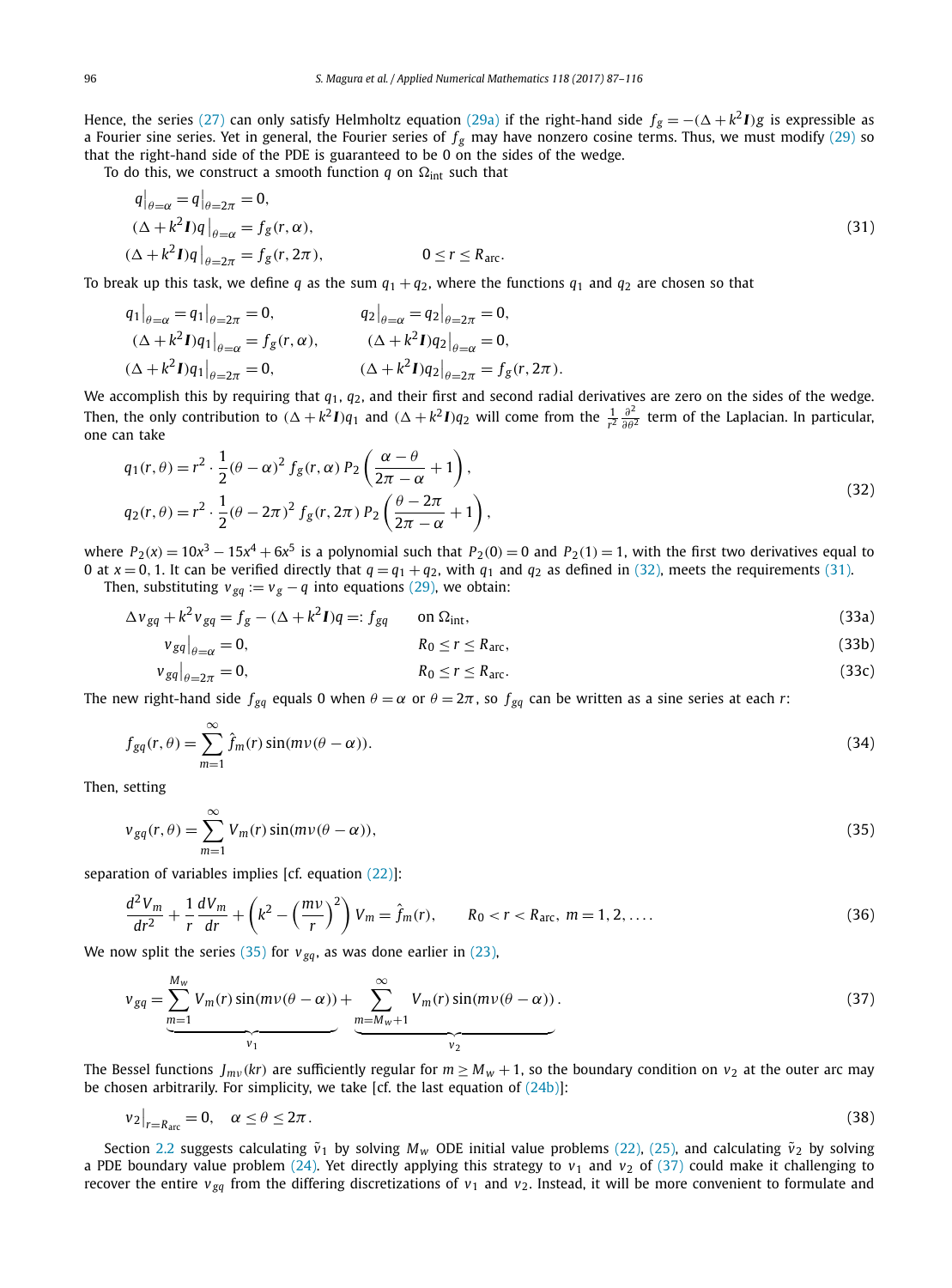Hence, the series (27) can only satisfy Helmholtz equation (29a) if the right-hand side $f_g = -(\Delta + k^2 \boldsymbol{I})g$ is expressible as a Fourier sine series. Yet in general, the Fourier series of $f_g$ may have nonzero cosine terms. Thus, we must modify (29) so that the right-hand side of the PDE is guaranteed to be 0 on the sides of the wedge.

To do this, we construct a smooth function $q$ on $\Omega_{\text{int}}$ such that

$$
\begin{aligned}
&q\big|_{\theta=\alpha} = q\big|_{\theta=2\pi} = 0, \\
&(\Delta + k^2 \boldsymbol{I})q\big|_{\theta=\alpha} = f_g(r, \alpha), \\
&(\Delta + k^2 \boldsymbol{I})q\big|_{\theta=2\pi} = f_g(r, 2\pi), \qquad 0 \le r \le R_{\text{arc}}.
\end{aligned} \tag{31}
$$

To break up this task, we define $q$ as the sum $q_1 + q_2$, where the functions $q_1$ and $q_2$ are chosen so that

$$
\begin{aligned}
&q_1\big|_{\theta=\alpha} = q_1\big|_{\theta=2\pi} = 0, && q_2\big|_{\theta=\alpha} = q_2\big|_{\theta=2\pi} = 0, \\
&(\Delta + k^2 \boldsymbol{I})q_1\big|_{\theta=\alpha} = f_g(r, \alpha), && (\Delta + k^2 \boldsymbol{I})q_2\big|_{\theta=\alpha} = 0, \\
&(\Delta + k^2 \boldsymbol{I})q_1\big|_{\theta=2\pi} = 0, && (\Delta + k^2 \boldsymbol{I})q_2\big|_{\theta=2\pi} = f_g(r, 2\pi).
\end{aligned}
$$

We accomplish this by requiring that $q_1$, $q_2$, and their first and second radial derivatives are zero on the sides of the wedge. Then, the only contribution to $(\Delta + k^2 \boldsymbol{I})q_1$ and $(\Delta + k^2 \boldsymbol{I})q_2$ will come from the $\frac{1}{r^2}\frac{\partial^2}{\partial \theta^2}$ term of the Laplacian. In particular, one can take

$$
\begin{aligned}
q_1(r, \theta) &= r^2 \cdot \frac{1}{2}(\theta - \alpha)^2 f_g(r, \alpha)\, P_2\left(\frac{\alpha - \theta}{2\pi - \alpha} + 1\right), \\
q_2(r, \theta) &= r^2 \cdot \frac{1}{2}(\theta - 2\pi)^2 f_g(r, 2\pi)\, P_2\left(\frac{\theta - 2\pi}{2\pi - \alpha} + 1\right),
\end{aligned} \tag{32}
$$

where $P_2(x) = 10x^3 - 15x^4 + 6x^5$ is a polynomial such that $P_2(0) = 0$ and $P_2(1) = 1$, with the first two derivatives equal to 0 at $x = 0, 1$. It can be verified directly that $q = q_1 + q_2$, with $q_1$ and $q_2$ as defined in (32), meets the requirements (31).

Then, substituting $v_{gq} := v_g - q$ into equations (29), we obtain:

$$
\Delta v_{gq} + k^2 v_{gq} = f_g - (\Delta + k^2 \boldsymbol{I})q =: f_{gq} \qquad \text{on } \Omega_{\text{int}}, \tag{33a}
$$

$$
v_{gq}\big|_{\theta=\alpha} = 0, \qquad R_0 \le r \le R_{\text{arc}}, \tag{33b}
$$

$$
v_{gq}\big|_{\theta=2\pi} = 0, \qquad R_0 \le r \le R_{\text{arc}}. \tag{33c}
$$

The new right-hand side $f_{gq}$ equals 0 when $\theta = \alpha$ or $\theta = 2\pi$, so $f_{gq}$ can be written as a sine series at each $r$:

$$
f_{gq}(r, \theta) = \sum_{m=1}^{\infty} \hat{f}_m(r) \sin(m\nu(\theta - \alpha)). \tag{34}
$$

Then, setting

$$
v_{gq}(r, \theta) = \sum_{m=1}^{\infty} V_m(r) \sin(m\nu(\theta - \alpha)), \tag{35}
$$

separation of variables implies [cf. equation (22)]:

$$
\frac{d^2 V_m}{dr^2} + \frac{1}{r}\frac{dV_m}{dr} + \left(k^2 - \left(\frac{m\nu}{r}\right)^2\right) V_m = \hat{f}_m(r), \qquad R_0 < r < R_{\text{arc}},\ m = 1, 2, \ldots. \tag{36}
$$

We now split the series (35) for $v_{gq}$, as was done earlier in (23),

$$
v_{gq} = \underbrace{\sum_{m=1}^{M_w} V_m(r) \sin(m\nu(\theta - \alpha))}_{v_1} + \underbrace{\sum_{m=M_w+1}^{\infty} V_m(r) \sin(m\nu(\theta - \alpha))}_{v_2}. \tag{37}
$$

The Bessel functions $J_{m\nu}(kr)$ are sufficiently regular for $m \ge M_w + 1$, so the boundary condition on $v_2$ at the outer arc may be chosen arbitrarily. For simplicity, we take [cf. the last equation of (24b)]:

$$
v_2\big|_{r=R_{\text{arc}}} = 0, \quad \alpha \le \theta \le 2\pi. \tag{38}
$$

Section 2.2 suggests calculating $\tilde{v}_1$ by solving $M_w$ ODE initial value problems (22), (25), and calculating $\tilde{v}_2$ by solving a PDE boundary value problem (24). Yet directly applying this strategy to $v_1$ and $v_2$ of (37) could make it challenging to recover the entire $v_{gq}$ from the differing discretizations of $v_1$ and $v_2$. Instead, it will be more convenient to formulate and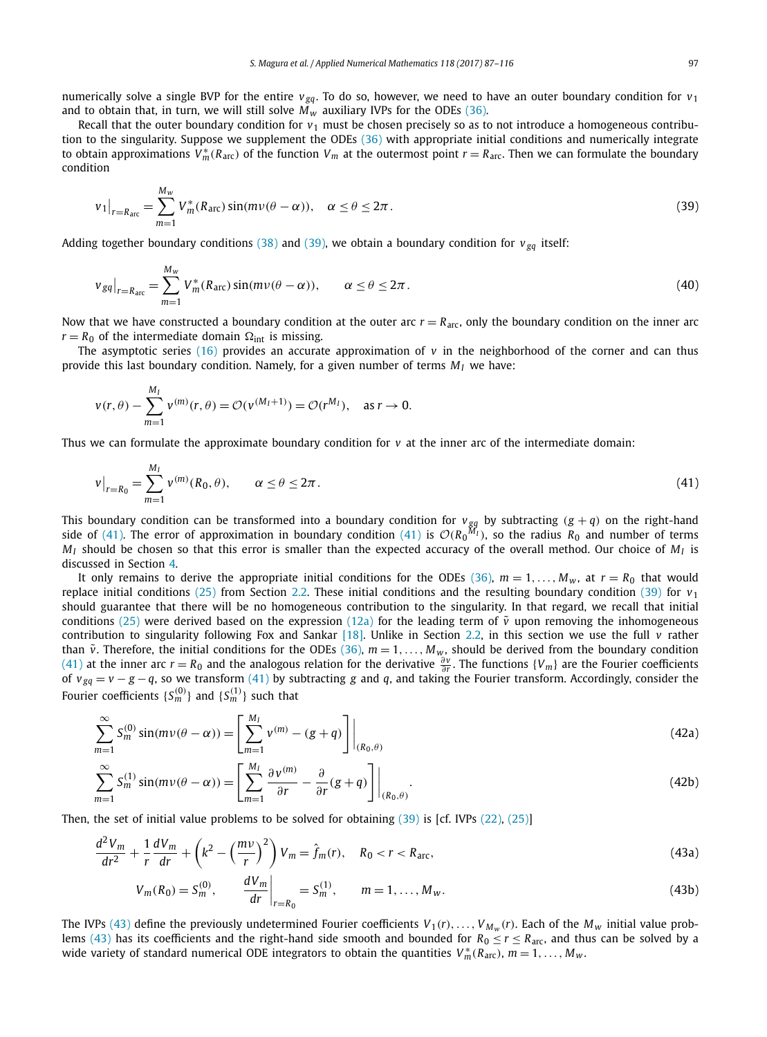numerically solve a single BVP for the entire $v_{gq}$. To do so, however, we need to have an outer boundary condition for $v_1$ and to obtain that, in turn, we will still solve $M_w$ auxiliary IVPs for the ODEs (36).

Recall that the outer boundary condition for $v_1$ must be chosen precisely so as to not introduce a homogeneous contribution to the singularity. Suppose we supplement the ODEs (36) with appropriate initial conditions and numerically integrate to obtain approximations $V_m^*(R_{\rm arc})$ of the function $V_m$ at the outermost point $r = R_{\rm arc}$. Then we can formulate the boundary condition

$$v_1\big|_{r=R_{\rm arc}} = \sum_{m=1}^{M_w} V_m^*(R_{\rm arc}) \sin(m\nu(\theta-\alpha)), \quad \alpha \le \theta \le 2\pi. \tag{39}$$

Adding together boundary conditions (38) and (39), we obtain a boundary condition for $v_{gq}$ itself:

$$v_{gq}\big|_{r=R_{\rm arc}} = \sum_{m=1}^{M_w} V_m^*(R_{\rm arc}) \sin(m\nu(\theta-\alpha)), \qquad \alpha \le \theta \le 2\pi. \tag{40}$$

Now that we have constructed a boundary condition at the outer arc $r = R_{\rm arc}$, only the boundary condition on the inner arc $r = R_0$ of the intermediate domain $\Omega_{\rm int}$ is missing.

The asymptotic series (16) provides an accurate approximation of $v$ in the neighborhood of the corner and can thus provide this last boundary condition. Namely, for a given number of terms $M_I$ we have:

$$v(r,\theta) - \sum_{m=1}^{M_I} v^{(m)}(r,\theta) = \mathcal{O}(v^{(M_I+1)}) = \mathcal{O}(r^{M_I}), \quad \text{as } r \to 0.$$

Thus we can formulate the approximate boundary condition for $v$ at the inner arc of the intermediate domain:

$$v\big|_{r=R_0} = \sum_{m=1}^{M_I} v^{(m)}(R_0,\theta), \qquad \alpha \le \theta \le 2\pi. \tag{41}$$

This boundary condition can be transformed into a boundary condition for $v_{gq}$ by subtracting $(g+q)$ on the right-hand side of (41). The error of approximation in boundary condition (41) is $\mathcal{O}(R_0^{M_I})$, so the radius $R_0$ and number of terms $M_I$ should be chosen so that this error is smaller than the expected accuracy of the overall method. Our choice of $M_I$ is discussed in Section 4.

It only remains to derive the appropriate initial conditions for the ODEs (36), $m = 1, \ldots, M_w$, at $r = R_0$ that would replace initial conditions (25) from Section 2.2. These initial conditions and the resulting boundary condition (39) for $v_1$ should guarantee that there will be no homogeneous contribution to the singularity. In that regard, we recall that initial conditions (25) were derived based on the expression (12a) for the leading term of $\tilde{v}$ upon removing the inhomogeneous contribution to singularity following Fox and Sankar [18]. Unlike in Section 2.2, in this section we use the full $v$ rather than $\tilde{v}$. Therefore, the initial conditions for the ODEs (36), $m = 1, \ldots, M_w$, should be derived from the boundary condition (41) at the inner arc $r = R_0$ and the analogous relation for the derivative $\frac{\partial v}{\partial r}$. The functions $\{V_m\}$ are the Fourier coefficients of $v_{gq} = v - g - q$, so we transform (41) by subtracting $g$ and $q$, and taking the Fourier transform. Accordingly, consider the Fourier coefficients $\{S_m^{(0)}\}$ and $\{S_m^{(1)}\}$ such that

$$\sum_{m=1}^{\infty} S_m^{(0)} \sin(m\nu(\theta-\alpha)) = \left[\sum_{m=1}^{M_I} v^{(m)} - (g+q)\right]\Bigg|_{(R_0,\theta)} \tag{42a}$$

$$\sum_{m=1}^{\infty} S_m^{(1)} \sin(m\nu(\theta-\alpha)) = \left[\sum_{m=1}^{M_I} \frac{\partial v^{(m)}}{\partial r} - \frac{\partial}{\partial r}(g+q)\right]\Bigg|_{(R_0,\theta)}. \tag{42b}$$

Then, the set of initial value problems to be solved for obtaining (39) is [cf. IVPs (22), (25)]

$$\frac{d^2 V_m}{dr^2} + \frac{1}{r}\frac{dV_m}{dr} + \left(k^2 - \left(\frac{m\nu}{r}\right)^2\right) V_m = \hat{f}_m(r), \quad R_0 < r < R_{\rm arc}, \tag{43a}$$

$$V_m(R_0) = S_m^{(0)}, \qquad \frac{dV_m}{dr}\bigg|_{r=R_0} = S_m^{(1)}, \qquad m = 1, \ldots, M_w. \tag{43b}$$

The IVPs (43) define the previously undetermined Fourier coefficients $V_1(r), \ldots, V_{M_w}(r)$. Each of the $M_w$ initial value problems (43) has its coefficients and the right-hand side smooth and bounded for $R_0 \le r \le R_{\rm arc}$, and thus can be solved by a wide variety of standard numerical ODE integrators to obtain the quantities $V_m^*(R_{\rm arc})$, $m = 1, \ldots, M_w$.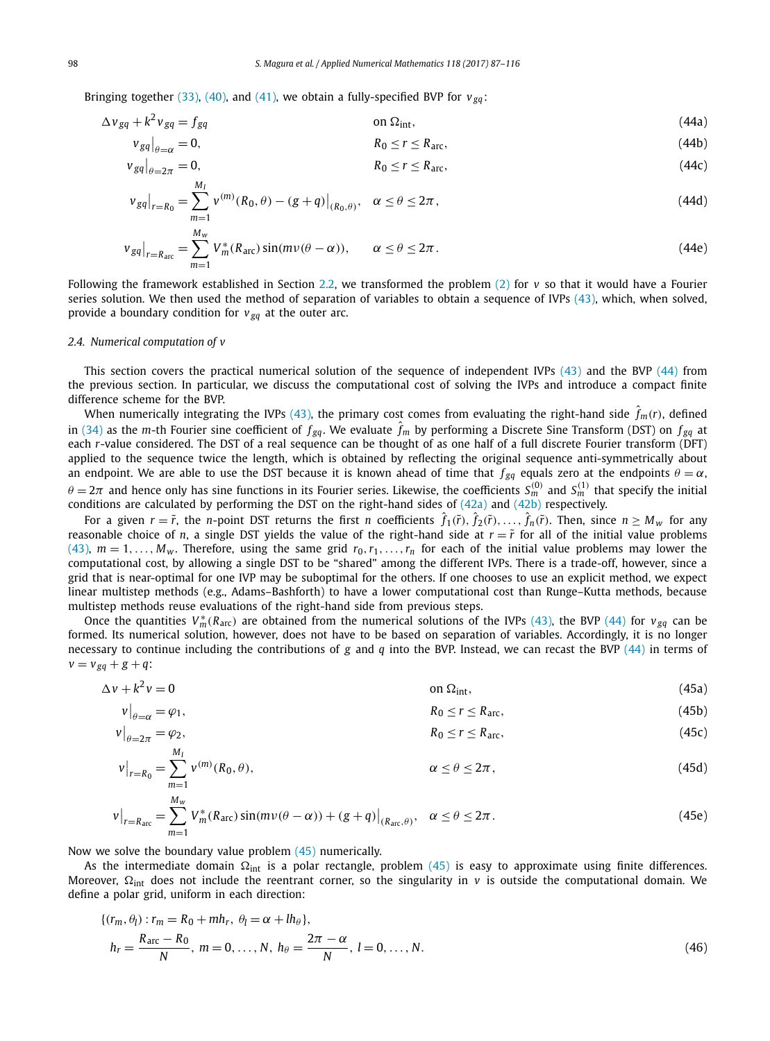Bringing together (33), (40), and (41), we obtain a fully-specified BVP for $v_{gq}$:

$$\Delta v_{gq} + k^2 v_{gq} = f_{gq} \qquad \text{on } \Omega_{\text{int}}, \tag{44a}$$

$$v_{gq}\big|_{\theta=\alpha} = 0, \qquad R_0 \le r \le R_{\text{arc}}, \tag{44b}$$

$$v_{gq}\big|_{\theta=2\pi} = 0, \qquad R_0 \le r \le R_{\text{arc}}, \tag{44c}$$

$$v_{gq}\big|_{r=R_0} = \sum_{m=1}^{M_I} v^{(m)}(R_0,\theta) - (g+q)\big|_{(R_0,\theta)}, \quad \alpha \le \theta \le 2\pi, \tag{44d}$$

$$v_{gq}\big|_{r=R_{\text{arc}}} = \sum_{m=1}^{M_w} V_m^*(R_{\text{arc}}) \sin(m\nu(\theta-\alpha)), \qquad \alpha \le \theta \le 2\pi. \tag{44e}$$

Following the framework established in Section 2.2, we transformed the problem (2) for $v$ so that it would have a Fourier series solution. We then used the method of separation of variables to obtain a sequence of IVPs (43), which, when solved, provide a boundary condition for $v_{gq}$ at the outer arc.

### 2.4. Numerical computation of $v$

This section covers the practical numerical solution of the sequence of independent IVPs (43) and the BVP (44) from the previous section. In particular, we discuss the computational cost of solving the IVPs and introduce a compact finite difference scheme for the BVP.

When numerically integrating the IVPs (43), the primary cost comes from evaluating the right-hand side $\hat{f}_m(r)$, defined in (34) as the $m$-th Fourier sine coefficient of $f_{gq}$. We evaluate $\hat{f}_m$ by performing a Discrete Sine Transform (DST) on $f_{gq}$ at each $r$-value considered. The DST of a real sequence can be thought of as one half of a full discrete Fourier transform (DFT) applied to the sequence twice the length, which is obtained by reflecting the original sequence anti-symmetrically about an endpoint. We are able to use the DST because it is known ahead of time that $f_{gq}$ equals zero at the endpoints $\theta = \alpha$, $\theta = 2\pi$ and hence only has sine functions in its Fourier series. Likewise, the coefficients $S_m^{(0)}$ and $S_m^{(1)}$ that specify the initial conditions are calculated by performing the DST on the right-hand sides of (42a) and (42b) respectively.

For a given $r = \tilde{r}$, the $n$-point DST returns the first $n$ coefficients $\hat{f}_1(\tilde{r}), \hat{f}_2(\tilde{r}), \ldots, \hat{f}_n(\tilde{r})$. Then, since $n \ge M_w$ for any reasonable choice of $n$, a single DST yields the value of the right-hand side at $r = \tilde{r}$ for all of the initial value problems (43), $m = 1, \ldots, M_w$. Therefore, using the same grid $r_0, r_1, \ldots, r_n$ for each of the initial value problems may lower the computational cost, by allowing a single DST to be "shared" among the different IVPs. There is a trade-off, however, since a grid that is near-optimal for one IVP may be suboptimal for the others. If one chooses to use an explicit method, we expect linear multistep methods (e.g., Adams–Bashforth) to have a lower computational cost than Runge–Kutta methods, because multistep methods reuse evaluations of the right-hand side from previous steps.

Once the quantities $V_m^*(R_{\text{arc}})$ are obtained from the numerical solutions of the IVPs (43), the BVP (44) for $v_{gq}$ can be formed. Its numerical solution, however, does not have to be based on separation of variables. Accordingly, it is no longer necessary to continue including the contributions of $g$ and $q$ into the BVP. Instead, we can recast the BVP (44) in terms of $v = v_{gq} + g + q$:

$$\Delta v + k^2 v = 0 \qquad \text{on } \Omega_{\text{int}}, \tag{45a}$$

$$v\big|_{\theta=\alpha} = \varphi_1, \qquad R_0 \le r \le R_{\text{arc}}, \tag{45b}$$

$$v\big|_{\theta=2\pi} = \varphi_2, \qquad R_0 \le r \le R_{\text{arc}}, \tag{45c}$$

$$v\big|_{r=R_0} = \sum_{m=1}^{M_I} v^{(m)}(R_0,\theta), \qquad \alpha \le \theta \le 2\pi, \tag{45d}$$

$$v\big|_{r=R_{\text{arc}}} = \sum_{m=1}^{M_w} V_m^*(R_{\text{arc}}) \sin(m\nu(\theta-\alpha)) + (g+q)\big|_{(R_{\text{arc}},\theta)}, \quad \alpha \le \theta \le 2\pi. \tag{45e}$$

Now we solve the boundary value problem (45) numerically.

As the intermediate domain $\Omega_{\text{int}}$ is a polar rectangle, problem (45) is easy to approximate using finite differences. Moreover, $\Omega_{\text{int}}$ does not include the reentrant corner, so the singularity in $v$ is outside the computational domain. We define a polar grid, uniform in each direction:

$$\begin{aligned}
&\{(r_m, \theta_l) : r_m = R_0 + m h_r,\ \theta_l = \alpha + l h_\theta\}, \\
&h_r = \frac{R_{\text{arc}} - R_0}{N},\ m = 0, \ldots, N,\ h_\theta = \frac{2\pi - \alpha}{N},\ l = 0, \ldots, N.
\end{aligned} \tag{46}$$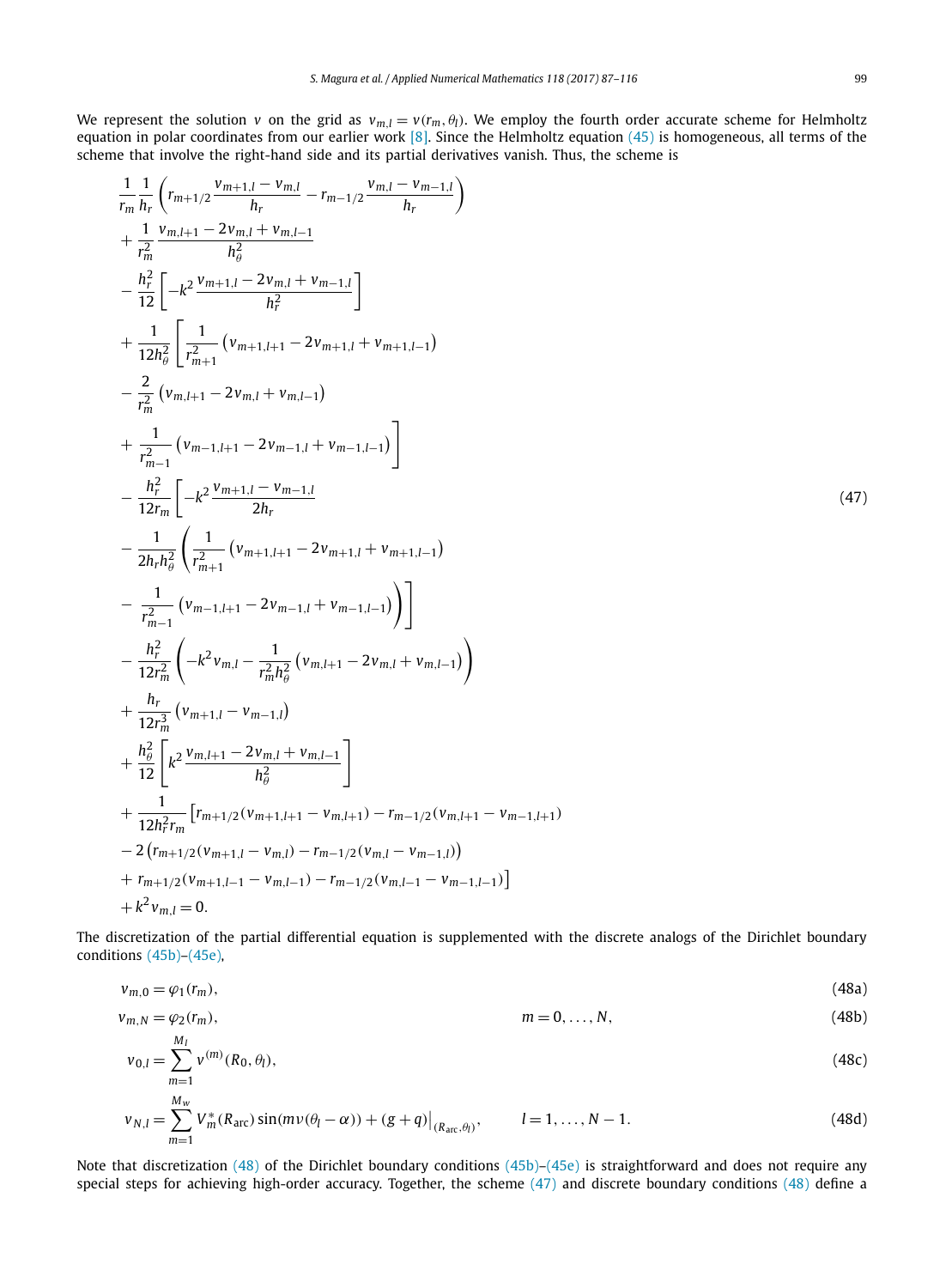We represent the solution $v$ on the grid as $v_{m,l} = v(r_m, \theta_l)$. We employ the fourth order accurate scheme for Helmholtz equation in polar coordinates from our earlier work [8]. Since the Helmholtz equation (45) is homogeneous, all terms of the scheme that involve the right-hand side and its partial derivatives vanish. Thus, the scheme is

$$
\begin{aligned}
&\frac{1}{r_m}\frac{1}{h_r}\left(r_{m+1/2}\frac{v_{m+1,l}-v_{m,l}}{h_r} - r_{m-1/2}\frac{v_{m,l}-v_{m-1,l}}{h_r}\right)\\
&+\frac{1}{r_m^2}\frac{v_{m,l+1}-2v_{m,l}+v_{m,l-1}}{h_\theta^2}\\
&-\frac{h_r^2}{12}\left[-k^2\frac{v_{m+1,l}-2v_{m,l}+v_{m-1,l}}{h_r^2}\right]\\
&+\frac{1}{12h_\theta^2}\left[\frac{1}{r_{m+1}^2}\left(v_{m+1,l+1}-2v_{m+1,l}+v_{m+1,l-1}\right)\right.\\
&-\frac{2}{r_m^2}\left(v_{m,l+1}-2v_{m,l}+v_{m,l-1}\right)\\
&\left.+\frac{1}{r_{m-1}^2}\left(v_{m-1,l+1}-2v_{m-1,l}+v_{m-1,l-1}\right)\right]\\
&-\frac{h_r^2}{12r_m}\left[-k^2\frac{v_{m+1,l}-v_{m-1,l}}{2h_r}\right.\\
&-\frac{1}{2h_rh_\theta^2}\left(\frac{1}{r_{m+1}^2}\left(v_{m+1,l+1}-2v_{m+1,l}+v_{m+1,l-1}\right)\right.\\
&\left.\left.-\frac{1}{r_{m-1}^2}\left(v_{m-1,l+1}-2v_{m-1,l}+v_{m-1,l-1}\right)\right)\right]\\
&-\frac{h_r^2}{12r_m^2}\left(-k^2v_{m,l}-\frac{1}{r_m^2h_\theta^2}\left(v_{m,l+1}-2v_{m,l}+v_{m,l-1}\right)\right)\\
&+\frac{h_r}{12r_m^3}\left(v_{m+1,l}-v_{m-1,l}\right)\\
&+\frac{h_\theta^2}{12}\left[k^2\frac{v_{m,l+1}-2v_{m,l}+v_{m,l-1}}{h_\theta^2}\right]\\
&+\frac{1}{12h_r^2r_m}\left[r_{m+1/2}(v_{m+1,l+1}-v_{m,l+1})-r_{m-1/2}(v_{m,l+1}-v_{m-1,l+1})\right.\\
&-2\left(r_{m+1/2}(v_{m+1,l}-v_{m,l})-r_{m-1/2}(v_{m,l}-v_{m-1,l})\right)\\
&\left.+r_{m+1/2}(v_{m+1,l-1}-v_{m,l-1})-r_{m-1/2}(v_{m,l-1}-v_{m-1,l-1})\right]\\
&+k^2v_{m,l}=0.
\end{aligned}
\tag{47}
$$

The discretization of the partial differential equation is supplemented with the discrete analogs of the Dirichlet boundary conditions (45b)–(45e),

$$v_{m,0} = \varphi_1(r_m), \tag{48a}$$

$$v_{m,N} = \varphi_2(r_m), \qquad m = 0, \dots, N, \tag{48b}$$

$$v_{0,l} = \sum_{m=1}^{M_I} v^{(m)}(R_0, \theta_l), \tag{48c}$$

$$v_{N,l} = \sum_{m=1}^{M_w} V_m^*(R_{\text{arc}}) \sin(m\nu(\theta_l - \alpha)) + (g+q)\big|_{(R_{\text{arc}},\theta_l)}, \qquad l = 1, \dots, N-1. \tag{48d}$$

Note that discretization (48) of the Dirichlet boundary conditions (45b)–(45e) is straightforward and does not require any special steps for achieving high-order accuracy. Together, the scheme (47) and discrete boundary conditions (48) define a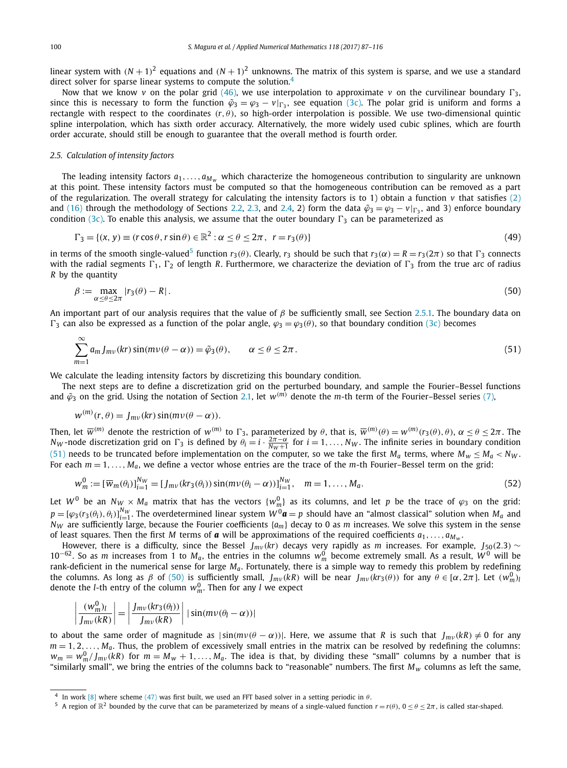linear system with $(N+1)^2$ equations and $(N+1)^2$ unknowns. The matrix of this system is sparse, and we use a standard direct solver for sparse linear systems to compute the solution.[4]

Now that we know $v$ on the polar grid (46), we use interpolation to approximate $v$ on the curvilinear boundary $\Gamma_3$, since this is necessary to form the function $\tilde{\varphi}_3 = \varphi_3 - v|_{\Gamma_3}$, see equation (3c). The polar grid is uniform and forms a rectangle with respect to the coordinates $(r, \theta)$, so high-order interpolation is possible. We use two-dimensional quintic spline interpolation, which has sixth order accuracy. Alternatively, the more widely used cubic splines, which are fourth order accurate, should still be enough to guarantee that the overall method is fourth order.

### 2.5. Calculation of intensity factors

The leading intensity factors $a_1, \ldots, a_{M_w}$ which characterize the homogeneous contribution to singularity are unknown at this point. These intensity factors must be computed so that the homogeneous contribution can be removed as a part of the regularization. The overall strategy for calculating the intensity factors is to 1) obtain a function $v$ that satisfies (2) and (16) through the methodology of Sections 2.2, 2.3, and 2.4, 2) form the data $\tilde{\varphi}_3 = \varphi_3 - v|_{\Gamma_3}$, and 3) enforce boundary condition (3c). To enable this analysis, we assume that the outer boundary $\Gamma_3$ can be parameterized as

$$\Gamma_3 = \{(x, y) \equiv (r\cos\theta, r\sin\theta) \in \mathbb{R}^2 : \alpha \le \theta \le 2\pi,\ \ r = r_3(\theta)\} \tag{49}$$

in terms of the smooth single-valued[5] function $r_3(\theta)$. Clearly, $r_3$ should be such that $r_3(\alpha) = R = r_3(2\pi)$ so that $\Gamma_3$ connects with the radial segments $\Gamma_1$, $\Gamma_2$ of length $R$. Furthermore, we characterize the deviation of $\Gamma_3$ from the true arc of radius $R$ by the quantity

$$\beta := \max_{\alpha \le \theta \le 2\pi} |r_3(\theta) - R|. \tag{50}$$

An important part of our analysis requires that the value of $\beta$ be sufficiently small, see Section 2.5.1. The boundary data on $\Gamma_3$ can also be expressed as a function of the polar angle, $\varphi_3 = \varphi_3(\theta)$, so that boundary condition (3c) becomes

$$\sum_{m=1}^{\infty} a_m J_{m\nu}(kr)\sin(m\nu(\theta - \alpha)) = \tilde{\varphi}_3(\theta), \qquad \alpha \le \theta \le 2\pi. \tag{51}$$

We calculate the leading intensity factors by discretizing this boundary condition.

The next steps are to define a discretization grid on the perturbed boundary, and sample the Fourier–Bessel functions and $\tilde{\varphi}_3$ on the grid. Using the notation of Section 2.1, let $w^{(m)}$ denote the $m$-th term of the Fourier–Bessel series (7),

$$w^{(m)}(r, \theta) = J_{m\nu}(kr)\sin(m\nu(\theta - \alpha)).$$

Then, let $\overline{w}^{(m)}$ denote the restriction of $w^{(m)}$ to $\Gamma_3$, parameterized by $\theta$, that is, $\overline{w}^{(m)}(\theta) = w^{(m)}(r_3(\theta), \theta)$, $\alpha \le \theta \le 2\pi$. The $N_W$-node discretization grid on $\Gamma_3$ is defined by $\theta_i = i \cdot \frac{2\pi - \alpha}{N_W + 1}$ for $i = 1, \ldots, N_W$. The infinite series in boundary condition (51) needs to be truncated before implementation on the computer, so we take the first $M_a$ terms, where $M_w \le M_a < N_W$. For each $m = 1, \ldots, M_a$, we define a vector whose entries are the trace of the $m$-th Fourier–Bessel term on the grid:

$$w_m^0 := [\overline{w}_m(\theta_i)]_{i=1}^{N_W} = [J_{m\nu}(kr_3(\theta_i))\sin(m\nu(\theta_i - \alpha))]_{i=1}^{N_W}, \quad m = 1, \ldots, M_a. \tag{52}$$

Let $W^0$ be an $N_W \times M_a$ matrix that has the vectors $\{w_m^0\}$ as its columns, and let $p$ be the trace of $\varphi_3$ on the grid: $p = [\varphi_3(r_3(\theta_i), \theta_i)]_{i=1}^{N_W}$. The overdetermined linear system $W^0\boldsymbol{a} = p$ should have an "almost classical" solution when $M_a$ and $N_W$ are sufficiently large, because the Fourier coefficients $\{a_m\}$ decay to 0 as $m$ increases. We solve this system in the sense of least squares. Then the first $M$ terms of $\boldsymbol{a}$ will be approximations of the required coefficients $a_1, \ldots, a_{M_w}$.

However, there is a difficulty, since the Bessel $J_{m\nu}(kr)$ decays very rapidly as $m$ increases. For example, $J_{50}(2.3) \sim 10^{-62}$. So as $m$ increases from 1 to $M_a$, the entries in the columns $w_m^0$ become extremely small. As a result, $W^0$ will be rank-deficient in the numerical sense for large $M_a$. Fortunately, there is a simple way to remedy this problem by redefining the columns. As long as $\beta$ of (50) is sufficiently small, $J_{m\nu}(kR)$ will be near $J_{m\nu}(kr_3(\theta))$ for any $\theta \in [\alpha, 2\pi]$. Let $(w_m^0)_l$ denote the $l$-th entry of the column $w_m^0$. Then for any $l$ we expect

$$\left|\frac{(w_m^0)_l}{J_{m\nu}(kR)}\right| = \left|\frac{J_{m\nu}(kr_3(\theta_l))}{J_{m\nu}(kR)}\right| |\sin(m\nu(\theta_l - \alpha))|$$

to about the same order of magnitude as $|\sin(m\nu(\theta - \alpha))|$. Here, we assume that $R$ is such that $J_{m\nu}(kR) \ne 0$ for any $m = 1, 2, \ldots, M_a$. Thus, the problem of excessively small entries in the matrix can be resolved by redefining the columns: $w_m = w_m^0 / J_{m\nu}(kR)$ for $m = M_w + 1, \ldots, M_a$. The idea is that, by dividing these "small" columns by a number that is "similarly small", we bring the entries of the columns back to "reasonable" numbers. The first $M_w$ columns as left the same,

---

[4] In work [8] where scheme (47) was first built, we used an FFT based solver in a setting periodic in $\theta$.

[5] A region of $\mathbb{R}^2$ bounded by the curve that can be parameterized by means of a single-valued function $r = r(\theta)$, $0 \le \theta \le 2\pi$, is called star-shaped.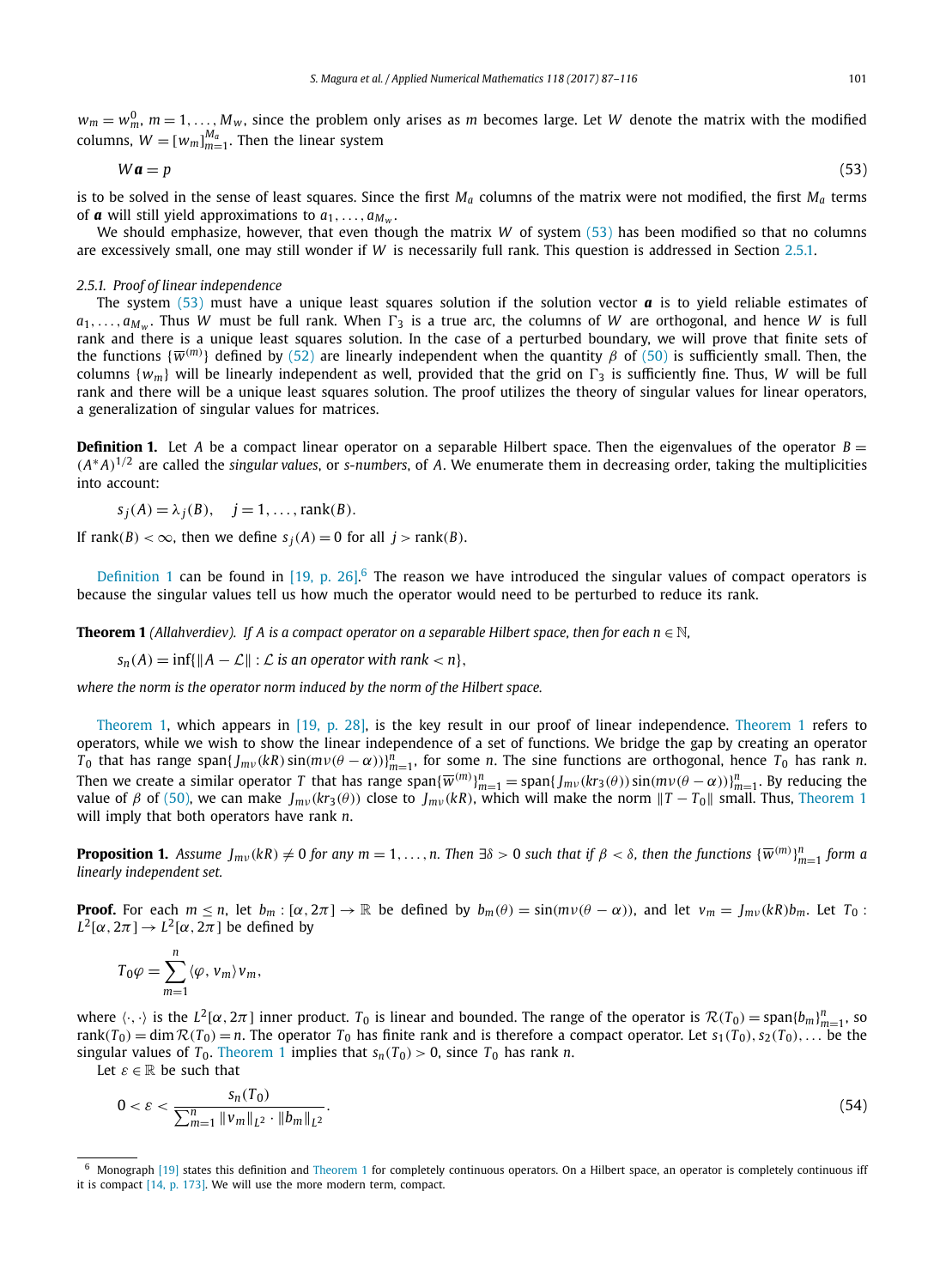$w_m = w_m^0$, $m = 1, \ldots, M_w$, since the problem only arises as $m$ becomes large. Let $W$ denote the matrix with the modified columns, $W = [w_m]_{m=1}^{M_a}$. Then the linear system

$$W\boldsymbol{a} = p \tag{53}$$

is to be solved in the sense of least squares. Since the first $M_a$ columns of the matrix were not modified, the first $M_a$ terms of $\boldsymbol{a}$ will still yield approximations to $a_1, \ldots, a_{M_w}$.

We should emphasize, however, that even though the matrix $W$ of system (53) has been modified so that no columns are excessively small, one may still wonder if $W$ is necessarily full rank. This question is addressed in Section 2.5.1.

### 2.5.1. Proof of linear independence

The system (53) must have a unique least squares solution if the solution vector $\boldsymbol{a}$ is to yield reliable estimates of $a_1, \ldots, a_{M_w}$. Thus $W$ must be full rank. When $\Gamma_3$ is a true arc, the columns of $W$ are orthogonal, and hence $W$ is full rank and there is a unique least squares solution. In the case of a perturbed boundary, we will prove that finite sets of the functions $\{\overline{w}^{(m)}\}$ defined by (52) are linearly independent when the quantity $\beta$ of (50) is sufficiently small. Then, the columns $\{w_m\}$ will be linearly independent as well, provided that the grid on $\Gamma_3$ is sufficiently fine. Thus, $W$ will be full rank and there will be a unique least squares solution. The proof utilizes the theory of singular values for linear operators, a generalization of singular values for matrices.

**Definition 1.** Let $A$ be a compact linear operator on a separable Hilbert space. Then the eigenvalues of the operator $B = (A^*A)^{1/2}$ are called the *singular values*, or *s-numbers*, of $A$. We enumerate them in decreasing order, taking the multiplicities into account:

$$s_j(A) = \lambda_j(B), \quad j = 1, \ldots, \text{rank}(B).$$

If $\text{rank}(B) < \infty$, then we define $s_j(A) = 0$ for all $j > \text{rank}(B)$.

Definition 1 can be found in [19, p. 26].[6] The reason we have introduced the singular values of compact operators is because the singular values tell us how much the operator would need to be perturbed to reduce its rank.

**Theorem 1** *(Allahverdiev). If $A$ is a compact operator on a separable Hilbert space, then for each $n \in \mathbb{N}$,*

$$s_n(A) = \inf\{\|A - \mathcal{L}\| : \mathcal{L} \text{ is an operator with rank} < n\},$$

*where the norm is the operator norm induced by the norm of the Hilbert space.*

Theorem 1, which appears in [19, p. 28], is the key result in our proof of linear independence. Theorem 1 refers to operators, while we wish to show the linear independence of a set of functions. We bridge the gap by creating an operator $T_0$ that has range $\text{span}\{J_{m\nu}(kR)\sin(m\nu(\theta - \alpha))\}_{m=1}^n$, for some $n$. The sine functions are orthogonal, hence $T_0$ has rank $n$. Then we create a similar operator $T$ that has range $\text{span}\{\overline{w}^{(m)}\}_{m=1}^n = \text{span}\{J_{m\nu}(kr_3(\theta))\sin(m\nu(\theta - \alpha))\}_{m=1}^n$. By reducing the value of $\beta$ of (50), we can make $J_{m\nu}(kr_3(\theta))$ close to $J_{m\nu}(kR)$, which will make the norm $\|T - T_0\|$ small. Thus, Theorem 1 will imply that both operators have rank $n$.

**Proposition 1.** *Assume $J_{m\nu}(kR) \neq 0$ for any $m = 1, \ldots, n$. Then $\exists \delta > 0$ such that if $\beta < \delta$, then the functions $\{\overline{w}^{(m)}\}_{m=1}^n$ form a linearly independent set.*

**Proof.** For each $m \leq n$, let $b_m : [\alpha, 2\pi] \to \mathbb{R}$ be defined by $b_m(\theta) = \sin(m\nu(\theta - \alpha))$, and let $v_m = J_{m\nu}(kR)b_m$. Let $T_0 : L^2[\alpha, 2\pi] \to L^2[\alpha, 2\pi]$ be defined by

$$T_0\varphi = \sum_{m=1}^n \langle \varphi, v_m \rangle v_m,$$

where $\langle \cdot, \cdot \rangle$ is the $L^2[\alpha, 2\pi]$ inner product. $T_0$ is linear and bounded. The range of the operator is $\mathcal{R}(T_0) = \text{span}\{b_m\}_{m=1}^n$, so $\text{rank}(T_0) = \dim \mathcal{R}(T_0) = n$. The operator $T_0$ has finite rank and is therefore a compact operator. Let $s_1(T_0), s_2(T_0), \ldots$ be the singular values of $T_0$. Theorem 1 implies that $s_n(T_0) > 0$, since $T_0$ has rank $n$.

Let $\varepsilon \in \mathbb{R}$ be such that

$$0 < \varepsilon < \frac{s_n(T_0)}{\sum_{m=1}^n \|v_m\|_{L^2} \cdot \|b_m\|_{L^2}}. \tag{54}$$

---

[6] Monograph [19] states this definition and Theorem 1 for completely continuous operators. On a Hilbert space, an operator is completely continuous iff it is compact [14, p. 173]. We will use the more modern term, compact.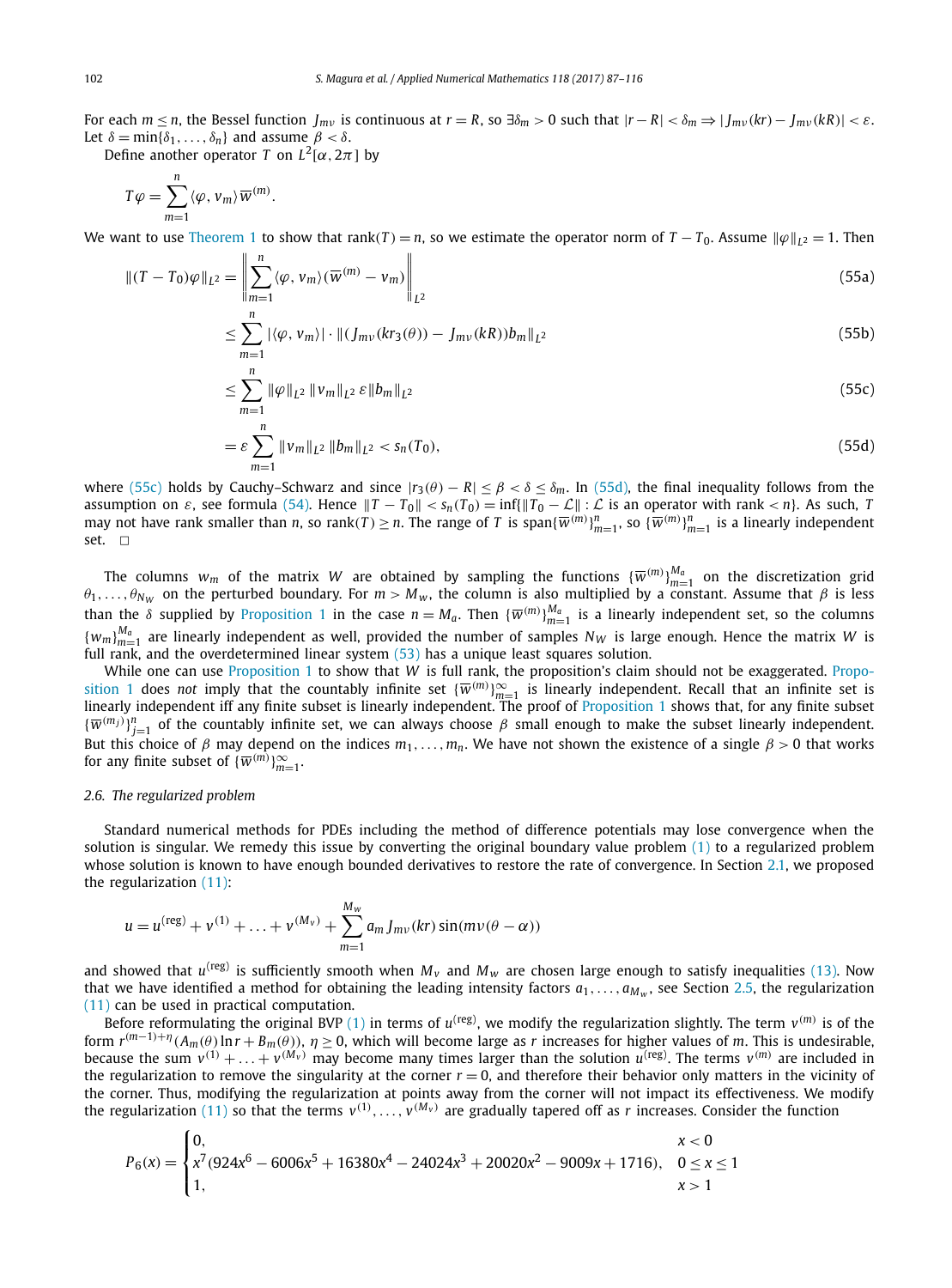For each $m \le n$, the Bessel function $J_{m\nu}$ is continuous at $r = R$, so $\exists \delta_m > 0$ such that $|r - R| < \delta_m \Rightarrow |J_{m\nu}(kr) - J_{m\nu}(kR)| < \varepsilon$. Let $\delta = \min\{\delta_1, \ldots, \delta_n\}$ and assume $\beta < \delta$.

Define another operator $T$ on $L^2[\alpha, 2\pi]$ by

$$T\varphi = \sum_{m=1}^{n} \langle \varphi, v_m \rangle \overline{w}^{(m)}.$$

We want to use Theorem 1 to show that $\operatorname{rank}(T) = n$, so we estimate the operator norm of $T - T_0$. Assume $\|\varphi\|_{L^2} = 1$. Then

$$\|(T - T_0)\varphi\|_{L^2} = \left\| \sum_{m=1}^{n} \langle \varphi, v_m \rangle (\overline{w}^{(m)} - v_m) \right\|_{L^2} \tag{55a}$$

$$\le \sum_{m=1}^{n} |\langle \varphi, v_m \rangle| \cdot \|(J_{m\nu}(kr_3(\theta)) - J_{m\nu}(kR)) b_m\|_{L^2} \tag{55b}$$

$$\le \sum_{m=1}^{n} \|\varphi\|_{L^2} \, \|v_m\|_{L^2} \, \varepsilon \|b_m\|_{L^2} \tag{55c}$$

$$= \varepsilon \sum_{m=1}^{n} \|v_m\|_{L^2} \, \|b_m\|_{L^2} < s_n(T_0), \tag{55d}$$

where (55c) holds by Cauchy–Schwarz and since $|r_3(\theta) - R| \le \beta < \delta \le \delta_m$. In (55d), the final inequality follows from the assumption on $\varepsilon$, see formula (54). Hence $\|T - T_0\| < s_n(T_0) = \inf\{\|T_0 - \mathcal{L}\| : \mathcal{L} \text{ is an operator with rank} < n\}$. As such, $T$ may not have rank smaller than $n$, so $\operatorname{rank}(T) \ge n$. The range of $T$ is $\operatorname{span}\{\overline{w}^{(m)}\}_{m=1}^{n}$, so $\{\overline{w}^{(m)}\}_{m=1}^{n}$ is a linearly independent set. $\square$

The columns $w_m$ of the matrix $W$ are obtained by sampling the functions $\{\overline{w}^{(m)}\}_{m=1}^{M_a}$ on the discretization grid $\theta_1, \ldots, \theta_{N_W}$ on the perturbed boundary. For $m > M_w$, the column is also multiplied by a constant. Assume that $\beta$ is less than the $\delta$ supplied by Proposition 1 in the case $n = M_a$. Then $\{\overline{w}^{(m)}\}_{m=1}^{M_a}$ is a linearly independent set, so the columns $\{w_m\}_{m=1}^{M_a}$ are linearly independent as well, provided the number of samples $N_W$ is large enough. Hence the matrix $W$ is full rank, and the overdetermined linear system (53) has a unique least squares solution.

While one can use Proposition 1 to show that $W$ is full rank, the proposition's claim should not be exaggerated. Proposition 1 does *not* imply that the countably infinite set $\{\overline{w}^{(m)}\}_{m=1}^{\infty}$ is linearly independent. Recall that an infinite set is linearly independent iff any finite subset is linearly independent. The proof of Proposition 1 shows that, for any finite subset $\{\overline{w}^{(m_j)}\}_{j=1}^{n}$ of the countably infinite set, we can always choose $\beta$ small enough to make the subset linearly independent. But this choice of $\beta$ may depend on the indices $m_1, \ldots, m_n$. We have not shown the existence of a single $\beta > 0$ that works for any finite subset of $\{\overline{w}^{(m)}\}_{m=1}^{\infty}$.

### 2.6. The regularized problem

Standard numerical methods for PDEs including the method of difference potentials may lose convergence when the solution is singular. We remedy this issue by converting the original boundary value problem (1) to a regularized problem whose solution is known to have enough bounded derivatives to restore the rate of convergence. In Section 2.1, we proposed the regularization (11):

$$u = u^{(\mathrm{reg})} + v^{(1)} + \ldots + v^{(M_v)} + \sum_{m=1}^{M_w} a_m J_{m\nu}(kr) \sin(m\nu(\theta - \alpha))$$

and showed that $u^{(\mathrm{reg})}$ is sufficiently smooth when $M_v$ and $M_w$ are chosen large enough to satisfy inequalities (13). Now that we have identified a method for obtaining the leading intensity factors $a_1, \ldots, a_{M_w}$, see Section 2.5, the regularization (11) can be used in practical computation.

Before reformulating the original BVP (1) in terms of $u^{(\mathrm{reg})}$, we modify the regularization slightly. The term $v^{(m)}$ is of the form $r^{(m-1)+\eta}(A_m(\theta)\ln r + B_m(\theta))$, $\eta \ge 0$, which will become large as $r$ increases for higher values of $m$. This is undesirable, because the sum $v^{(1)} + \ldots + v^{(M_v)}$ may become many times larger than the solution $u^{(\mathrm{reg})}$. The terms $v^{(m)}$ are included in the regularization to remove the singularity at the corner $r = 0$, and therefore their behavior only matters in the vicinity of the corner. Thus, modifying the regularization at points away from the corner will not impact its effectiveness. We modify the regularization (11) so that the terms $v^{(1)}, \ldots, v^{(M_v)}$ are gradually tapered off as $r$ increases. Consider the function

$$P_6(x) = \begin{cases} 0, & x < 0 \\ x^7(924x^6 - 6006x^5 + 16380x^4 - 24024x^3 + 20020x^2 - 9009x + 1716), & 0 \le x \le 1 \\ 1, & x > 1 \end{cases}$$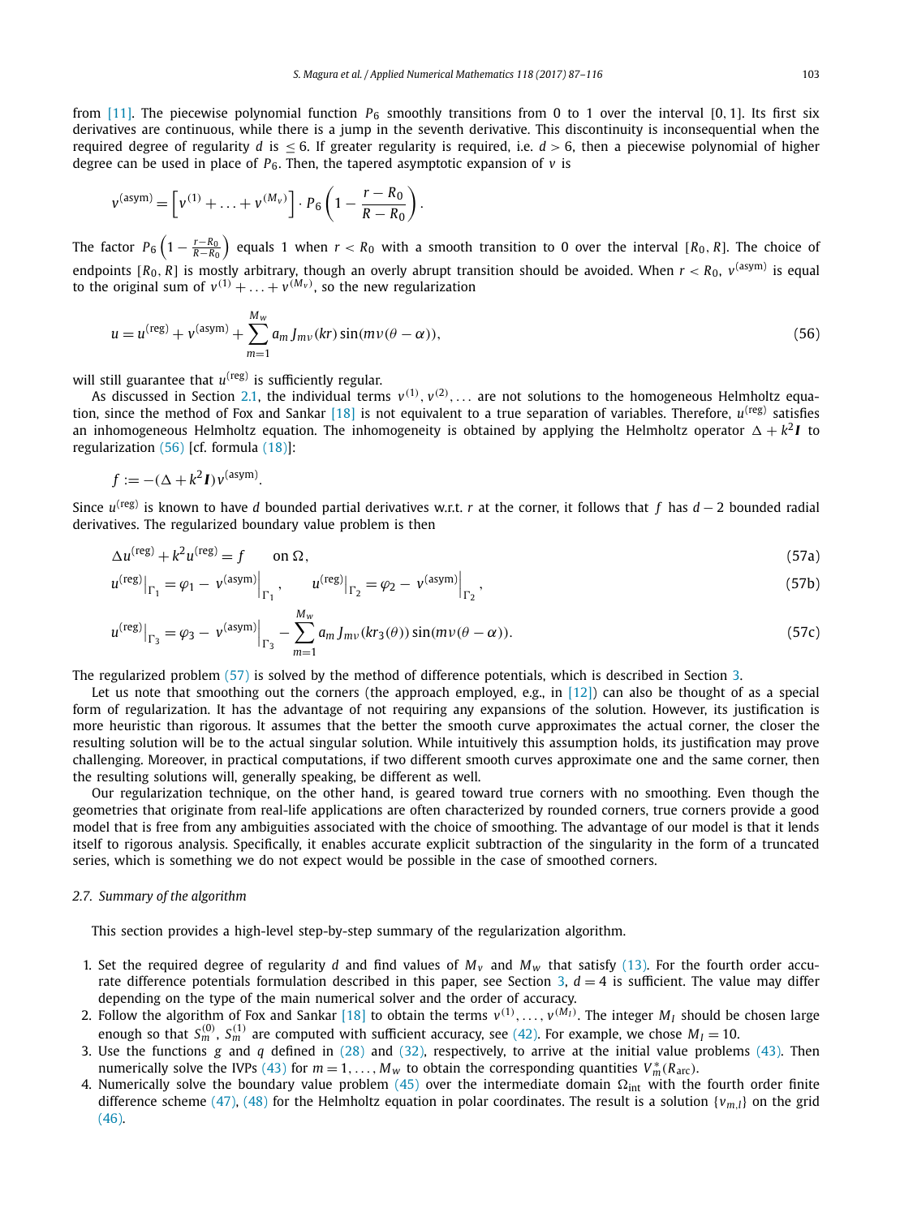from [11]. The piecewise polynomial function $P_6$ smoothly transitions from 0 to 1 over the interval $[0, 1]$. Its first six derivatives are continuous, while there is a jump in the seventh derivative. This discontinuity is inconsequential when the required degree of regularity $d$ is $\leq 6$. If greater regularity is required, i.e. $d > 6$, then a piecewise polynomial of higher degree can be used in place of $P_6$. Then, the tapered asymptotic expansion of $v$ is

$$v^{(\text{asym})} = \left[ v^{(1)} + \ldots + v^{(M_v)} \right] \cdot P_6 \left( 1 - \frac{r - R_0}{R - R_0} \right).$$

The factor $P_6 \left( 1 - \frac{r - R_0}{R - R_0} \right)$ equals 1 when $r < R_0$ with a smooth transition to 0 over the interval $[R_0, R]$. The choice of endpoints $[R_0, R]$ is mostly arbitrary, though an overly abrupt transition should be avoided. When $r < R_0$, $v^{(\text{asym})}$ is equal to the original sum of $v^{(1)} + \ldots + v^{(M_v)}$, so the new regularization

$$u = u^{(\text{reg})} + v^{(\text{asym})} + \sum_{m=1}^{M_w} a_m J_{m\nu}(kr) \sin(m\nu(\theta - \alpha)), \tag{56}$$

will still guarantee that $u^{(\text{reg})}$ is sufficiently regular.

As discussed in Section 2.1, the individual terms $v^{(1)}, v^{(2)}, \ldots$ are not solutions to the homogeneous Helmholtz equation, since the method of Fox and Sankar [18] is not equivalent to a true separation of variables. Therefore, $u^{(\text{reg})}$ satisfies an inhomogeneous Helmholtz equation. The inhomogeneity is obtained by applying the Helmholtz operator $\Delta + k^2 \boldsymbol{I}$ to regularization (56) [cf. formula (18)]:

$$f := -(\Delta + k^2 \boldsymbol{I}) v^{(\text{asym})}.$$

Since $u^{(\text{reg})}$ is known to have $d$ bounded partial derivatives w.r.t. $r$ at the corner, it follows that $f$ has $d - 2$ bounded radial derivatives. The regularized boundary value problem is then

$$\Delta u^{(\text{reg})} + k^2 u^{(\text{reg})} = f \qquad \text{on } \Omega, \tag{57a}$$

$$u^{(\text{reg})}\Big|_{\Gamma_1} = \varphi_1 - v^{(\text{asym})}\Big|_{\Gamma_1}, \qquad u^{(\text{reg})}\Big|_{\Gamma_2} = \varphi_2 - v^{(\text{asym})}\Big|_{\Gamma_2}, \tag{57b}$$

$$u^{(\text{reg})}\Big|_{\Gamma_3} = \varphi_3 - v^{(\text{asym})}\Big|_{\Gamma_3} - \sum_{m=1}^{M_w} a_m J_{m\nu}(kr_3(\theta)) \sin(m\nu(\theta - \alpha)). \tag{57c}$$

The regularized problem (57) is solved by the method of difference potentials, which is described in Section 3.

Let us note that smoothing out the corners (the approach employed, e.g., in [12]) can also be thought of as a special form of regularization. It has the advantage of not requiring any expansions of the solution. However, its justification is more heuristic than rigorous. It assumes that the better the smooth curve approximates the actual corner, the closer the resulting solution will be to the actual singular solution. While intuitively this assumption holds, its justification may prove challenging. Moreover, in practical computations, if two different smooth curves approximate one and the same corner, then the resulting solutions will, generally speaking, be different as well.

Our regularization technique, on the other hand, is geared toward true corners with no smoothing. Even though the geometries that originate from real-life applications are often characterized by rounded corners, true corners provide a good model that is free from any ambiguities associated with the choice of smoothing. The advantage of our model is that it lends itself to rigorous analysis. Specifically, it enables accurate explicit subtraction of the singularity in the form of a truncated series, which is something we do not expect would be possible in the case of smoothed corners.

### 2.7. Summary of the algorithm

This section provides a high-level step-by-step summary of the regularization algorithm.

1. Set the required degree of regularity $d$ and find values of $M_v$ and $M_w$ that satisfy (13). For the fourth order accurate difference potentials formulation described in this paper, see Section 3, $d = 4$ is sufficient. The value may differ depending on the type of the main numerical solver and the order of accuracy.
2. Follow the algorithm of Fox and Sankar [18] to obtain the terms $v^{(1)}, \ldots, v^{(M_I)}$. The integer $M_I$ should be chosen large enough so that $S_m^{(0)}$, $S_m^{(1)}$ are computed with sufficient accuracy, see (42). For example, we chose $M_I = 10$.
3. Use the functions $g$ and $q$ defined in (28) and (32), respectively, to arrive at the initial value problems (43). Then numerically solve the IVPs (43) for $m = 1, \ldots, M_w$ to obtain the corresponding quantities $V_m^*(R_{\text{arc}})$.
4. Numerically solve the boundary value problem (45) over the intermediate domain $\Omega_{\text{int}}$ with the fourth order finite difference scheme (47), (48) for the Helmholtz equation in polar coordinates. The result is a solution $\{v_{m,l}\}$ on the grid (46).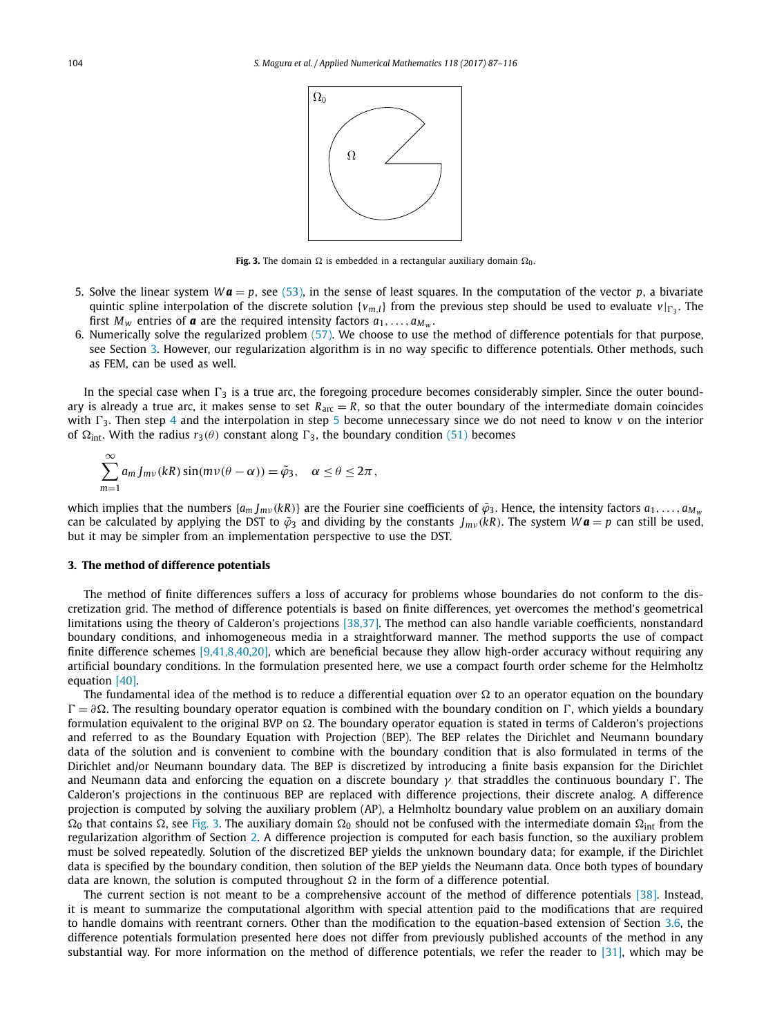**Fig. 3.** The domain $\Omega$ is embedded in a rectangular auxiliary domain $\Omega_0$.

5. Solve the linear system $W\boldsymbol{a} = p$, see (53), in the sense of least squares. In the computation of the vector $p$, a bivariate quintic spline interpolation of the discrete solution $\{v_{m,l}\}$ from the previous step should be used to evaluate $v|_{\Gamma_3}$. The first $M_w$ entries of $\boldsymbol{a}$ are the required intensity factors $a_1, \ldots, a_{M_w}$.
6. Numerically solve the regularized problem (57). We choose to use the method of difference potentials for that purpose, see Section 3. However, our regularization algorithm is in no way specific to difference potentials. Other methods, such as FEM, can be used as well.

In the special case when $\Gamma_3$ is a true arc, the foregoing procedure becomes considerably simpler. Since the outer boundary is already a true arc, it makes sense to set $R_{\text{arc}} = R$, so that the outer boundary of the intermediate domain coincides with $\Gamma_3$. Then step 4 and the interpolation in step 5 become unnecessary since we do not need to know $v$ on the interior of $\Omega_{\text{int}}$. With the radius $r_3(\theta)$ constant along $\Gamma_3$, the boundary condition (51) becomes

$$\sum_{m=1}^{\infty} a_m J_{m\nu}(kR) \sin(m\nu(\theta - \alpha)) = \tilde{\varphi}_3, \quad \alpha \le \theta \le 2\pi,$$

which implies that the numbers $\{a_m J_{m\nu}(kR)\}$ are the Fourier sine coefficients of $\tilde{\varphi}_3$. Hence, the intensity factors $a_1, \ldots, a_{M_w}$ can be calculated by applying the DST to $\tilde{\varphi}_3$ and dividing by the constants $J_{m\nu}(kR)$. The system $W\boldsymbol{a} = p$ can still be used, but it may be simpler from an implementation perspective to use the DST.

## 3. The method of difference potentials

The method of finite differences suffers a loss of accuracy for problems whose boundaries do not conform to the discretization grid. The method of difference potentials is based on finite differences, yet overcomes the method's geometrical limitations using the theory of Calderon's projections [38,37]. The method can also handle variable coefficients, nonstandard boundary conditions, and inhomogeneous media in a straightforward manner. The method supports the use of compact finite difference schemes [9,41,8,40,20], which are beneficial because they allow high-order accuracy without requiring any artificial boundary conditions. In the formulation presented here, we use a compact fourth order scheme for the Helmholtz equation [40].

The fundamental idea of the method is to reduce a differential equation over $\Omega$ to an operator equation on the boundary $\Gamma = \partial\Omega$. The resulting boundary operator equation is combined with the boundary condition on $\Gamma$, which yields a boundary formulation equivalent to the original BVP on $\Omega$. The boundary operator equation is stated in terms of Calderon's projections and referred to as the Boundary Equation with Projection (BEP). The BEP relates the Dirichlet and Neumann boundary data of the solution and is convenient to combine with the boundary condition that is also formulated in terms of the Dirichlet and/or Neumann boundary data. The BEP is discretized by introducing a finite basis expansion for the Dirichlet and Neumann data and enforcing the equation on a discrete boundary $\gamma$ that straddles the continuous boundary $\Gamma$. The Calderon's projections in the continuous BEP are replaced with difference projections, their discrete analog. A difference projection is computed by solving the auxiliary problem (AP), a Helmholtz boundary value problem on an auxiliary domain $\Omega_0$ that contains $\Omega$, see Fig. 3. The auxiliary domain $\Omega_0$ should not be confused with the intermediate domain $\Omega_{\text{int}}$ from the regularization algorithm of Section 2. A difference projection is computed for each basis function, so the auxiliary problem must be solved repeatedly. Solution of the discretized BEP yields the unknown boundary data; for example, if the Dirichlet data is specified by the boundary condition, then solution of the BEP yields the Neumann data. Once both types of boundary data are known, the solution is computed throughout $\Omega$ in the form of a difference potential.

The current section is not meant to be a comprehensive account of the method of difference potentials [38]. Instead, it is meant to summarize the computational algorithm with special attention paid to the modifications that are required to handle domains with reentrant corners. Other than the modification to the equation-based extension of Section 3.6, the difference potentials formulation presented here does not differ from previously published accounts of the method in any substantial way. For more information on the method of difference potentials, we refer the reader to [31], which may be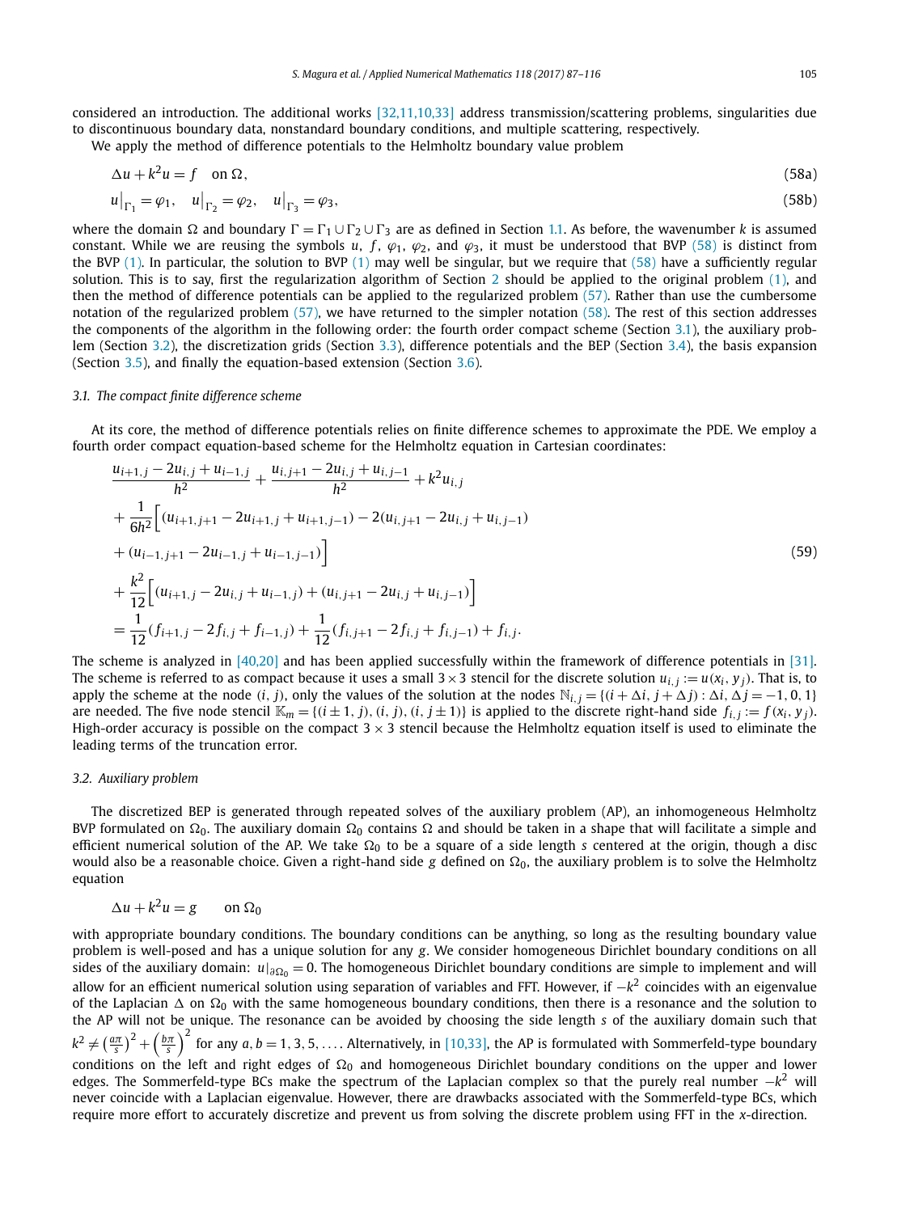considered an introduction. The additional works [32,11,10,33] address transmission/scattering problems, singularities due to discontinuous boundary data, nonstandard boundary conditions, and multiple scattering, respectively.

We apply the method of difference potentials to the Helmholtz boundary value problem

$$\Delta u + k^2 u = f \quad \text{on } \Omega, \tag{58a}$$

$$u\big|_{\Gamma_1} = \varphi_1, \quad u\big|_{\Gamma_2} = \varphi_2, \quad u\big|_{\Gamma_3} = \varphi_3, \tag{58b}$$

where the domain $\Omega$ and boundary $\Gamma = \Gamma_1 \cup \Gamma_2 \cup \Gamma_3$ are as defined in Section 1.1. As before, the wavenumber $k$ is assumed constant. While we are reusing the symbols $u$, $f$, $\varphi_1$, $\varphi_2$, and $\varphi_3$, it must be understood that BVP (58) is distinct from the BVP (1). In particular, the solution to BVP (1) may well be singular, but we require that (58) have a sufficiently regular solution. This is to say, first the regularization algorithm of Section 2 should be applied to the original problem (1), and then the method of difference potentials can be applied to the regularized problem (57). Rather than use the cumbersome notation of the regularized problem (57), we have returned to the simpler notation (58). The rest of this section addresses the components of the algorithm in the following order: the fourth order compact scheme (Section 3.1), the auxiliary problem (Section 3.2), the discretization grids (Section 3.3), difference potentials and the BEP (Section 3.4), the basis expansion (Section 3.5), and finally the equation-based extension (Section 3.6).

### 3.1. The compact finite difference scheme

At its core, the method of difference potentials relies on finite difference schemes to approximate the PDE. We employ a fourth order compact equation-based scheme for the Helmholtz equation in Cartesian coordinates:

$$\begin{aligned}
&\frac{u_{i+1,j} - 2u_{i,j} + u_{i-1,j}}{h^2} + \frac{u_{i,j+1} - 2u_{i,j} + u_{i,j-1}}{h^2} + k^2 u_{i,j} \\
&+ \frac{1}{6h^2}\Big[(u_{i+1,j+1} - 2u_{i+1,j} + u_{i+1,j-1}) - 2(u_{i,j+1} - 2u_{i,j} + u_{i,j-1}) \\
&+ (u_{i-1,j+1} - 2u_{i-1,j} + u_{i-1,j-1})\Big] \\
&+ \frac{k^2}{12}\Big[(u_{i+1,j} - 2u_{i,j} + u_{i-1,j}) + (u_{i,j+1} - 2u_{i,j} + u_{i,j-1})\Big] \\
&= \frac{1}{12}(f_{i+1,j} - 2f_{i,j} + f_{i-1,j}) + \frac{1}{12}(f_{i,j+1} - 2f_{i,j} + f_{i,j-1}) + f_{i,j}.
\end{aligned} \tag{59}$$

The scheme is analyzed in [40,20] and has been applied successfully within the framework of difference potentials in [31]. The scheme is referred to as compact because it uses a small $3 \times 3$ stencil for the discrete solution $u_{i,j} := u(x_i, y_j)$. That is, to apply the scheme at the node $(i, j)$, only the values of the solution at the nodes $\mathbb{N}_{i,j} = \{(i + \Delta i, j + \Delta j) : \Delta i, \Delta j = -1, 0, 1\}$ are needed. The five node stencil $\mathbb{K}_m = \{(i \pm 1, j), (i, j), (i, j \pm 1)\}$ is applied to the discrete right-hand side $f_{i,j} := f(x_i, y_j)$. High-order accuracy is possible on the compact $3 \times 3$ stencil because the Helmholtz equation itself is used to eliminate the leading terms of the truncation error.

### 3.2. Auxiliary problem

The discretized BEP is generated through repeated solves of the auxiliary problem (AP), an inhomogeneous Helmholtz BVP formulated on $\Omega_0$. The auxiliary domain $\Omega_0$ contains $\Omega$ and should be taken in a shape that will facilitate a simple and efficient numerical solution of the AP. We take $\Omega_0$ to be a square of a side length $s$ centered at the origin, though a disc would also be a reasonable choice. Given a right-hand side $g$ defined on $\Omega_0$, the auxiliary problem is to solve the Helmholtz equation

$$\Delta u + k^2 u = g \qquad \text{on } \Omega_0$$

with appropriate boundary conditions. The boundary conditions can be anything, so long as the resulting boundary value problem is well-posed and has a unique solution for any $g$. We consider homogeneous Dirichlet boundary conditions on all sides of the auxiliary domain: $u|_{\partial\Omega_0} = 0$. The homogeneous Dirichlet boundary conditions are simple to implement and will allow for an efficient numerical solution using separation of variables and FFT. However, if $-k^2$ coincides with an eigenvalue of the Laplacian $\Delta$ on $\Omega_0$ with the same homogeneous boundary conditions, then there is a resonance and the solution to the AP will not be unique. The resonance can be avoided by choosing the side length $s$ of the auxiliary domain such that $k^2 \neq \left(\frac{a\pi}{s}\right)^2 + \left(\frac{b\pi}{s}\right)^2$ for any $a, b = 1, 3, 5, \ldots$. Alternatively, in [10,33], the AP is formulated with Sommerfeld-type boundary conditions on the left and right edges of $\Omega_0$ and homogeneous Dirichlet boundary conditions on the upper and lower edges. The Sommerfeld-type BCs make the spectrum of the Laplacian complex so that the purely real number $-k^2$ will never coincide with a Laplacian eigenvalue. However, there are drawbacks associated with the Sommerfeld-type BCs, which require more effort to accurately discretize and prevent us from solving the discrete problem using FFT in the $x$-direction.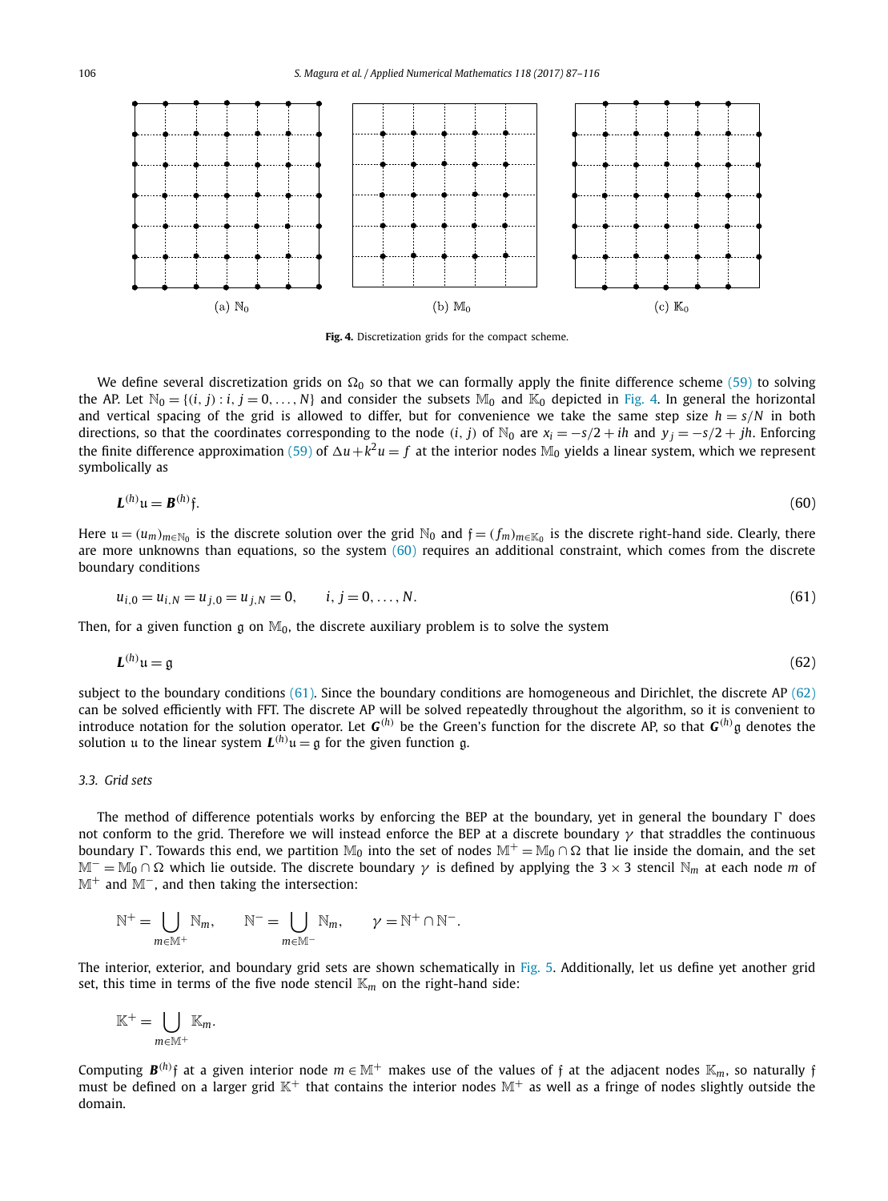(a) $\mathbb{N}_0$ (b) $\mathbb{M}_0$ (c) $\mathbb{K}_0$

**Fig. 4.** Discretization grids for the compact scheme.

We define several discretization grids on $\Omega_0$ so that we can formally apply the finite difference scheme (59) to solving the AP. Let $\mathbb{N}_0 = \{(i, j) : i, j = 0, \ldots, N\}$ and consider the subsets $\mathbb{M}_0$ and $\mathbb{K}_0$ depicted in Fig. 4. In general the horizontal and vertical spacing of the grid is allowed to differ, but for convenience we take the same step size $h = s/N$ in both directions, so that the coordinates corresponding to the node $(i, j)$ of $\mathbb{N}_0$ are $x_i = -s/2 + ih$ and $y_j = -s/2 + jh$. Enforcing the finite difference approximation (59) of $\Delta u + k^2 u = f$ at the interior nodes $\mathbb{M}_0$ yields a linear system, which we represent symbolically as

$$\boldsymbol{L}^{(h)}\mathfrak{u} = \boldsymbol{B}^{(h)}\mathfrak{f}. \tag{60}$$

Here $\mathfrak{u} = (u_m)_{m\in\mathbb{N}_0}$ is the discrete solution over the grid $\mathbb{N}_0$ and $\mathfrak{f} = (f_m)_{m\in\mathbb{K}_0}$ is the discrete right-hand side. Clearly, there are more unknowns than equations, so the system (60) requires an additional constraint, which comes from the discrete boundary conditions

$$u_{i,0} = u_{i,N} = u_{j,0} = u_{j,N} = 0, \qquad i, j = 0, \ldots, N. \tag{61}$$

Then, for a given function $\mathfrak{g}$ on $\mathbb{M}_0$, the discrete auxiliary problem is to solve the system

$$\boldsymbol{L}^{(h)}\mathfrak{u} = \mathfrak{g} \tag{62}$$

subject to the boundary conditions (61). Since the boundary conditions are homogeneous and Dirichlet, the discrete AP (62) can be solved efficiently with FFT. The discrete AP will be solved repeatedly throughout the algorithm, so it is convenient to introduce notation for the solution operator. Let $\boldsymbol{G}^{(h)}$ be the Green's function for the discrete AP, so that $\boldsymbol{G}^{(h)}\mathfrak{g}$ denotes the solution $\mathfrak{u}$ to the linear system $\boldsymbol{L}^{(h)}\mathfrak{u} = \mathfrak{g}$ for the given function $\mathfrak{g}$.

### 3.3. Grid sets

The method of difference potentials works by enforcing the BEP at the boundary, yet in general the boundary $\Gamma$ does not conform to the grid. Therefore we will instead enforce the BEP at a discrete boundary $\gamma$ that straddles the continuous boundary $\Gamma$. Towards this end, we partition $\mathbb{M}_0$ into the set of nodes $\mathbb{M}^+ = \mathbb{M}_0 \cap \Omega$ that lie inside the domain, and the set $\mathbb{M}^- = \mathbb{M}_0 \cap \Omega$ which lie outside. The discrete boundary $\gamma$ is defined by applying the $3 \times 3$ stencil $\mathbb{N}_m$ at each node $m$ of $\mathbb{M}^+$ and $\mathbb{M}^-$, and then taking the intersection:

$$\mathbb{N}^+ = \bigcup_{m\in\mathbb{M}^+} \mathbb{N}_m, \qquad \mathbb{N}^- = \bigcup_{m\in\mathbb{M}^-} \mathbb{N}_m, \qquad \gamma = \mathbb{N}^+ \cap \mathbb{N}^-.$$

The interior, exterior, and boundary grid sets are shown schematically in Fig. 5. Additionally, let us define yet another grid set, this time in terms of the five node stencil $\mathbb{K}_m$ on the right-hand side:

$$\mathbb{K}^+ = \bigcup_{m\in\mathbb{M}^+} \mathbb{K}_m.$$

Computing $\boldsymbol{B}^{(h)}\mathfrak{f}$ at a given interior node $m \in \mathbb{M}^+$ makes use of the values of $\mathfrak{f}$ at the adjacent nodes $\mathbb{K}_m$, so naturally $\mathfrak{f}$ must be defined on a larger grid $\mathbb{K}^+$ that contains the interior nodes $\mathbb{M}^+$ as well as a fringe of nodes slightly outside the domain.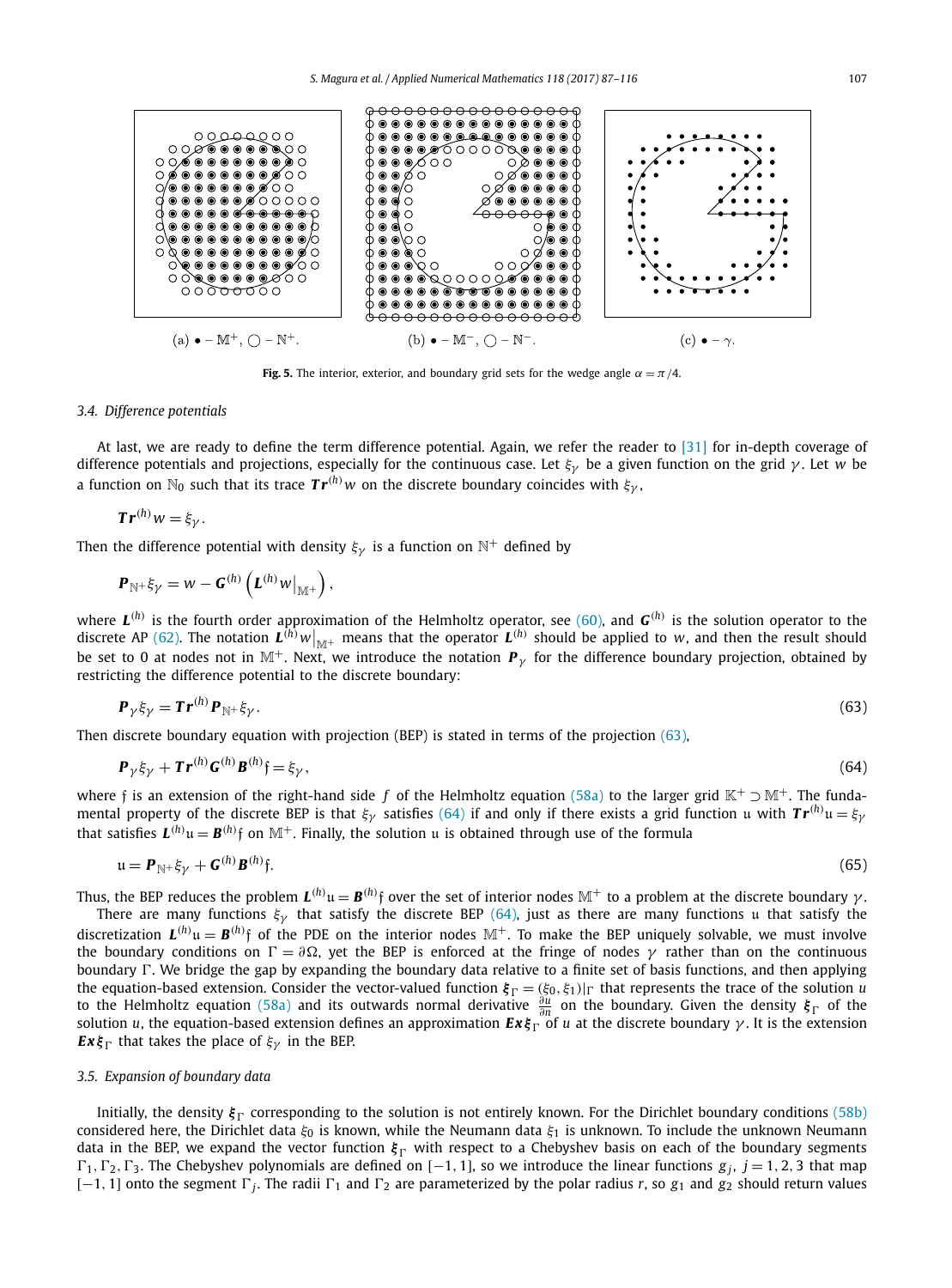(a) $\bullet$ – $\mathbb{M}^+$, $\bigcirc$ – $\mathbb{N}^+$.  (b) $\bullet$ – $\mathbb{M}^-$, $\bigcirc$ – $\mathbb{N}^-$.  (c) $\bullet$ – $\gamma$.

**Fig. 5.** The interior, exterior, and boundary grid sets for the wedge angle $\alpha = \pi/4$.

### 3.4. Difference potentials

At last, we are ready to define the term difference potential. Again, we refer the reader to [31] for in-depth coverage of difference potentials and projections, especially for the continuous case. Let $\xi_\gamma$ be a given function on the grid $\gamma$. Let $w$ be a function on $\mathbb{N}_0$ such that its trace $\boldsymbol{Tr}^{(h)} w$ on the discrete boundary coincides with $\xi_\gamma$,

$$\boldsymbol{Tr}^{(h)} w = \xi_\gamma.$$

Then the difference potential with density $\xi_\gamma$ is a function on $\mathbb{N}^+$ defined by

$$\boldsymbol{P}_{\mathbb{N}^+} \xi_\gamma = w - \boldsymbol{G}^{(h)} \left( \boldsymbol{L}^{(h)} w\big|_{\mathbb{M}^+} \right),$$

where $\boldsymbol{L}^{(h)}$ is the fourth order approximation of the Helmholtz operator, see (60), and $\boldsymbol{G}^{(h)}$ is the solution operator to the discrete AP (62). The notation $\boldsymbol{L}^{(h)} w\big|_{\mathbb{M}^+}$ means that the operator $\boldsymbol{L}^{(h)}$ should be applied to $w$, and then the result should be set to 0 at nodes not in $\mathbb{M}^+$. Next, we introduce the notation $\boldsymbol{P}_\gamma$ for the difference boundary projection, obtained by restricting the difference potential to the discrete boundary:

$$\boldsymbol{P}_\gamma \xi_\gamma = \boldsymbol{Tr}^{(h)} \boldsymbol{P}_{\mathbb{N}^+} \xi_\gamma. \tag{63}$$

Then discrete boundary equation with projection (BEP) is stated in terms of the projection (63),

$$\boldsymbol{P}_\gamma \xi_\gamma + \boldsymbol{Tr}^{(h)} \boldsymbol{G}^{(h)} \boldsymbol{B}^{(h)} \mathfrak{f} = \xi_\gamma, \tag{64}$$

where $\mathfrak{f}$ is an extension of the right-hand side $f$ of the Helmholtz equation (58a) to the larger grid $\mathbb{K}^+ \supset \mathbb{M}^+$. The fundamental property of the discrete BEP is that $\xi_\gamma$ satisfies (64) if and only if there exists a grid function $\mathfrak{u}$ with $\boldsymbol{Tr}^{(h)} \mathfrak{u} = \xi_\gamma$ that satisfies $\boldsymbol{L}^{(h)} \mathfrak{u} = \boldsymbol{B}^{(h)} \mathfrak{f}$ on $\mathbb{M}^+$. Finally, the solution $\mathfrak{u}$ is obtained through use of the formula

$$\mathfrak{u} = \boldsymbol{P}_{\mathbb{N}^+} \xi_\gamma + \boldsymbol{G}^{(h)} \boldsymbol{B}^{(h)} \mathfrak{f}. \tag{65}$$

Thus, the BEP reduces the problem $\boldsymbol{L}^{(h)} \mathfrak{u} = \boldsymbol{B}^{(h)} \mathfrak{f}$ over the set of interior nodes $\mathbb{M}^+$ to a problem at the discrete boundary $\gamma$.

There are many functions $\xi_\gamma$ that satisfy the discrete BEP (64), just as there are many functions $\mathfrak{u}$ that satisfy the discretization $\boldsymbol{L}^{(h)} \mathfrak{u} = \boldsymbol{B}^{(h)} \mathfrak{f}$ of the PDE on the interior nodes $\mathbb{M}^+$. To make the BEP uniquely solvable, we must involve the boundary conditions on $\Gamma = \partial\Omega$, yet the BEP is enforced at the fringe of nodes $\gamma$ rather than on the continuous boundary $\Gamma$. We bridge the gap by expanding the boundary data relative to a finite set of basis functions, and then applying the equation-based extension. Consider the vector-valued function $\boldsymbol{\xi}_\Gamma = (\xi_0, \xi_1)|_\Gamma$ that represents the trace of the solution $u$ to the Helmholtz equation (58a) and its outwards normal derivative $\frac{\partial u}{\partial n}$ on the boundary. Given the density $\boldsymbol{\xi}_\Gamma$ of the solution $u$, the equation-based extension defines an approximation $\boldsymbol{Ex}\boldsymbol{\xi}_\Gamma$ of $u$ at the discrete boundary $\gamma$. It is the extension $\boldsymbol{Ex}\boldsymbol{\xi}_\Gamma$ that takes the place of $\xi_\gamma$ in the BEP.

### 3.5. Expansion of boundary data

Initially, the density $\boldsymbol{\xi}_\Gamma$ corresponding to the solution is not entirely known. For the Dirichlet boundary conditions (58b) considered here, the Dirichlet data $\xi_0$ is known, while the Neumann data $\xi_1$ is unknown. To include the unknown Neumann data in the BEP, we expand the vector function $\boldsymbol{\xi}_\Gamma$ with respect to a Chebyshev basis on each of the boundary segments $\Gamma_1, \Gamma_2, \Gamma_3$. The Chebyshev polynomials are defined on $[-1, 1]$, so we introduce the linear functions $g_j$, $j = 1, 2, 3$ that map $[-1, 1]$ onto the segment $\Gamma_j$. The radii $\Gamma_1$ and $\Gamma_2$ are parameterized by the polar radius $r$, so $g_1$ and $g_2$ should return values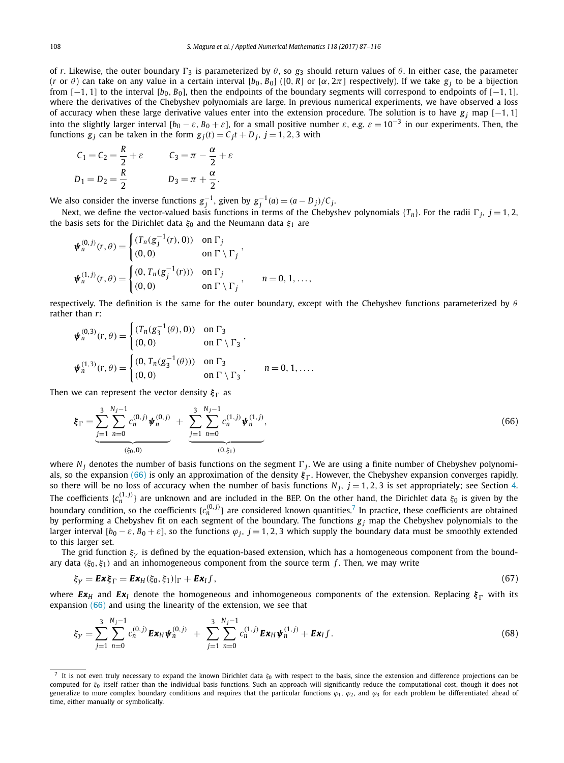of $r$. Likewise, the outer boundary $\Gamma_3$ is parameterized by $\theta$, so $g_3$ should return values of $\theta$. In either case, the parameter ($r$ or $\theta$) can take on any value in a certain interval $[b_0, B_0]$ ($[0, R]$ or $[\alpha, 2\pi]$ respectively). If we take $g_j$ to be a bijection from $[-1, 1]$ to the interval $[b_0, B_0]$, then the endpoints of the boundary segments will correspond to endpoints of $[-1, 1]$, where the derivatives of the Chebyshev polynomials are large. In previous numerical experiments, we have observed a loss of accuracy when these large derivative values enter into the extension procedure. The solution is to have $g_j$ map $[-1, 1]$ into the slightly larger interval $[b_0 - \varepsilon, B_0 + \varepsilon]$, for a small positive number $\varepsilon$, e.g. $\varepsilon = 10^{-3}$ in our experiments. Then, the functions $g_j$ can be taken in the form $g_j(t) = C_j t + D_j$, $j = 1, 2, 3$ with

$$
\begin{aligned}
C_1 = C_2 &= \frac{R}{2} + \varepsilon \qquad & C_3 &= \pi - \frac{\alpha}{2} + \varepsilon \\
D_1 = D_2 &= \frac{R}{2} \qquad & D_3 &= \pi + \frac{\alpha}{2}.
\end{aligned}
$$

We also consider the inverse functions $g_j^{-1}$, given by $g_j^{-1}(a) = (a - D_j)/C_j$.

Next, we define the vector-valued basis functions in terms of the Chebyshev polynomials $\{T_n\}$. For the radii $\Gamma_j$, $j = 1, 2$, the basis sets for the Dirichlet data $\xi_0$ and the Neumann data $\xi_1$ are

$$
\begin{aligned}
\boldsymbol{\psi}_n^{(0,j)}(r,\theta) &= \begin{cases} (T_n(g_j^{-1}(r)), 0)) & \text{on } \Gamma_j \\ (0,0) & \text{on } \Gamma \setminus \Gamma_j \end{cases}, \\
\boldsymbol{\psi}_n^{(1,j)}(r,\theta) &= \begin{cases} (0, T_n(g_j^{-1}(r))) & \text{on } \Gamma_j \\ (0,0) & \text{on } \Gamma \setminus \Gamma_j \end{cases}, \qquad n = 0, 1, \ldots,
\end{aligned}
$$

respectively. The definition is the same for the outer boundary, except with the Chebyshev functions parameterized by $\theta$ rather than $r$:

$$
\begin{aligned}
\boldsymbol{\psi}_n^{(0,3)}(r,\theta) &= \begin{cases} (T_n(g_3^{-1}(\theta)), 0)) & \text{on } \Gamma_3 \\ (0,0) & \text{on } \Gamma \setminus \Gamma_3 \end{cases}, \\
\boldsymbol{\psi}_n^{(1,3)}(r,\theta) &= \begin{cases} (0, T_n(g_3^{-1}(\theta))) & \text{on } \Gamma_3 \\ (0,0) & \text{on } \Gamma \setminus \Gamma_3 \end{cases}, \qquad n = 0, 1, \ldots.
\end{aligned}
$$

Then we can represent the vector density $\boldsymbol{\xi}_\Gamma$ as

$$
\boldsymbol{\xi}_\Gamma = \underbrace{\sum_{j=1}^{3} \sum_{n=0}^{N_j - 1} c_n^{(0,j)} \boldsymbol{\psi}_n^{(0,j)}}_{(\xi_0, 0)} \; + \; \underbrace{\sum_{j=1}^{3} \sum_{n=0}^{N_j - 1} c_n^{(1,j)} \boldsymbol{\psi}_n^{(1,j)}}_{(0, \xi_1)}, \tag{66}
$$

where $N_j$ denotes the number of basis functions on the segment $\Gamma_j$. We are using a finite number of Chebyshev polynomials, so the expansion (66) is only an approximation of the density $\boldsymbol{\xi}_\Gamma$. However, the Chebyshev expansion converges rapidly, so there will be no loss of accuracy when the number of basis functions $N_j$, $j = 1, 2, 3$ is set appropriately; see Section 4. The coefficients $\{c_n^{(1,j)}\}$ are unknown and are included in the BEP. On the other hand, the Dirichlet data $\xi_0$ is given by the boundary condition, so the coefficients $\{c_n^{(0,j)}\}$ are considered known quantities.[7] In practice, these coefficients are obtained by performing a Chebyshev fit on each segment of the boundary. The functions $g_j$ map the Chebyshev polynomials to the larger interval $[b_0 - \varepsilon, B_0 + \varepsilon]$, so the functions $\varphi_j$, $j = 1, 2, 3$ which supply the boundary data must be smoothly extended to this larger set.

The grid function $\xi_\gamma$ is defined by the equation-based extension, which has a homogeneous component from the boundary data $(\xi_0, \xi_1)$ and an inhomogeneous component from the source term $f$. Then, we may write

$$
\xi_\gamma = \boldsymbol{Ex}\,\boldsymbol{\xi}_\Gamma = \boldsymbol{Ex}_H(\xi_0, \xi_1)|_\Gamma + \boldsymbol{Ex}_I f, \tag{67}
$$

where $\boldsymbol{Ex}_H$ and $\boldsymbol{Ex}_I$ denote the homogeneous and inhomogeneous components of the extension. Replacing $\boldsymbol{\xi}_\Gamma$ with its expansion (66) and using the linearity of the extension, we see that

$$
\xi_\gamma = \sum_{j=1}^{3} \sum_{n=0}^{N_j - 1} c_n^{(0,j)} \boldsymbol{Ex}_H \boldsymbol{\psi}_n^{(0,j)} \; + \; \sum_{j=1}^{3} \sum_{n=0}^{N_j - 1} c_n^{(1,j)} \boldsymbol{Ex}_H \boldsymbol{\psi}_n^{(1,j)} + \boldsymbol{Ex}_I f. \tag{68}
$$

[7] It is not even truly necessary to expand the known Dirichlet data $\xi_0$ with respect to the basis, since the extension and difference projections can be computed for $\xi_0$ itself rather than the individual basis functions. Such an approach will significantly reduce the computational cost, though it does not generalize to more complex boundary conditions and requires that the particular functions $\varphi_1$, $\varphi_2$, and $\varphi_3$ for each problem be differentiated ahead of time, either manually or symbolically.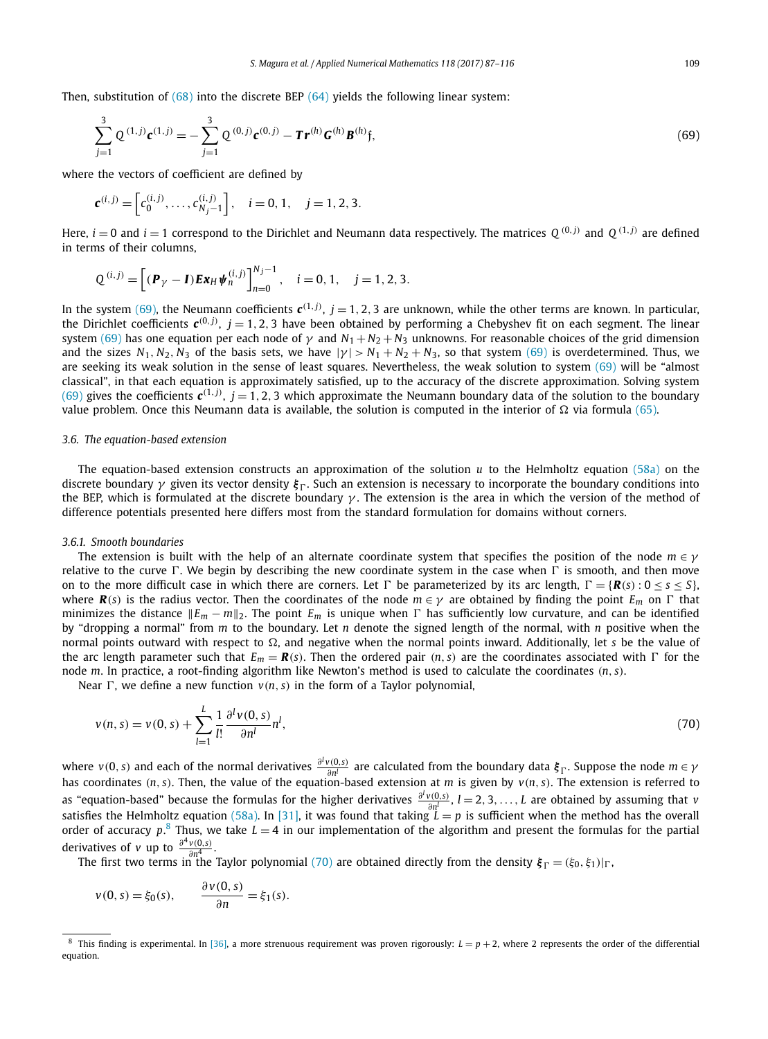Then, substitution of (68) into the discrete BEP (64) yields the following linear system:

$$\sum_{j=1}^{3} Q^{(1,j)}\boldsymbol{c}^{(1,j)} = -\sum_{j=1}^{3} Q^{(0,j)}\boldsymbol{c}^{(0,j)} - \boldsymbol{Tr}^{(h)}\boldsymbol{G}^{(h)}\boldsymbol{B}^{(h)}\mathfrak{f}, \tag{69}$$

where the vectors of coefficient are defined by

$$\boldsymbol{c}^{(i,j)} = \left[c_0^{(i,j)}, \ldots, c_{N_j-1}^{(i,j)}\right], \quad i = 0, 1, \quad j = 1, 2, 3.$$

Here, $i = 0$ and $i = 1$ correspond to the Dirichlet and Neumann data respectively. The matrices $Q^{(0,j)}$ and $Q^{(1,j)}$ are defined in terms of their columns,

$$Q^{(i,j)} = \left[(\boldsymbol{P}_\gamma - \boldsymbol{I})\boldsymbol{Ex}_H \boldsymbol{\psi}_n^{(i,j)}\right]_{n=0}^{N_j-1}, \quad i = 0, 1, \quad j = 1, 2, 3.$$

In the system (69), the Neumann coefficients $\boldsymbol{c}^{(1,j)}$, $j = 1, 2, 3$ are unknown, while the other terms are known. In particular, the Dirichlet coefficients $\boldsymbol{c}^{(0,j)}$, $j = 1, 2, 3$ have been obtained by performing a Chebyshev fit on each segment. The linear system (69) has one equation per each node of $\gamma$ and $N_1 + N_2 + N_3$ unknowns. For reasonable choices of the grid dimension and the sizes $N_1, N_2, N_3$ of the basis sets, we have $|\gamma| > N_1 + N_2 + N_3$, so that system (69) is overdetermined. Thus, we are seeking its weak solution in the sense of least squares. Nevertheless, the weak solution to system (69) will be "almost classical", in that each equation is approximately satisfied, up to the accuracy of the discrete approximation. Solving system (69) gives the coefficients $\boldsymbol{c}^{(1,j)}$, $j = 1, 2, 3$ which approximate the Neumann boundary data of the solution to the boundary value problem. Once this Neumann data is available, the solution is computed in the interior of $\Omega$ via formula (65).

### 3.6. The equation-based extension

The equation-based extension constructs an approximation of the solution $u$ to the Helmholtz equation (58a) on the discrete boundary $\gamma$ given its vector density $\boldsymbol{\xi}_\Gamma$. Such an extension is necessary to incorporate the boundary conditions into the BEP, which is formulated at the discrete boundary $\gamma$. The extension is the area in which the version of the method of difference potentials presented here differs most from the standard formulation for domains without corners.

#### 3.6.1. Smooth boundaries

The extension is built with the help of an alternate coordinate system that specifies the position of the node $m \in \gamma$ relative to the curve $\Gamma$. We begin by describing the new coordinate system in the case when $\Gamma$ is smooth, and then move on to the more difficult case in which there are corners. Let $\Gamma$ be parameterized by its arc length, $\Gamma = \{\boldsymbol{R}(s) : 0 \le s \le S\}$, where $\boldsymbol{R}(s)$ is the radius vector. Then the coordinates of the node $m \in \gamma$ are obtained by finding the point $E_m$ on $\Gamma$ that minimizes the distance $\|E_m - m\|_2$. The point $E_m$ is unique when $\Gamma$ has sufficiently low curvature, and can be identified by "dropping a normal" from $m$ to the boundary. Let $n$ denote the signed length of the normal, with $n$ positive when the normal points outward with respect to $\Omega$, and negative when the normal points inward. Additionally, let $s$ be the value of the arc length parameter such that $E_m = \boldsymbol{R}(s)$. Then the ordered pair $(n, s)$ are the coordinates associated with $\Gamma$ for the node $m$. In practice, a root-finding algorithm like Newton's method is used to calculate the coordinates $(n, s)$.

Near $\Gamma$, we define a new function $v(n, s)$ in the form of a Taylor polynomial,

$$v(n, s) = v(0, s) + \sum_{l=1}^{L} \frac{1}{l!}\frac{\partial^l v(0, s)}{\partial n^l} n^l, \tag{70}$$

where $v(0, s)$ and each of the normal derivatives $\frac{\partial^l v(0,s)}{\partial n^l}$ are calculated from the boundary data $\boldsymbol{\xi}_\Gamma$. Suppose the node $m \in \gamma$ has coordinates $(n, s)$. Then, the value of the equation-based extension at $m$ is given by $v(n, s)$. The extension is referred to as "equation-based" because the formulas for the higher derivatives $\frac{\partial^l v(0,s)}{\partial n^l}$, $l = 2, 3, \ldots, L$ are obtained by assuming that $v$ satisfies the Helmholtz equation (58a). In [31], it was found that taking $L = p$ is sufficient when the method has the overall order of accuracy $p$.[8] Thus, we take $L = 4$ in our implementation of the algorithm and present the formulas for the partial derivatives of $v$ up to $\frac{\partial^4 v(0,s)}{\partial n^4}$.

The first two terms in the Taylor polynomial (70) are obtained directly from the density $\boldsymbol{\xi}_\Gamma = (\xi_0, \xi_1)|_\Gamma$,

$$v(0, s) = \xi_0(s), \qquad \frac{\partial v(0, s)}{\partial n} = \xi_1(s).$$

[8] This finding is experimental. In [36], a more strenuous requirement was proven rigorously: $L = p + 2$, where 2 represents the order of the differential equation.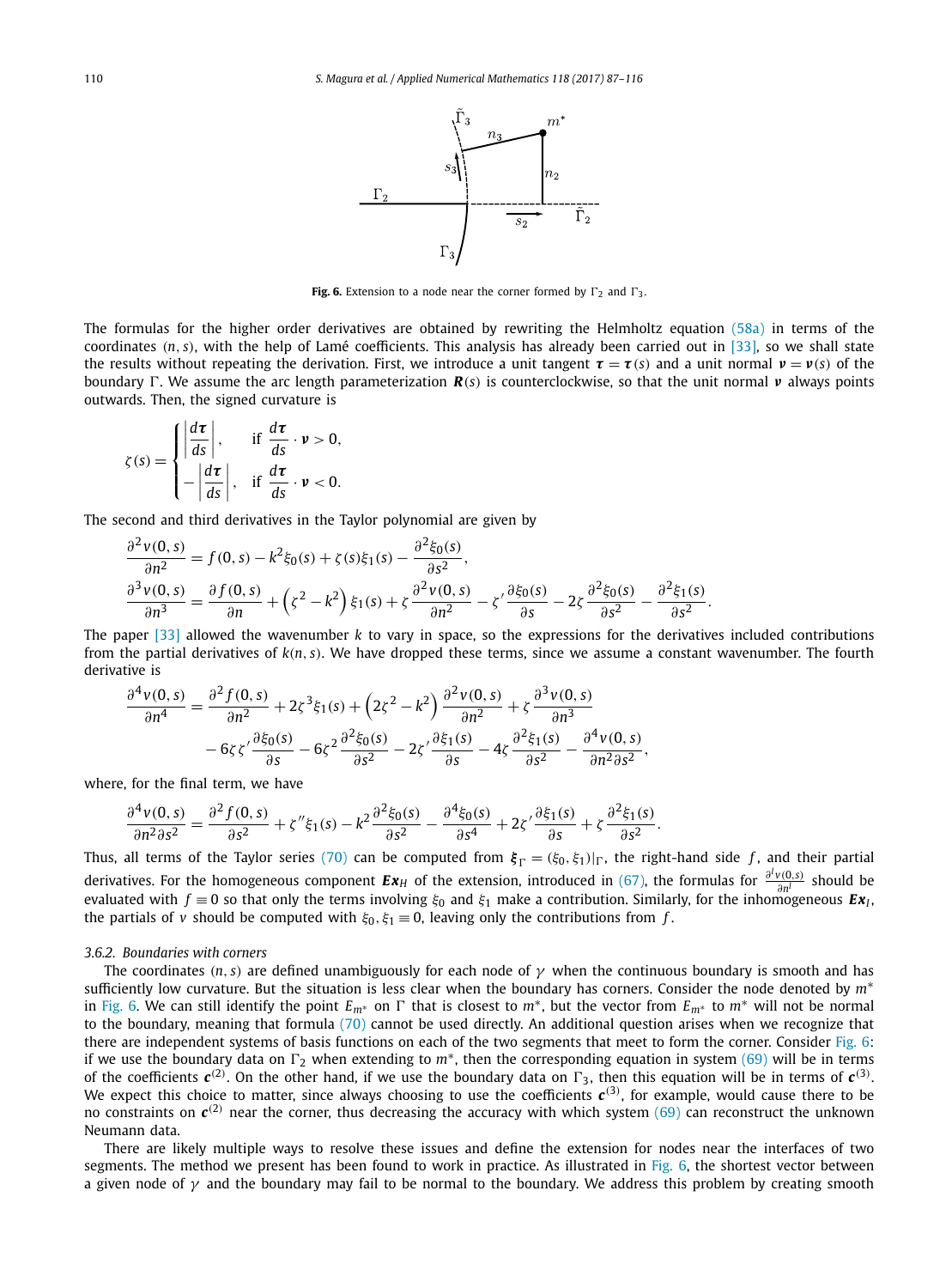**Fig. 6.** Extension to a node near the corner formed by $\Gamma_2$ and $\Gamma_3$.

The formulas for the higher order derivatives are obtained by rewriting the Helmholtz equation (58a) in terms of the coordinates $(n, s)$, with the help of Lamé coefficients. This analysis has already been carried out in [33], so we shall state the results without repeating the derivation. First, we introduce a unit tangent $\boldsymbol{\tau} = \boldsymbol{\tau}(s)$ and a unit normal $\boldsymbol{\nu} = \boldsymbol{\nu}(s)$ of the boundary $\Gamma$. We assume the arc length parameterization $\boldsymbol{R}(s)$ is counterclockwise, so that the unit normal $\boldsymbol{\nu}$ always points outwards. Then, the signed curvature is

$$\zeta(s) = \begin{cases} \left|\dfrac{d\boldsymbol{\tau}}{ds}\right|, & \text{if } \dfrac{d\boldsymbol{\tau}}{ds}\cdot\boldsymbol{\nu} > 0, \\[2ex] -\left|\dfrac{d\boldsymbol{\tau}}{ds}\right|, & \text{if } \dfrac{d\boldsymbol{\tau}}{ds}\cdot\boldsymbol{\nu} < 0. \end{cases}$$

The second and third derivatives in the Taylor polynomial are given by

$$\frac{\partial^2 v(0,s)}{\partial n^2} = f(0,s) - k^2\xi_0(s) + \zeta(s)\xi_1(s) - \frac{\partial^2 \xi_0(s)}{\partial s^2},$$
$$\frac{\partial^3 v(0,s)}{\partial n^3} = \frac{\partial f(0,s)}{\partial n} + \left(\zeta^2 - k^2\right)\xi_1(s) + \zeta\frac{\partial^2 v(0,s)}{\partial n^2} - \zeta'\frac{\partial \xi_0(s)}{\partial s} - 2\zeta\frac{\partial^2 \xi_0(s)}{\partial s^2} - \frac{\partial^2 \xi_1(s)}{\partial s^2}.$$

The paper [33] allowed the wavenumber $k$ to vary in space, so the expressions for the derivatives included contributions from the partial derivatives of $k(n, s)$. We have dropped these terms, since we assume a constant wavenumber. The fourth derivative is

$$\frac{\partial^4 v(0,s)}{\partial n^4} = \frac{\partial^2 f(0,s)}{\partial n^2} + 2\zeta^3\xi_1(s) + \left(2\zeta^2 - k^2\right)\frac{\partial^2 v(0,s)}{\partial n^2} + \zeta\frac{\partial^3 v(0,s)}{\partial n^3}$$
$$- 6\zeta\zeta'\frac{\partial \xi_0(s)}{\partial s} - 6\zeta^2\frac{\partial^2 \xi_0(s)}{\partial s^2} - 2\zeta'\frac{\partial \xi_1(s)}{\partial s} - 4\zeta\frac{\partial^2 \xi_1(s)}{\partial s^2} - \frac{\partial^4 v(0,s)}{\partial n^2 \partial s^2},$$

where, for the final term, we have

$$\frac{\partial^4 v(0,s)}{\partial n^2 \partial s^2} = \frac{\partial^2 f(0,s)}{\partial s^2} + \zeta''\xi_1(s) - k^2\frac{\partial^2 \xi_0(s)}{\partial s^2} - \frac{\partial^4 \xi_0(s)}{\partial s^4} + 2\zeta'\frac{\partial \xi_1(s)}{\partial s} + \zeta\frac{\partial^2 \xi_1(s)}{\partial s^2}.$$

Thus, all terms of the Taylor series (70) can be computed from $\boldsymbol{\xi}_\Gamma = (\xi_0, \xi_1)|_\Gamma$, the right-hand side $f$, and their partial derivatives. For the homogeneous component $\boldsymbol{Ex}_H$ of the extension, introduced in (67), the formulas for $\frac{\partial^l v(0,s)}{\partial n^l}$ should be evaluated with $f \equiv 0$ so that only the terms involving $\xi_0$ and $\xi_1$ make a contribution. Similarly, for the inhomogeneous $\boldsymbol{Ex}_I$, the partials of $v$ should be computed with $\xi_0, \xi_1 \equiv 0$, leaving only the contributions from $f$.

### 3.6.2. Boundaries with corners

The coordinates $(n, s)$ are defined unambiguously for each node of $\gamma$ when the continuous boundary is smooth and has sufficiently low curvature. But the situation is less clear when the boundary has corners. Consider the node denoted by $m^*$ in Fig. 6. We can still identify the point $E_{m^*}$ on $\Gamma$ that is closest to $m^*$, but the vector from $E_{m^*}$ to $m^*$ will not be normal to the boundary, meaning that formula (70) cannot be used directly. An additional question arises when we recognize that there are independent systems of basis functions on each of the two segments that meet to form the corner. Consider Fig. 6: if we use the boundary data on $\Gamma_2$ when extending to $m^*$, then the corresponding equation in system (69) will be in terms of the coefficients $\boldsymbol{c}^{(2)}$. On the other hand, if we use the boundary data on $\Gamma_3$, then this equation will be in terms of $\boldsymbol{c}^{(3)}$. We expect this choice to matter, since always choosing to use the coefficients $\boldsymbol{c}^{(3)}$, for example, would cause there to be no constraints on $\boldsymbol{c}^{(2)}$ near the corner, thus decreasing the accuracy with which system (69) can reconstruct the unknown Neumann data.

There are likely multiple ways to resolve these issues and define the extension for nodes near the interfaces of two segments. The method we present has been found to work in practice. As illustrated in Fig. 6, the shortest vector between a given node of $\gamma$ and the boundary may fail to be normal to the boundary. We address this problem by creating smooth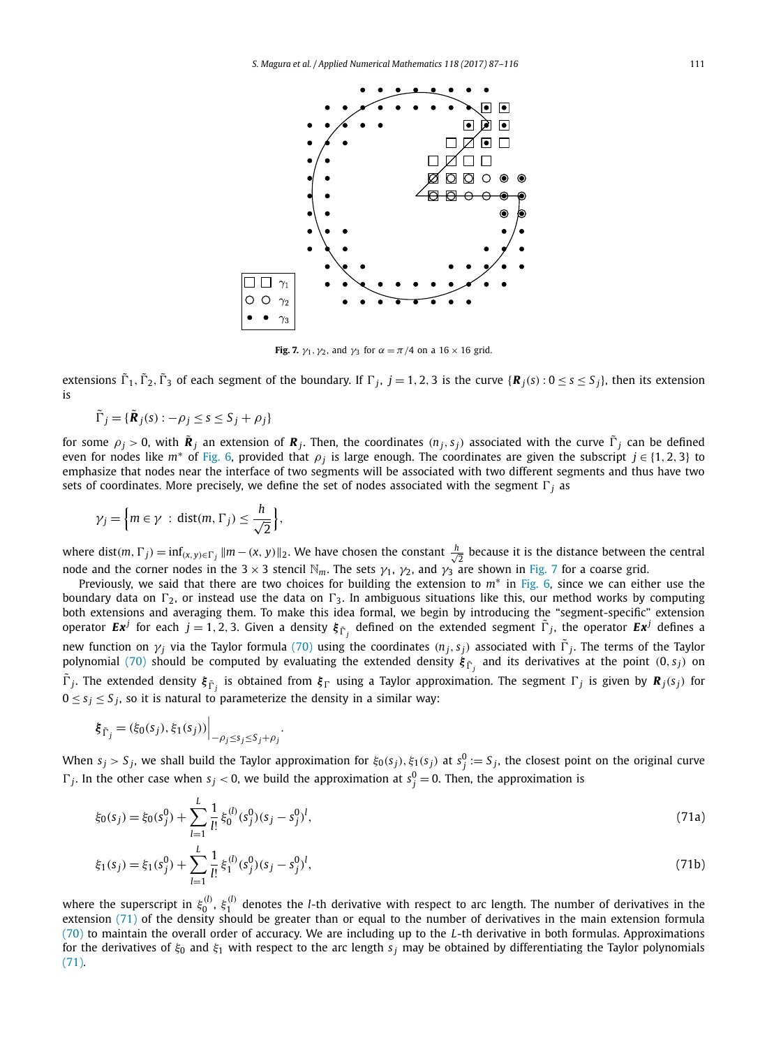**Fig. 7.** $\gamma_1$, $\gamma_2$, and $\gamma_3$ for $\alpha = \pi/4$ on a $16 \times 16$ grid.

extensions $\tilde{\Gamma}_1, \tilde{\Gamma}_2, \tilde{\Gamma}_3$ of each segment of the boundary. If $\Gamma_j$, $j = 1, 2, 3$ is the curve $\{\boldsymbol{R}_j(s) : 0 \le s \le S_j\}$, then its extension is

$$\tilde{\Gamma}_j = \{\tilde{\boldsymbol{R}}_j(s) : -\rho_j \le s \le S_j + \rho_j\}$$

for some $\rho_j > 0$, with $\tilde{\boldsymbol{R}}_j$ an extension of $\boldsymbol{R}_j$. Then, the coordinates $(n_j, s_j)$ associated with the curve $\tilde{\Gamma}_j$ can be defined even for nodes like $m^*$ of Fig. 6, provided that $\rho_j$ is large enough. The coordinates are given the subscript $j \in \{1, 2, 3\}$ to emphasize that nodes near the interface of two segments will be associated with two different segments and thus have two sets of coordinates. More precisely, we define the set of nodes associated with the segment $\Gamma_j$ as

$$\gamma_j = \left\{ m \in \gamma \;:\; \operatorname{dist}(m, \Gamma_j) \le \frac{h}{\sqrt{2}} \right\},$$

where $\operatorname{dist}(m, \Gamma_j) = \inf_{(x,y)\in\Gamma_j} \|m - (x, y)\|_2$. We have chosen the constant $\frac{h}{\sqrt{2}}$ because it is the distance between the central node and the corner nodes in the $3 \times 3$ stencil $\mathbb{N}_m$. The sets $\gamma_1$, $\gamma_2$, and $\gamma_3$ are shown in Fig. 7 for a coarse grid.

Previously, we said that there are two choices for building the extension to $m^*$ in Fig. 6, since we can either use the boundary data on $\Gamma_2$, or instead use the data on $\Gamma_3$. In ambiguous situations like this, our method works by computing both extensions and averaging them. To make this idea formal, we begin by introducing the "segment-specific" extension operator $\boldsymbol{Ex}^j$ for each $j = 1, 2, 3$. Given a density $\boldsymbol{\xi}_{\tilde{\Gamma}_j}$ defined on the extended segment $\tilde{\Gamma}_j$, the operator $\boldsymbol{Ex}^j$ defines a new function on $\gamma_j$ via the Taylor formula (70) using the coordinates $(n_j, s_j)$ associated with $\tilde{\Gamma}_j$. The terms of the Taylor polynomial (70) should be computed by evaluating the extended density $\boldsymbol{\xi}_{\tilde{\Gamma}_j}$ and its derivatives at the point $(0, s_j)$ on $\tilde{\Gamma}_j$. The extended density $\boldsymbol{\xi}_{\tilde{\Gamma}_j}$ is obtained from $\boldsymbol{\xi}_{\Gamma}$ using a Taylor approximation. The segment $\Gamma_j$ is given by $\boldsymbol{R}_j(s_j)$ for $0 \le s_j \le S_j$, so it is natural to parameterize the density in a similar way:

$$\boldsymbol{\xi}_{\tilde{\Gamma}_j} = (\xi_0(s_j), \xi_1(s_j))\Big|_{-\rho_j \le s_j \le S_j + \rho_j}.$$

When $s_j > S_j$, we shall build the Taylor approximation for $\xi_0(s_j), \xi_1(s_j)$ at $s_j^0 := S_j$, the closest point on the original curve $\Gamma_j$. In the other case when $s_j < 0$, we build the approximation at $s_j^0 = 0$. Then, the approximation is

$$\xi_0(s_j) = \xi_0(s_j^0) + \sum_{l=1}^{L} \frac{1}{l!}\, \xi_0^{(l)}(s_j^0)(s_j - s_j^0)^l, \tag{71a}$$

$$\xi_1(s_j) = \xi_1(s_j^0) + \sum_{l=1}^{L} \frac{1}{l!}\, \xi_1^{(l)}(s_j^0)(s_j - s_j^0)^l, \tag{71b}$$

where the superscript in $\xi_0^{(l)}$, $\xi_1^{(l)}$ denotes the $l$-th derivative with respect to arc length. The number of derivatives in the extension (71) of the density should be greater than or equal to the number of derivatives in the main extension formula (70) to maintain the overall order of accuracy. We are including up to the $L$-th derivative in both formulas. Approximations for the derivatives of $\xi_0$ and $\xi_1$ with respect to the arc length $s_j$ may be obtained by differentiating the Taylor polynomials (71).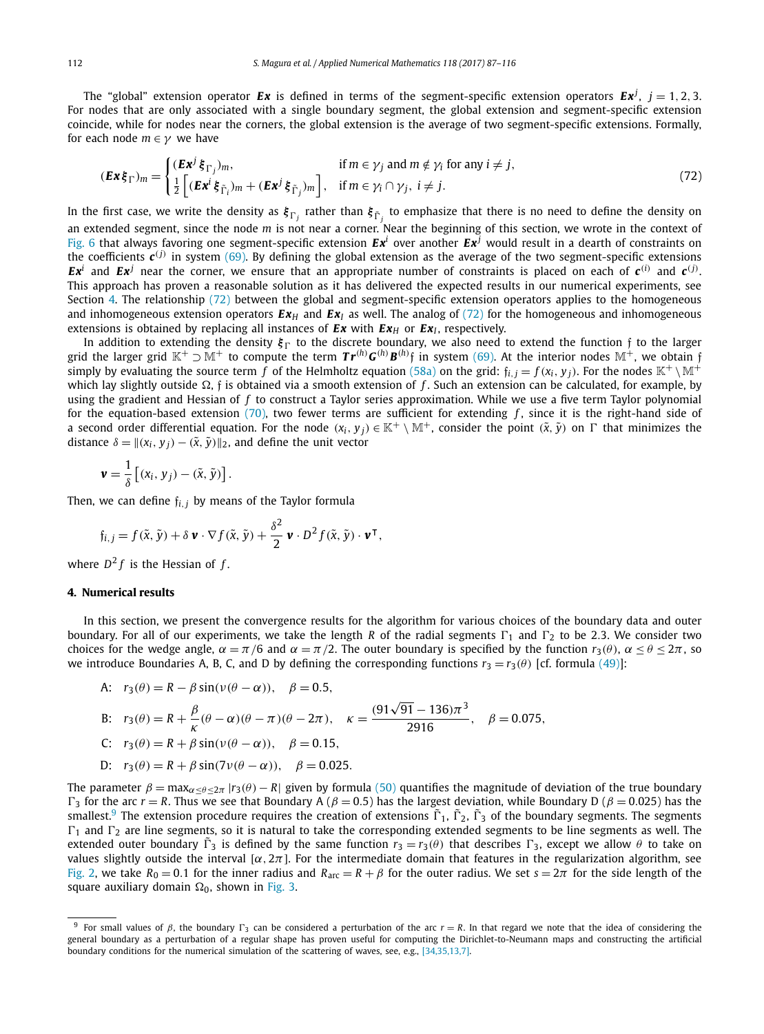The "global" extension operator $\boldsymbol{Ex}$ is defined in terms of the segment-specific extension operators $\boldsymbol{Ex}^j$, $j = 1, 2, 3$. For nodes that are only associated with a single boundary segment, the global extension and segment-specific extension coincide, while for nodes near the corners, the global extension is the average of two segment-specific extensions. Formally, for each node $m \in \gamma$ we have

$$(\boldsymbol{Ex}\,\boldsymbol{\xi}_\Gamma)_m = \begin{cases} (\boldsymbol{Ex}^j\,\boldsymbol{\xi}_{\Gamma_j})_m, & \text{if } m \in \gamma_j \text{ and } m \notin \gamma_i \text{ for any } i \neq j, \\ \frac{1}{2}\left[(\boldsymbol{Ex}^i\,\boldsymbol{\xi}_{\tilde{\Gamma}_i})_m + (\boldsymbol{Ex}^j\,\boldsymbol{\xi}_{\tilde{\Gamma}_j})_m\right], & \text{if } m \in \gamma_i \cap \gamma_j,\ i \neq j. \end{cases} \tag{72}$$

In the first case, we write the density as $\boldsymbol{\xi}_{\Gamma_j}$ rather than $\boldsymbol{\xi}_{\tilde{\Gamma}_j}$ to emphasize that there is no need to define the density on an extended segment, since the node $m$ is not near a corner. Near the beginning of this section, we wrote in the context of Fig. 6 that always favoring one segment-specific extension $\boldsymbol{Ex}^i$ over another $\boldsymbol{Ex}^j$ would result in a dearth of constraints on the coefficients $\boldsymbol{c}^{(j)}$ in system (69). By defining the global extension as the average of the two segment-specific extensions $\boldsymbol{Ex}^i$ and $\boldsymbol{Ex}^j$ near the corner, we ensure that an appropriate number of constraints is placed on each of $\boldsymbol{c}^{(i)}$ and $\boldsymbol{c}^{(j)}$. This approach has proven a reasonable solution as it has delivered the expected results in our numerical experiments, see Section 4. The relationship (72) between the global and segment-specific extension operators applies to the homogeneous and inhomogeneous extension operators $\boldsymbol{Ex}_H$ and $\boldsymbol{Ex}_I$ as well. The analog of (72) for the homogeneous and inhomogeneous extensions is obtained by replacing all instances of $\boldsymbol{Ex}$ with $\boldsymbol{Ex}_H$ or $\boldsymbol{Ex}_I$, respectively.

In addition to extending the density $\boldsymbol{\xi}_\Gamma$ to the discrete boundary, we also need to extend the function $\mathfrak{f}$ to the larger grid the larger grid $\mathbb{K}^+ \supset \mathbb{M}^+$ to compute the term $\boldsymbol{Tr}^{(h)}\boldsymbol{G}^{(h)}\boldsymbol{B}^{(h)}\mathfrak{f}$ in system (69). At the interior nodes $\mathbb{M}^+$, we obtain $\mathfrak{f}$ simply by evaluating the source term $f$ of the Helmholtz equation (58a) on the grid: $\mathfrak{f}_{i,j} = f(x_i, y_j)$. For the nodes $\mathbb{K}^+ \setminus \mathbb{M}^+$ which lay slightly outside $\Omega$, $\mathfrak{f}$ is obtained via a smooth extension of $f$. Such an extension can be calculated, for example, by using the gradient and Hessian of $f$ to construct a Taylor series approximation. While we use a five term Taylor polynomial for the equation-based extension (70), two fewer terms are sufficient for extending $f$, since it is the right-hand side of a second order differential equation. For the node $(x_i, y_j) \in \mathbb{K}^+ \setminus \mathbb{M}^+$, consider the point $(\tilde{x}, \tilde{y})$ on $\Gamma$ that minimizes the distance $\delta = \|(x_i, y_j) - (\tilde{x}, \tilde{y})\|_2$, and define the unit vector

$$\boldsymbol{v} = \frac{1}{\delta}\left[(x_i, y_j) - (\tilde{x}, \tilde{y})\right].$$

Then, we can define $\mathfrak{f}_{i,j}$ by means of the Taylor formula

$$\mathfrak{f}_{i,j} = f(\tilde{x}, \tilde{y}) + \delta\, \boldsymbol{v} \cdot \nabla f(\tilde{x}, \tilde{y}) + \frac{\delta^2}{2}\, \boldsymbol{v} \cdot D^2 f(\tilde{x}, \tilde{y}) \cdot \boldsymbol{v}^\mathsf{T},$$

where $D^2 f$ is the Hessian of $f$.

## 4. Numerical results

In this section, we present the convergence results for the algorithm for various choices of the boundary data and outer boundary. For all of our experiments, we take the length $R$ of the radial segments $\Gamma_1$ and $\Gamma_2$ to be 2.3. We consider two choices for the wedge angle, $\alpha = \pi/6$ and $\alpha = \pi/2$. The outer boundary is specified by the function $r_3(\theta)$, $\alpha \le \theta \le 2\pi$, so we introduce Boundaries A, B, C, and D by defining the corresponding functions $r_3 = r_3(\theta)$ [cf. formula (49)]:

$$\text{A:}\quad r_3(\theta) = R - \beta \sin(\nu(\theta - \alpha)), \quad \beta = 0.5,$$

$$\text{B:}\quad r_3(\theta) = R + \frac{\beta}{\kappa}(\theta - \alpha)(\theta - \pi)(\theta - 2\pi), \quad \kappa = \frac{(91\sqrt{91} - 136)\pi^3}{2916}, \quad \beta = 0.075,$$

$$\text{C:}\quad r_3(\theta) = R + \beta \sin(\nu(\theta - \alpha)), \quad \beta = 0.15,$$

$$\text{D:}\quad r_3(\theta) = R + \beta \sin(7\nu(\theta - \alpha)), \quad \beta = 0.025.$$

The parameter $\beta = \max_{\alpha \le \theta \le 2\pi} |r_3(\theta) - R|$ given by formula (50) quantifies the magnitude of deviation of the true boundary $\Gamma_3$ for the arc $r = R$. Thus we see that Boundary A ($\beta = 0.5$) has the largest deviation, while Boundary D ($\beta = 0.025$) has the smallest.[9] The extension procedure requires the creation of extensions $\tilde{\Gamma}_1$, $\tilde{\Gamma}_2$, $\tilde{\Gamma}_3$ of the boundary segments. The segments $\Gamma_1$ and $\Gamma_2$ are line segments, so it is natural to take the corresponding extended segments to be line segments as well. The extended outer boundary $\tilde{\Gamma}_3$ is defined by the same function $r_3 = r_3(\theta)$ that describes $\Gamma_3$, except we allow $\theta$ to take on values slightly outside the interval $[\alpha, 2\pi]$. For the intermediate domain that features in the regularization algorithm, see Fig. 2, we take $R_0 = 0.1$ for the inner radius and $R_{\text{arc}} = R + \beta$ for the outer radius. We set $s = 2\pi$ for the side length of the square auxiliary domain $\Omega_0$, shown in Fig. 3.

---

[9] For small values of $\beta$, the boundary $\Gamma_3$ can be considered a perturbation of the arc $r = R$. In that regard we note that the idea of considering the general boundary as a perturbation of a regular shape has proven useful for computing the Dirichlet-to-Neumann maps and constructing the artificial boundary conditions for the numerical simulation of the scattering of waves, see, e.g., [34,35,13,7].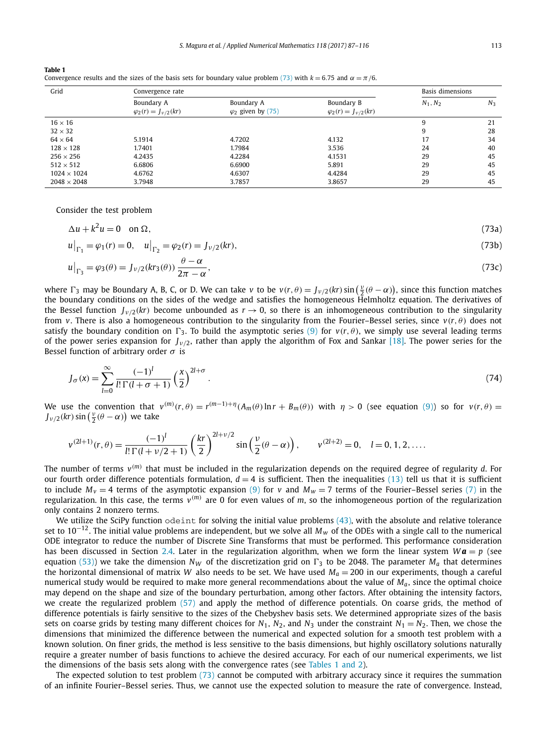**Table 1**
Convergence results and the sizes of the basis sets for boundary value problem (73) with $k = 6.75$ and $\alpha = \pi/6$.

| Grid | Convergence rate | | | Basis dimensions | |
|---|---|---|---|---|---|
| | Boundary A $\varphi_2(r) = J_{\nu/2}(kr)$ | Boundary A $\varphi_2$ given by (75) | Boundary B $\varphi_2(r) = J_{\nu/2}(kr)$ | $N_1, N_2$ | $N_3$ |
| 16 × 16 | | | | 9 | 21 |
| 32 × 32 | | | | 9 | 28 |
| 64 × 64 | 5.1914 | 4.7202 | 4.132 | 17 | 34 |
| 128 × 128 | 1.7401 | 1.7984 | 3.536 | 24 | 40 |
| 256 × 256 | 4.2435 | 4.2284 | 4.1531 | 29 | 45 |
| 512 × 512 | 6.6806 | 6.6900 | 5.891 | 29 | 45 |
| 1024 × 1024 | 4.6762 | 4.6307 | 4.4284 | 29 | 45 |
| 2048 × 2048 | 3.7948 | 3.7857 | 3.8657 | 29 | 45 |

Consider the test problem

$$\Delta u + k^2 u = 0 \quad \text{on } \Omega, \tag{73a}$$

$$u\big|_{\Gamma_1} = \varphi_1(r) = 0, \quad u\big|_{\Gamma_2} = \varphi_2(r) = J_{\nu/2}(kr), \tag{73b}$$

$$u\big|_{\Gamma_3} = \varphi_3(\theta) = J_{\nu/2}(kr_3(\theta))\,\frac{\theta - \alpha}{2\pi - \alpha}, \tag{73c}$$

where $\Gamma_3$ may be Boundary A, B, C, or D. We can take $v$ to be $v(r,\theta) = J_{\nu/2}(kr)\sin\left(\frac{\nu}{2}(\theta - \alpha)\right)$, since this function matches the boundary conditions on the sides of the wedge and satisfies the homogeneous Helmholtz equation. The derivatives of the Bessel function $J_{\nu/2}(kr)$ become unbounded as $r \to 0$, so there is an inhomogeneous contribution to the singularity from $v$. There is also a homogeneous contribution to the singularity from the Fourier–Bessel series, since $v(r,\theta)$ does not satisfy the boundary condition on $\Gamma_3$. To build the asymptotic series (9) for $v(r,\theta)$, we simply use several leading terms of the power series expansion for $J_{\nu/2}$, rather than apply the algorithm of Fox and Sankar [18]. The power series for the Bessel function of arbitrary order $\sigma$ is

$$J_\sigma(x) = \sum_{l=0}^{\infty} \frac{(-1)^l}{l!\,\Gamma(l+\sigma+1)}\left(\frac{x}{2}\right)^{2l+\sigma}. \tag{74}$$

We use the convention that $v^{(m)}(r,\theta) = r^{(m-1)+\eta}(A_m(\theta)\ln r + B_m(\theta))$ with $\eta > 0$ (see equation (9)) so for $v(r,\theta) = J_{\nu/2}(kr)\sin\left(\frac{\nu}{2}(\theta-\alpha)\right)$ we take

$$v^{(2l+1)}(r,\theta) = \frac{(-1)^l}{l!\,\Gamma(l+\nu/2+1)}\left(\frac{kr}{2}\right)^{2l+\nu/2}\sin\left(\frac{\nu}{2}(\theta-\alpha)\right), \qquad v^{(2l+2)} = 0, \quad l = 0, 1, 2, \ldots.$$

The number of terms $v^{(m)}$ that must be included in the regularization depends on the required degree of regularity $d$. For our fourth order difference potentials formulation, $d = 4$ is sufficient. Then the inequalities (13) tell us that it is sufficient to include $M_v = 4$ terms of the asymptotic expansion (9) for $v$ and $M_w = 7$ terms of the Fourier–Bessel series (7) in the regularization. In this case, the terms $v^{(m)}$ are 0 for even values of $m$, so the inhomogeneous portion of the regularization only contains 2 nonzero terms.

We utilize the SciPy function `odeint` for solving the initial value problems (43), with the absolute and relative tolerance set to $10^{-12}$. The initial value problems are independent, but we solve all $M_W$ of the ODEs with a single call to the numerical ODE integrator to reduce the number of Discrete Sine Transforms that must be performed. This performance consideration has been discussed in Section 2.4. Later in the regularization algorithm, when we form the linear system $W\boldsymbol{a} = p$ (see equation (53)) we take the dimension $N_W$ of the discretization grid on $\Gamma_3$ to be 2048. The parameter $M_a$ that determines the horizontal dimensional of matrix $W$ also needs to be set. We have used $M_a = 200$ in our experiments, though a careful numerical study would be required to make more general recommendations about the value of $M_a$, since the optimal choice may depend on the shape and size of the boundary perturbation, among other factors. After obtaining the intensity factors, we create the regularized problem (57) and apply the method of difference potentials. On coarse grids, the method of difference potentials is fairly sensitive to the sizes of the Chebyshev basis sets. We determined appropriate sizes of the basis sets on coarse grids by testing many different choices for $N_1$, $N_2$, and $N_3$ under the constraint $N_1 = N_2$. Then, we chose the dimensions that minimized the difference between the numerical and expected solution for a smooth test problem with a known solution. On finer grids, the method is less sensitive to the basis dimensions, but highly oscillatory solutions naturally require a greater number of basis functions to achieve the desired accuracy. For each of our numerical experiments, we list the dimensions of the basis sets along with the convergence rates (see Tables 1 and 2).

The expected solution to test problem (73) cannot be computed with arbitrary accuracy since it requires the summation of an infinite Fourier–Bessel series. Thus, we cannot use the expected solution to measure the rate of convergence. Instead,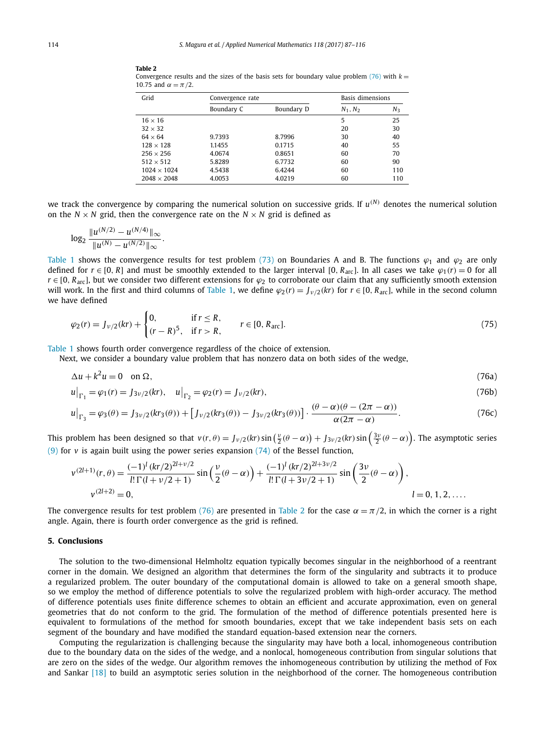**Table 2**
Convergence results and the sizes of the basis sets for boundary value problem (76) with $k = 10.75$ and $\alpha = \pi/2$.

| Grid | Convergence rate | | Basis dimensions | |
|---|---|---|---|---|
| | Boundary C | Boundary D | $N_1, N_2$ | $N_3$ |
| $16 \times 16$ | | | 5 | 25 |
| $32 \times 32$ | | | 20 | 30 |
| $64 \times 64$ | 9.7393 | 8.7996 | 30 | 40 |
| $128 \times 128$ | 1.1455 | 0.1715 | 40 | 55 |
| $256 \times 256$ | 4.0674 | 0.8651 | 60 | 70 |
| $512 \times 512$ | 5.8289 | 6.7732 | 60 | 90 |
| $1024 \times 1024$ | 4.5438 | 6.4244 | 60 | 110 |
| $2048 \times 2048$ | 4.0053 | 4.0219 | 60 | 110 |

we track the convergence by comparing the numerical solution on successive grids. If $u^{(N)}$ denotes the numerical solution on the $N \times N$ grid, then the convergence rate on the $N \times N$ grid is defined as

$$\log_2 \frac{\|u^{(N/2)} - u^{(N/4)}\|_\infty}{\|u^{(N)} - u^{(N/2)}\|_\infty}.$$

Table 1 shows the convergence results for test problem (73) on Boundaries A and B. The functions $\varphi_1$ and $\varphi_2$ are only defined for $r \in [0, R]$ and must be smoothly extended to the larger interval $[0, R_{\text{arc}}]$. In all cases we take $\varphi_1(r) = 0$ for all $r \in [0, R_{\text{arc}}]$, but we consider two different extensions for $\varphi_2$ to corroborate our claim that any sufficiently smooth extension will work. In the first and third columns of Table 1, we define $\varphi_2(r) = J_{\nu/2}(kr)$ for $r \in [0, R_{\text{arc}}]$, while in the second column we have defined

$$\varphi_2(r) = J_{\nu/2}(kr) + \begin{cases} 0, & \text{if } r \le R, \\ (r - R)^5, & \text{if } r > R, \end{cases} \qquad r \in [0, R_{\text{arc}}]. \tag{75}$$

Table 1 shows fourth order convergence regardless of the choice of extension.

Next, we consider a boundary value problem that has nonzero data on both sides of the wedge,

$$\Delta u + k^2 u = 0 \quad \text{on } \Omega, \tag{76a}$$

$$u\big|_{\Gamma_1} = \varphi_1(r) = J_{3\nu/2}(kr), \quad u\big|_{\Gamma_2} = \varphi_2(r) = J_{\nu/2}(kr), \tag{76b}$$

$$u\big|_{\Gamma_3} = \varphi_3(\theta) = J_{3\nu/2}(kr_3(\theta)) + \left[J_{\nu/2}(kr_3(\theta)) - J_{3\nu/2}(kr_3(\theta))\right] \cdot \frac{(\theta - \alpha)(\theta - (2\pi - \alpha))}{\alpha(2\pi - \alpha)}. \tag{76c}$$

This problem has been designed so that $v(r,\theta) = J_{\nu/2}(kr)\sin\left(\frac{\nu}{2}(\theta - \alpha)\right) + J_{3\nu/2}(kr)\sin\left(\frac{3\nu}{2}(\theta - \alpha)\right)$. The asymptotic series (9) for $v$ is again built using the power series expansion (74) of the Bessel function,

$$v^{(2l+1)}(r,\theta) = \frac{(-1)^l\,(kr/2)^{2l+\nu/2}}{l!\,\Gamma(l+\nu/2+1)} \sin\left(\frac{\nu}{2}(\theta - \alpha)\right) + \frac{(-1)^l\,(kr/2)^{2l+3\nu/2}}{l!\,\Gamma(l+3\nu/2+1)} \sin\left(\frac{3\nu}{2}(\theta - \alpha)\right),$$

$$v^{(2l+2)} = 0, \qquad\qquad l = 0, 1, 2, \ldots.$$

The convergence results for test problem (76) are presented in Table 2 for the case $\alpha = \pi/2$, in which the corner is a right angle. Again, there is fourth order convergence as the grid is refined.

## 5. Conclusions

The solution to the two-dimensional Helmholtz equation typically becomes singular in the neighborhood of a reentrant corner in the domain. We designed an algorithm that determines the form of the singularity and subtracts it to produce a regularized problem. The outer boundary of the computational domain is allowed to take on a general smooth shape, so we employ the method of difference potentials to solve the regularized problem with high-order accuracy. The method of difference potentials uses finite difference schemes to obtain an efficient and accurate approximation, even on general geometries that do not conform to the grid. The formulation of the method of difference potentials presented here is equivalent to formulations of the method for smooth boundaries, except that we take independent basis sets on each segment of the boundary and have modified the standard equation-based extension near the corners.

Computing the regularization is challenging because the singularity may have both a local, inhomogeneous contribution due to the boundary data on the sides of the wedge, and a nonlocal, homogeneous contribution from singular solutions that are zero on the sides of the wedge. Our algorithm removes the inhomogeneous contribution by utilizing the method of Fox and Sankar [18] to build an asymptotic series solution in the neighborhood of the corner. The homogeneous contribution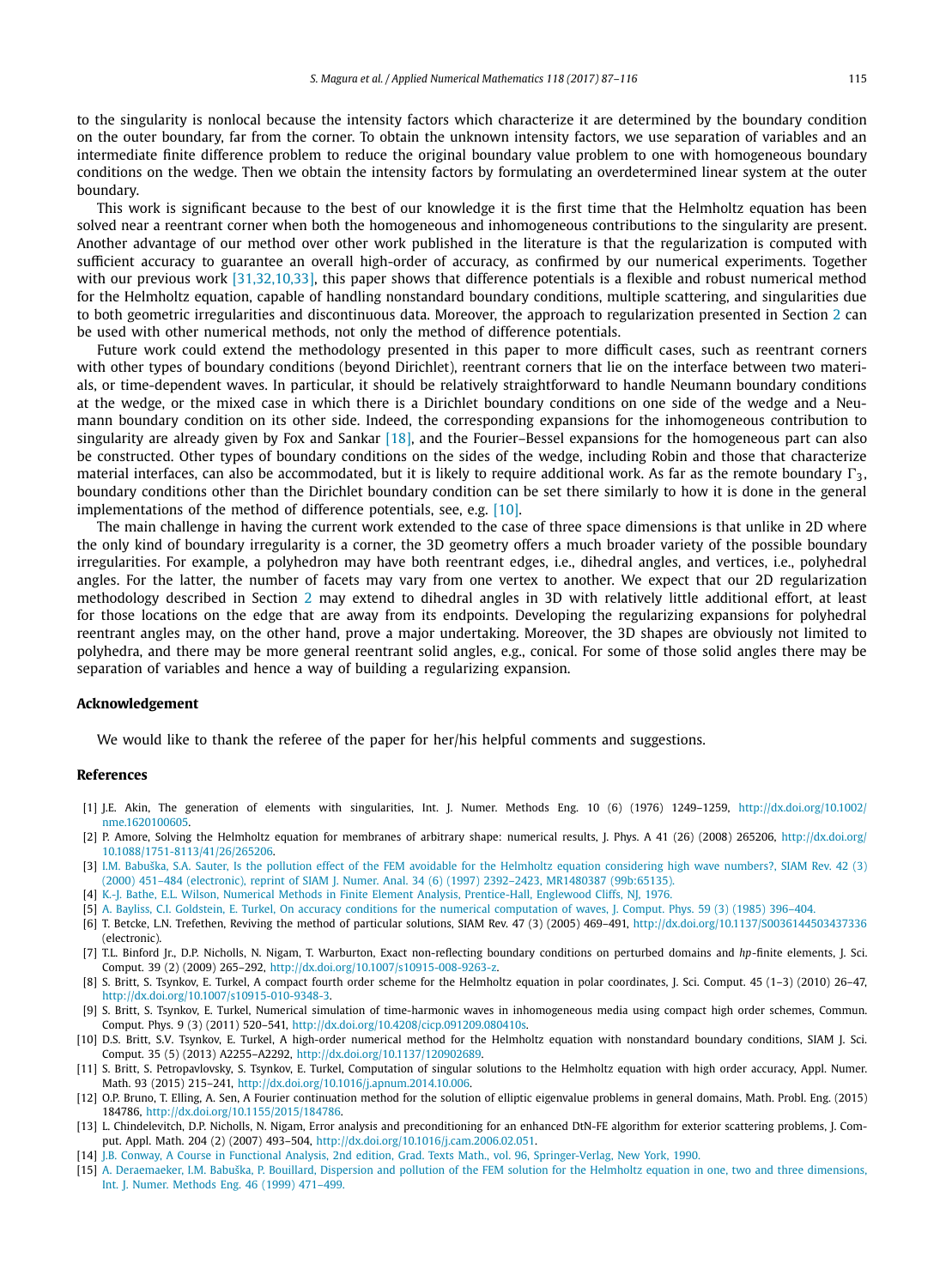to the singularity is nonlocal because the intensity factors which characterize it are determined by the boundary condition on the outer boundary, far from the corner. To obtain the unknown intensity factors, we use separation of variables and an intermediate finite difference problem to reduce the original boundary value problem to one with homogeneous boundary conditions on the wedge. Then we obtain the intensity factors by formulating an overdetermined linear system at the outer boundary.

This work is significant because to the best of our knowledge it is the first time that the Helmholtz equation has been solved near a reentrant corner when both the homogeneous and inhomogeneous contributions to the singularity are present. Another advantage of our method over other work published in the literature is that the regularization is computed with sufficient accuracy to guarantee an overall high-order of accuracy, as confirmed by our numerical experiments. Together with our previous work [31,32,10,33], this paper shows that difference potentials is a flexible and robust numerical method for the Helmholtz equation, capable of handling nonstandard boundary conditions, multiple scattering, and singularities due to both geometric irregularities and discontinuous data. Moreover, the approach to regularization presented in Section 2 can be used with other numerical methods, not only the method of difference potentials.

Future work could extend the methodology presented in this paper to more difficult cases, such as reentrant corners with other types of boundary conditions (beyond Dirichlet), reentrant corners that lie on the interface between two materials, or time-dependent waves. In particular, it should be relatively straightforward to handle Neumann boundary conditions at the wedge, or the mixed case in which there is a Dirichlet boundary conditions on one side of the wedge and a Neumann boundary condition on its other side. Indeed, the corresponding expansions for the inhomogeneous contribution to singularity are already given by Fox and Sankar [18], and the Fourier–Bessel expansions for the homogeneous part can also be constructed. Other types of boundary conditions on the sides of the wedge, including Robin and those that characterize material interfaces, can also be accommodated, but it is likely to require additional work. As far as the remote boundary $\Gamma_3$, boundary conditions other than the Dirichlet boundary condition can be set there similarly to how it is done in the general implementations of the method of difference potentials, see, e.g. [10].

The main challenge in having the current work extended to the case of three space dimensions is that unlike in 2D where the only kind of boundary irregularity is a corner, the 3D geometry offers a much broader variety of the possible boundary irregularities. For example, a polyhedron may have both reentrant edges, i.e., dihedral angles, and vertices, i.e., polyhedral angles. For the latter, the number of facets may vary from one vertex to another. We expect that our 2D regularization methodology described in Section 2 may extend to dihedral angles in 3D with relatively little additional effort, at least for those locations on the edge that are away from its endpoints. Developing the regularizing expansions for polyhedral reentrant angles may, on the other hand, prove a major undertaking. Moreover, the 3D shapes are obviously not limited to polyhedra, and there may be more general reentrant solid angles, e.g., conical. For some of those solid angles there may be separation of variables and hence a way of building a regularizing expansion.

## Acknowledgement

We would like to thank the referee of the paper for her/his helpful comments and suggestions.

## References

[1] J.E. Akin, The generation of elements with singularities, Int. J. Numer. Methods Eng. 10 (6) (1976) 1249–1259, http://dx.doi.org/10.1002/nme.1620100605.

[2] P. Amore, Solving the Helmholtz equation for membranes of arbitrary shape: numerical results, J. Phys. A 41 (26) (2008) 265206, http://dx.doi.org/10.1088/1751-8113/41/26/265206.

[3] I.M. Babuška, S.A. Sauter, Is the pollution effect of the FEM avoidable for the Helmholtz equation considering high wave numbers?, SIAM Rev. 42 (3) (2000) 451–484 (electronic), reprint of SIAM J. Numer. Anal. 34 (6) (1997) 2392–2423, MR1480387 (99b:65135).

[4] K.-J. Bathe, E.L. Wilson, Numerical Methods in Finite Element Analysis, Prentice-Hall, Englewood Cliffs, NJ, 1976.

[5] A. Bayliss, C.I. Goldstein, E. Turkel, On accuracy conditions for the numerical computation of waves, J. Comput. Phys. 59 (3) (1985) 396–404.

[6] T. Betcke, L.N. Trefethen, Reviving the method of particular solutions, SIAM Rev. 47 (3) (2005) 469–491, http://dx.doi.org/10.1137/S0036144503437336 (electronic).

[7] T.L. Binford Jr., D.P. Nicholls, N. Nigam, T. Warburton, Exact non-reflecting boundary conditions on perturbed domains and *hp*-finite elements, J. Sci. Comput. 39 (2) (2009) 265–292, http://dx.doi.org/10.1007/s10915-008-9263-z.

[8] S. Britt, S. Tsynkov, E. Turkel, A compact fourth order scheme for the Helmholtz equation in polar coordinates, J. Sci. Comput. 45 (1–3) (2010) 26–47, http://dx.doi.org/10.1007/s10915-010-9348-3.

[9] S. Britt, S. Tsynkov, E. Turkel, Numerical simulation of time-harmonic waves in inhomogeneous media using compact high order schemes, Commun. Comput. Phys. 9 (3) (2011) 520–541, http://dx.doi.org/10.4208/cicp.091209.080410s.

[10] D.S. Britt, S.V. Tsynkov, E. Turkel, A high-order numerical method for the Helmholtz equation with nonstandard boundary conditions, SIAM J. Sci. Comput. 35 (5) (2013) A2255–A2292, http://dx.doi.org/10.1137/120902689.

[11] S. Britt, S. Petropavlovsky, S. Tsynkov, E. Turkel, Computation of singular solutions to the Helmholtz equation with high order accuracy, Appl. Numer. Math. 93 (2015) 215–241, http://dx.doi.org/10.1016/j.apnum.2014.10.006.

[12] O.P. Bruno, T. Elling, A. Sen, A Fourier continuation method for the solution of elliptic eigenvalue problems in general domains, Math. Probl. Eng. (2015) 184786, http://dx.doi.org/10.1155/2015/184786.

[13] L. Chindelevitch, D.P. Nicholls, N. Nigam, Error analysis and preconditioning for an enhanced DtN-FE algorithm for exterior scattering problems, J. Comput. Appl. Math. 204 (2) (2007) 493–504, http://dx.doi.org/10.1016/j.cam.2006.02.051.

[14] J.B. Conway, A Course in Functional Analysis, 2nd edition, Grad. Texts Math., vol. 96, Springer-Verlag, New York, 1990.

[15] A. Deraemaeker, I.M. Babuška, P. Bouillard, Dispersion and pollution of the FEM solution for the Helmholtz equation in one, two and three dimensions, Int. J. Numer. Methods Eng. 46 (1999) 471–499.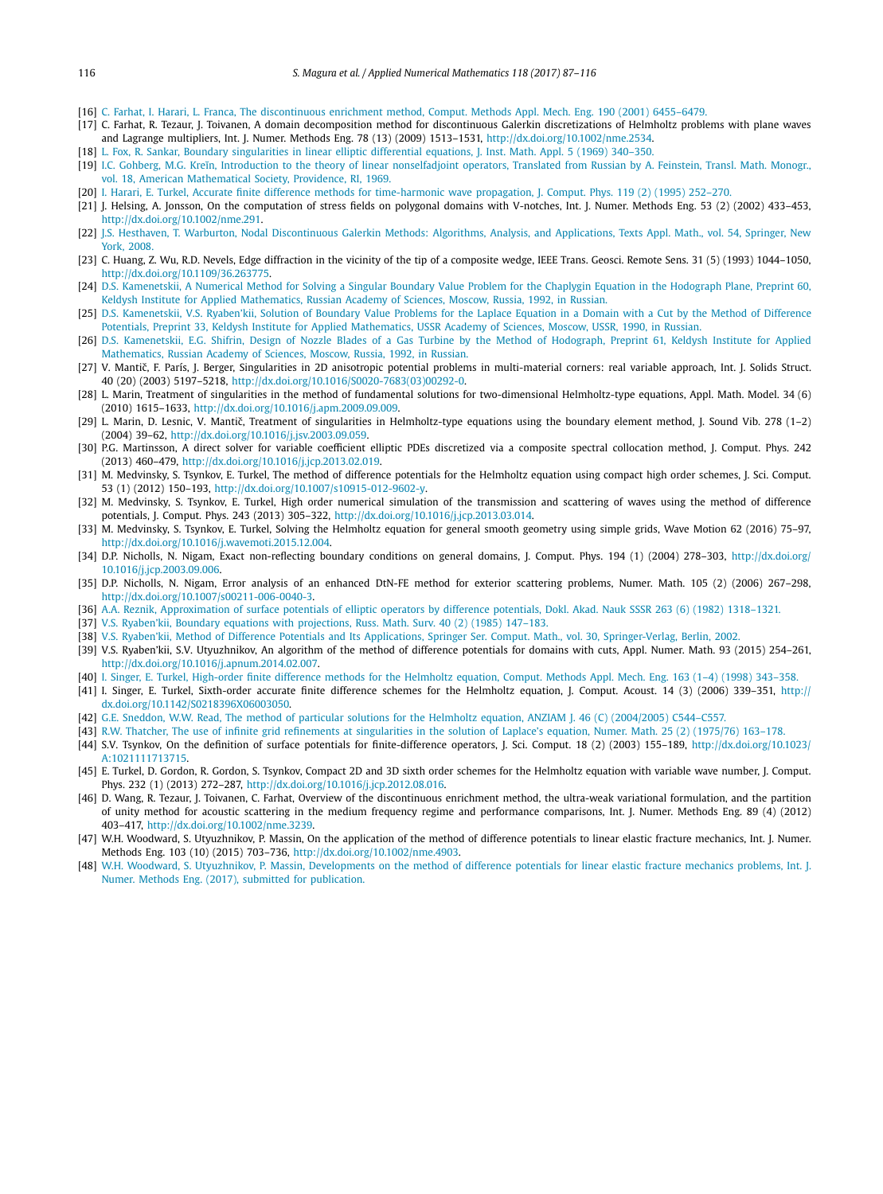[16] C. Farhat, I. Harari, L. Franca, The discontinuous enrichment method, Comput. Methods Appl. Mech. Eng. 190 (2001) 6455–6479.

[17] C. Farhat, R. Tezaur, J. Toivanen, A domain decomposition method for discontinuous Galerkin discretizations of Helmholtz problems with plane waves and Lagrange multipliers, Int. J. Numer. Methods Eng. 78 (13) (2009) 1513–1531, http://dx.doi.org/10.1002/nme.2534.

[18] L. Fox, R. Sankar, Boundary singularities in linear elliptic differential equations, J. Inst. Math. Appl. 5 (1969) 340–350.

[19] I.C. Gohberg, M.G. Kreĭn, Introduction to the theory of linear nonselfadjoint operators, Translated from Russian by A. Feinstein, Transl. Math. Monogr., vol. 18, American Mathematical Society, Providence, RI, 1969.

[20] I. Harari, E. Turkel, Accurate finite difference methods for time-harmonic wave propagation, J. Comput. Phys. 119 (2) (1995) 252–270.

[21] J. Helsing, A. Jonsson, On the computation of stress fields on polygonal domains with V-notches, Int. J. Numer. Methods Eng. 53 (2) (2002) 433–453, http://dx.doi.org/10.1002/nme.291.

[22] J.S. Hesthaven, T. Warburton, Nodal Discontinuous Galerkin Methods: Algorithms, Analysis, and Applications, Texts Appl. Math., vol. 54, Springer, New York, 2008.

[23] C. Huang, Z. Wu, R.D. Nevels, Edge diffraction in the vicinity of the tip of a composite wedge, IEEE Trans. Geosci. Remote Sens. 31 (5) (1993) 1044–1050, http://dx.doi.org/10.1109/36.263775.

[24] D.S. Kamenetskii, A Numerical Method for Solving a Singular Boundary Value Problem for the Chaplygin Equation in the Hodograph Plane, Preprint 60, Keldysh Institute for Applied Mathematics, Russian Academy of Sciences, Moscow, Russia, 1992, in Russian.

[25] D.S. Kamenetskii, V.S. Ryaben'kii, Solution of Boundary Value Problems for the Laplace Equation in a Domain with a Cut by the Method of Difference Potentials, Preprint 33, Keldysh Institute for Applied Mathematics, USSR Academy of Sciences, Moscow, USSR, 1990, in Russian.

[26] D.S. Kamenetskii, E.G. Shifrin, Design of Nozzle Blades of a Gas Turbine by the Method of Hodograph, Preprint 61, Keldysh Institute for Applied Mathematics, Russian Academy of Sciences, Moscow, Russia, 1992, in Russian.

[27] V. Mantič, F. París, J. Berger, Singularities in 2D anisotropic potential problems in multi-material corners: real variable approach, Int. J. Solids Struct. 40 (20) (2003) 5197–5218, http://dx.doi.org/10.1016/S0020-7683(03)00292-0.

[28] L. Marin, Treatment of singularities in the method of fundamental solutions for two-dimensional Helmholtz-type equations, Appl. Math. Model. 34 (6) (2010) 1615–1633, http://dx.doi.org/10.1016/j.apm.2009.09.009.

[29] L. Marin, D. Lesnic, V. Mantič, Treatment of singularities in Helmholtz-type equations using the boundary element method, J. Sound Vib. 278 (1–2) (2004) 39–62, http://dx.doi.org/10.1016/j.jsv.2003.09.059.

[30] P.G. Martinsson, A direct solver for variable coefficient elliptic PDEs discretized via a composite spectral collocation method, J. Comput. Phys. 242 (2013) 460–479, http://dx.doi.org/10.1016/j.jcp.2013.02.019.

[31] M. Medvinsky, S. Tsynkov, E. Turkel, The method of difference potentials for the Helmholtz equation using compact high order schemes, J. Sci. Comput. 53 (1) (2012) 150–193, http://dx.doi.org/10.1007/s10915-012-9602-y.

[32] M. Medvinsky, S. Tsynkov, E. Turkel, High order numerical simulation of the transmission and scattering of waves using the method of difference potentials, J. Comput. Phys. 243 (2013) 305–322, http://dx.doi.org/10.1016/j.jcp.2013.03.014.

[33] M. Medvinsky, S. Tsynkov, E. Turkel, Solving the Helmholtz equation for general smooth geometry using simple grids, Wave Motion 62 (2016) 75–97, http://dx.doi.org/10.1016/j.wavemoti.2015.12.004.

[34] D.P. Nicholls, N. Nigam, Exact non-reflecting boundary conditions on general domains, J. Comput. Phys. 194 (1) (2004) 278–303, http://dx.doi.org/10.1016/j.jcp.2003.09.006.

[35] D.P. Nicholls, N. Nigam, Error analysis of an enhanced DtN-FE method for exterior scattering problems, Numer. Math. 105 (2) (2006) 267–298, http://dx.doi.org/10.1007/s00211-006-0040-3.

[36] A.A. Reznik, Approximation of surface potentials of elliptic operators by difference potentials, Dokl. Akad. Nauk SSSR 263 (6) (1982) 1318–1321.

[37] V.S. Ryaben'kii, Boundary equations with projections, Russ. Math. Surv. 40 (2) (1985) 147–183.

[38] V.S. Ryaben'kii, Method of Difference Potentials and Its Applications, Springer Ser. Comput. Math., vol. 30, Springer-Verlag, Berlin, 2002.

[39] V.S. Ryaben'kii, S.V. Utyuzhnikov, An algorithm of the method of difference potentials for domains with cuts, Appl. Numer. Math. 93 (2015) 254–261, http://dx.doi.org/10.1016/j.apnum.2014.02.007.

[40] I. Singer, E. Turkel, High-order finite difference methods for the Helmholtz equation, Comput. Methods Appl. Mech. Eng. 163 (1–4) (1998) 343–358.

[41] I. Singer, E. Turkel, Sixth-order accurate finite difference schemes for the Helmholtz equation, J. Comput. Acoust. 14 (3) (2006) 339–351, http://dx.doi.org/10.1142/S0218396X06003050.

[42] G.E. Sneddon, W.W. Read, The method of particular solutions for the Helmholtz equation, ANZIAM J. 46 (C) (2004/2005) C544–C557.

[43] R.W. Thatcher, The use of infinite grid refinements at singularities in the solution of Laplace's equation, Numer. Math. 25 (2) (1975/76) 163–178.

[44] S.V. Tsynkov, On the definition of surface potentials for finite-difference operators, J. Sci. Comput. 18 (2) (2003) 155–189, http://dx.doi.org/10.1023/A:1021111713715.

[45] E. Turkel, D. Gordon, R. Gordon, S. Tsynkov, Compact 2D and 3D sixth order schemes for the Helmholtz equation with variable wave number, J. Comput. Phys. 232 (1) (2013) 272–287, http://dx.doi.org/10.1016/j.jcp.2012.08.016.

[46] D. Wang, R. Tezaur, J. Toivanen, C. Farhat, Overview of the discontinuous enrichment method, the ultra-weak variational formulation, and the partition of unity method for acoustic scattering in the medium frequency regime and performance comparisons, Int. J. Numer. Methods Eng. 89 (4) (2012) 403–417, http://dx.doi.org/10.1002/nme.3239.

[47] W.H. Woodward, S. Utyuzhnikov, P. Massin, On the application of the method of difference potentials to linear elastic fracture mechanics, Int. J. Numer. Methods Eng. 103 (10) (2015) 703–736, http://dx.doi.org/10.1002/nme.4903.

[48] W.H. Woodward, S. Utyuzhnikov, P. Massin, Developments on the method of difference potentials for linear elastic fracture mechanics problems, Int. J. Numer. Methods Eng. (2017), submitted for publication.